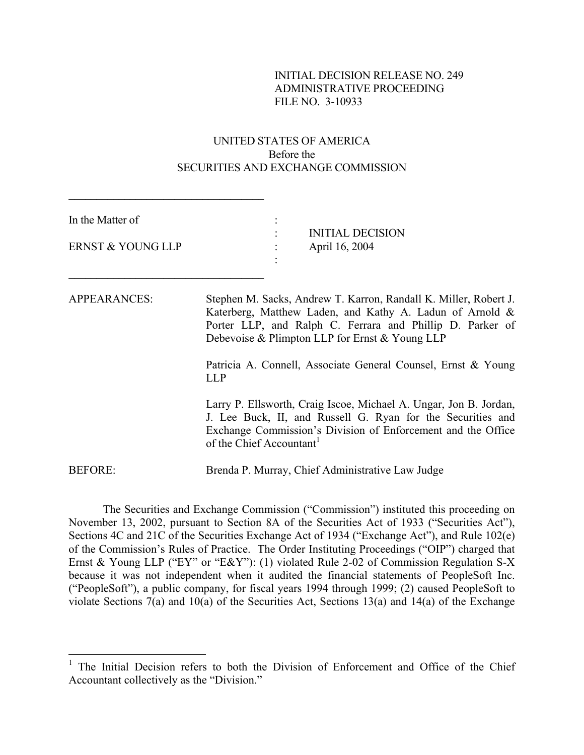INITIAL DECISION RELEASE NO. 249
ADMINISTRATIVE PROCEEDING
FILE NO. 3-10933

UNITED STATES OF AMERICA
Before the
SECURITIES AND EXCHANGE COMMISSION

---

In the Matter of

ERNST & YOUNG LLP

: INITIAL DECISION
: April 16, 2004

---

APPEARANCES: Stephen M. Sacks, Andrew T. Karron, Randall K. Miller, Robert J. Katerberg, Matthew Laden, and Kathy A. Ladun of Arnold & Porter LLP, and Ralph C. Ferrara and Phillip D. Parker of Debevoise & Plimpton LLP for Ernst & Young LLP

Patricia A. Connell, Associate General Counsel, Ernst & Young LLP

Larry P. Ellsworth, Craig Iscoe, Michael A. Ungar, Jon B. Jordan, J. Lee Buck, II, and Russell G. Ryan for the Securities and Exchange Commission's Division of Enforcement and the Office of the Chief Accountant[1]

BEFORE: Brenda P. Murray, Chief Administrative Law Judge

The Securities and Exchange Commission ("Commission") instituted this proceeding on November 13, 2002, pursuant to Section 8A of the Securities Act of 1933 ("Securities Act"), Sections 4C and 21C of the Securities Exchange Act of 1934 ("Exchange Act"), and Rule 102(e) of the Commission's Rules of Practice. The Order Instituting Proceedings ("OIP") charged that Ernst & Young LLP ("EY" or "E&Y"): (1) violated Rule 2-02 of Commission Regulation S-X because it was not independent when it audited the financial statements of PeopleSoft Inc. ("PeopleSoft"), a public company, for fiscal years 1994 through 1999; (2) caused PeopleSoft to violate Sections 7(a) and 10(a) of the Securities Act, Sections 13(a) and 14(a) of the Exchange

---

[1] The Initial Decision refers to both the Division of Enforcement and Office of the Chief Accountant collectively as the "Division."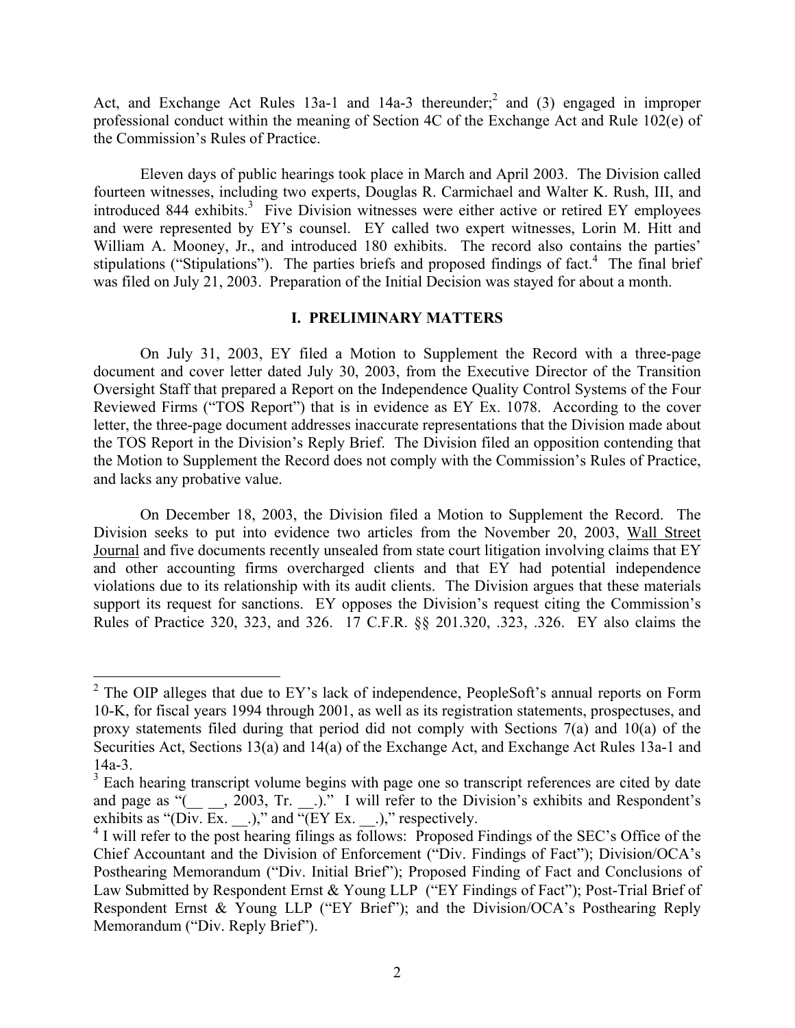Act, and Exchange Act Rules 13a-1 and 14a-3 thereunder;[2] and (3) engaged in improper professional conduct within the meaning of Section 4C of the Exchange Act and Rule 102(e) of the Commission's Rules of Practice.

Eleven days of public hearings took place in March and April 2003. The Division called fourteen witnesses, including two experts, Douglas R. Carmichael and Walter K. Rush, III, and introduced 844 exhibits.[3] Five Division witnesses were either active or retired EY employees and were represented by EY's counsel. EY called two expert witnesses, Lorin M. Hitt and William A. Mooney, Jr., and introduced 180 exhibits. The record also contains the parties' stipulations ("Stipulations"). The parties briefs and proposed findings of fact.[4] The final brief was filed on July 21, 2003. Preparation of the Initial Decision was stayed for about a month.

## I. PRELIMINARY MATTERS

On July 31, 2003, EY filed a Motion to Supplement the Record with a three-page document and cover letter dated July 30, 2003, from the Executive Director of the Transition Oversight Staff that prepared a Report on the Independence Quality Control Systems of the Four Reviewed Firms ("TOS Report") that is in evidence as EY Ex. 1078. According to the cover letter, the three-page document addresses inaccurate representations that the Division made about the TOS Report in the Division's Reply Brief. The Division filed an opposition contending that the Motion to Supplement the Record does not comply with the Commission's Rules of Practice, and lacks any probative value.

On December 18, 2003, the Division filed a Motion to Supplement the Record. The Division seeks to put into evidence two articles from the November 20, 2003, Wall Street Journal and five documents recently unsealed from state court litigation involving claims that EY and other accounting firms overcharged clients and that EY had potential independence violations due to its relationship with its audit clients. The Division argues that these materials support its request for sanctions. EY opposes the Division's request citing the Commission's Rules of Practice 320, 323, and 326. 17 C.F.R. §§ 201.320, .323, .326. EY also claims the

---

[2] The OIP alleges that due to EY's lack of independence, PeopleSoft's annual reports on Form 10-K, for fiscal years 1994 through 2001, as well as its registration statements, prospectuses, and proxy statements filed during that period did not comply with Sections 7(a) and 10(a) of the Securities Act, Sections 13(a) and 14(a) of the Exchange Act, and Exchange Act Rules 13a-1 and 14a-3.

[3] Each hearing transcript volume begins with page one so transcript references are cited by date and page as "(__ __, 2003, Tr. __.)." I will refer to the Division's exhibits and Respondent's exhibits as "(Div. Ex. __.)," and "(EY Ex. __.)," respectively.

[4] I will refer to the post hearing filings as follows: Proposed Findings of the SEC's Office of the Chief Accountant and the Division of Enforcement ("Div. Findings of Fact"); Division/OCA's Posthearing Memorandum ("Div. Initial Brief"); Proposed Finding of Fact and Conclusions of Law Submitted by Respondent Ernst & Young LLP ("EY Findings of Fact"); Post-Trial Brief of Respondent Ernst & Young LLP ("EY Brief"); and the Division/OCA's Posthearing Reply Memorandum ("Div. Reply Brief").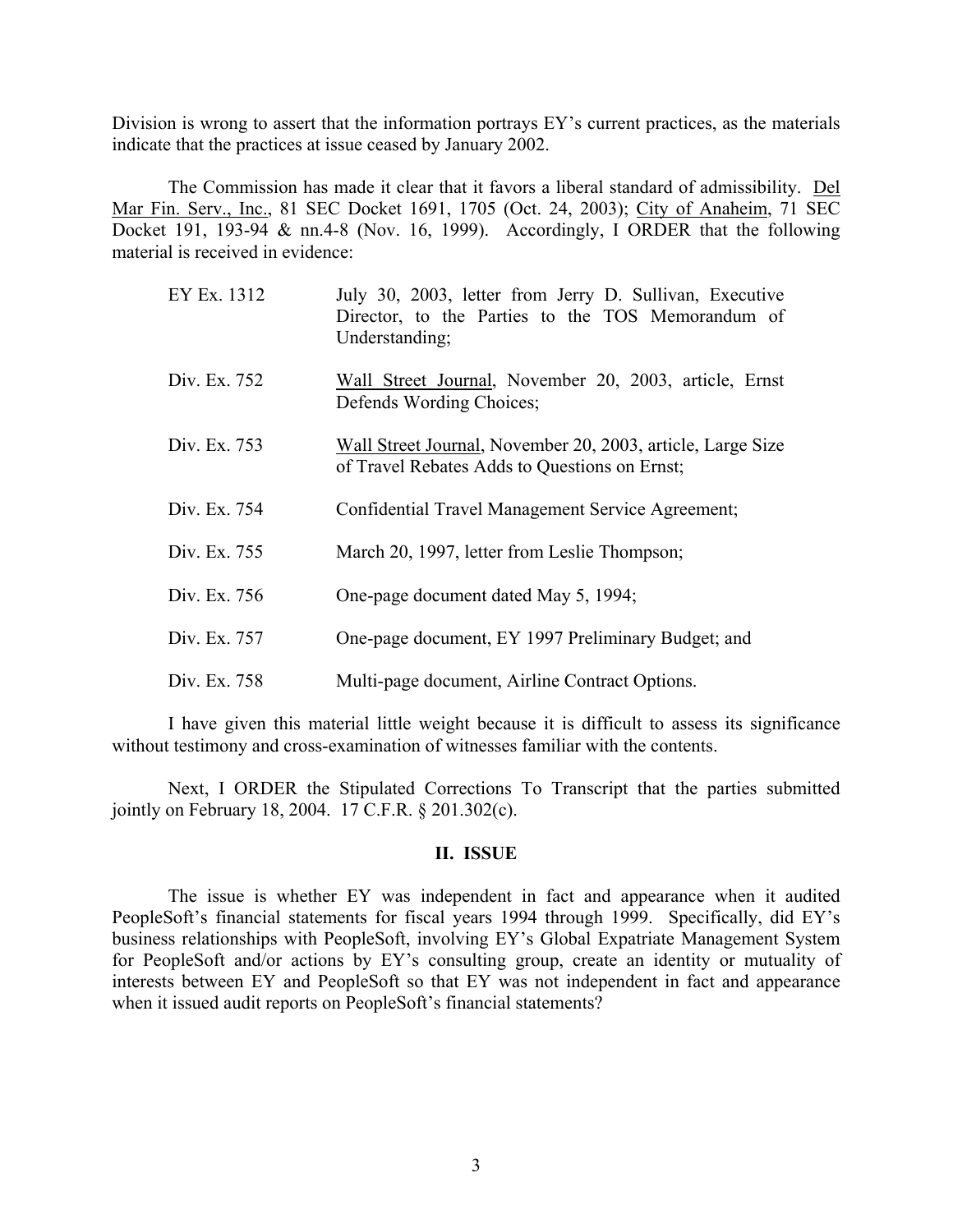Division is wrong to assert that the information portrays EY's current practices, as the materials indicate that the practices at issue ceased by January 2002.

The Commission has made it clear that it favors a liberal standard of admissibility. Del Mar Fin. Serv., Inc., 81 SEC Docket 1691, 1705 (Oct. 24, 2003); City of Anaheim, 71 SEC Docket 191, 193-94 & nn.4-8 (Nov. 16, 1999). Accordingly, I ORDER that the following material is received in evidence:

| | |
|---|---|
| EY Ex. 1312 | July 30, 2003, letter from Jerry D. Sullivan, Executive Director, to the Parties to the TOS Memorandum of Understanding; |
| Div. Ex. 752 | Wall Street Journal, November 20, 2003, article, Ernst Defends Wording Choices; |
| Div. Ex. 753 | Wall Street Journal, November 20, 2003, article, Large Size of Travel Rebates Adds to Questions on Ernst; |
| Div. Ex. 754 | Confidential Travel Management Service Agreement; |
| Div. Ex. 755 | March 20, 1997, letter from Leslie Thompson; |
| Div. Ex. 756 | One-page document dated May 5, 1994; |
| Div. Ex. 757 | One-page document, EY 1997 Preliminary Budget; and |
| Div. Ex. 758 | Multi-page document, Airline Contract Options. |

I have given this material little weight because it is difficult to assess its significance without testimony and cross-examination of witnesses familiar with the contents.

Next, I ORDER the Stipulated Corrections To Transcript that the parties submitted jointly on February 18, 2004. 17 C.F.R. § 201.302(c).

## II. ISSUE

The issue is whether EY was independent in fact and appearance when it audited PeopleSoft's financial statements for fiscal years 1994 through 1999. Specifically, did EY's business relationships with PeopleSoft, involving EY's Global Expatriate Management System for PeopleSoft and/or actions by EY's consulting group, create an identity or mutuality of interests between EY and PeopleSoft so that EY was not independent in fact and appearance when it issued audit reports on PeopleSoft's financial statements?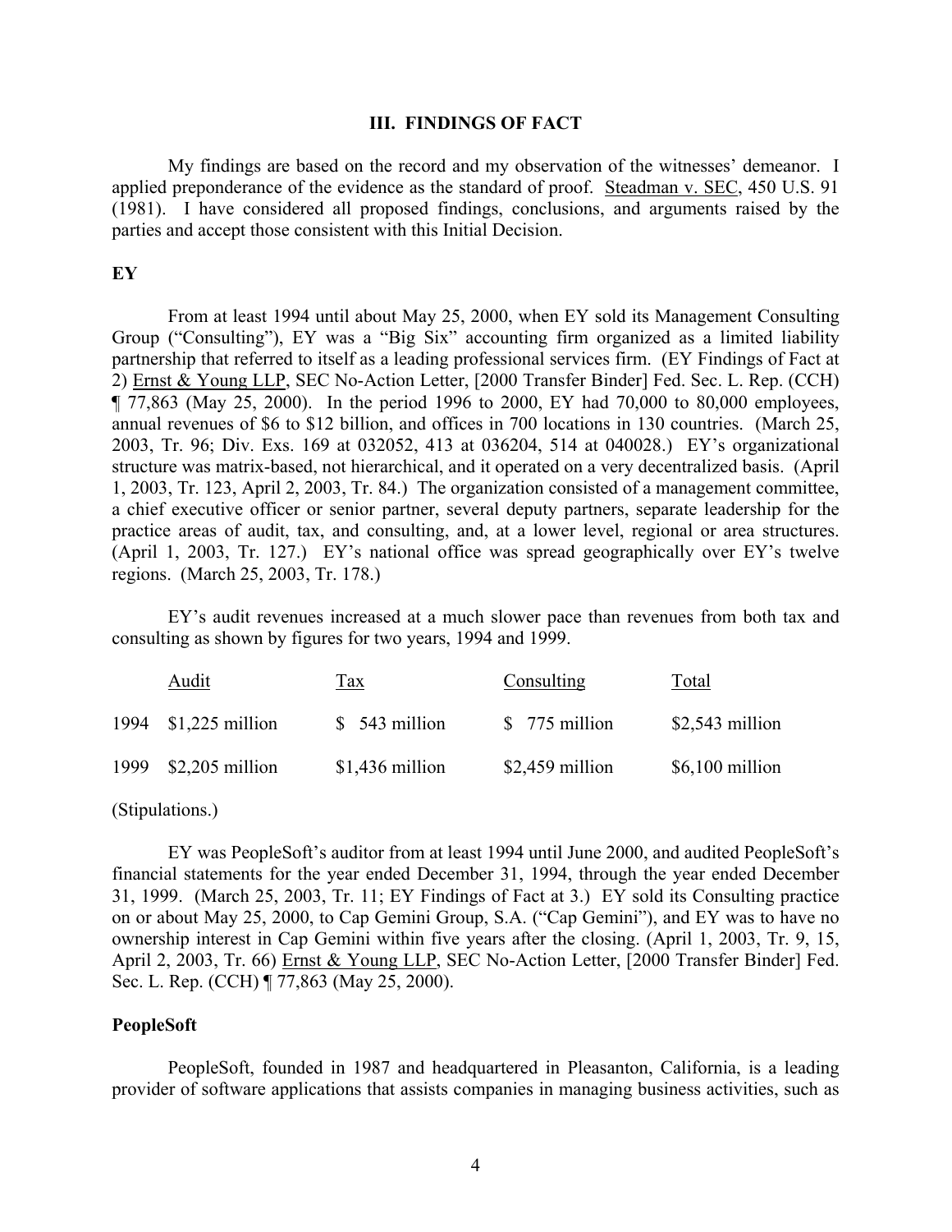## III. FINDINGS OF FACT

My findings are based on the record and my observation of the witnesses' demeanor. I applied preponderance of the evidence as the standard of proof. Steadman v. SEC, 450 U.S. 91 (1981). I have considered all proposed findings, conclusions, and arguments raised by the parties and accept those consistent with this Initial Decision.

**EY**

From at least 1994 until about May 25, 2000, when EY sold its Management Consulting Group ("Consulting"), EY was a "Big Six" accounting firm organized as a limited liability partnership that referred to itself as a leading professional services firm. (EY Findings of Fact at 2) Ernst & Young LLP, SEC No-Action Letter, [2000 Transfer Binder] Fed. Sec. L. Rep. (CCH) ¶ 77,863 (May 25, 2000). In the period 1996 to 2000, EY had 70,000 to 80,000 employees, annual revenues of $6 to $12 billion, and offices in 700 locations in 130 countries. (March 25, 2003, Tr. 96; Div. Exs. 169 at 032052, 413 at 036204, 514 at 040028.) EY's organizational structure was matrix-based, not hierarchical, and it operated on a very decentralized basis. (April 1, 2003, Tr. 123, April 2, 2003, Tr. 84.) The organization consisted of a management committee, a chief executive officer or senior partner, several deputy partners, separate leadership for the practice areas of audit, tax, and consulting, and, at a lower level, regional or area structures. (April 1, 2003, Tr. 127.) EY's national office was spread geographically over EY's twelve regions. (March 25, 2003, Tr. 178.)

EY's audit revenues increased at a much slower pace than revenues from both tax and consulting as shown by figures for two years, 1994 and 1999.

| | Audit | Tax | Consulting | Total |
|---|---|---|---|---|
| 1994 | $1,225 million | $ 543 million | $ 775 million | $2,543 million |
| 1999 | $2,205 million | $1,436 million | $2,459 million | $6,100 million |

(Stipulations.)

EY was PeopleSoft's auditor from at least 1994 until June 2000, and audited PeopleSoft's financial statements for the year ended December 31, 1994, through the year ended December 31, 1999. (March 25, 2003, Tr. 11; EY Findings of Fact at 3.) EY sold its Consulting practice on or about May 25, 2000, to Cap Gemini Group, S.A. ("Cap Gemini"), and EY was to have no ownership interest in Cap Gemini within five years after the closing. (April 1, 2003, Tr. 9, 15, April 2, 2003, Tr. 66) Ernst & Young LLP, SEC No-Action Letter, [2000 Transfer Binder] Fed. Sec. L. Rep. (CCH) ¶ 77,863 (May 25, 2000).

**PeopleSoft**

PeopleSoft, founded in 1987 and headquartered in Pleasanton, California, is a leading provider of software applications that assists companies in managing business activities, such as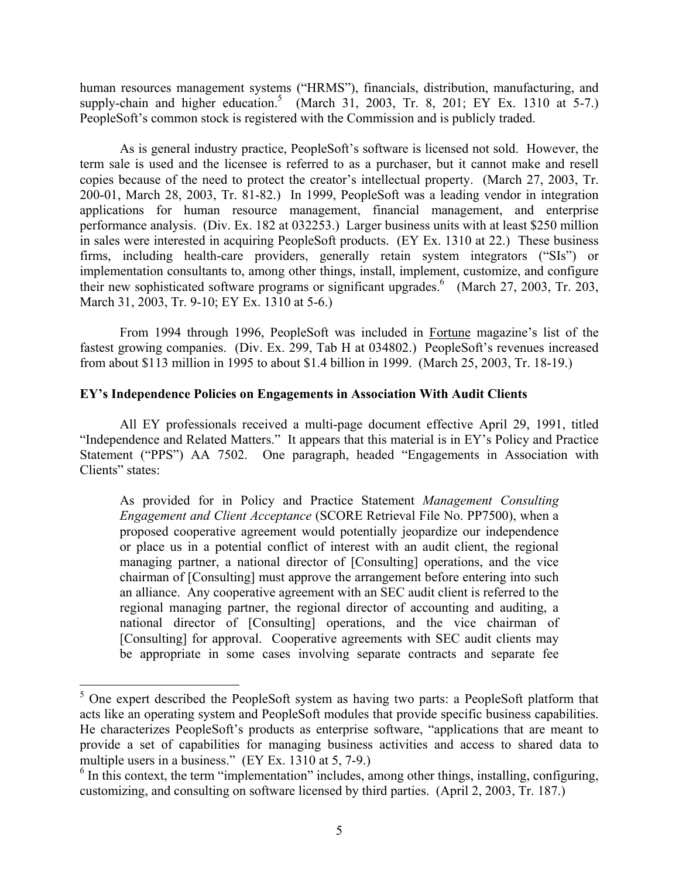human resources management systems ("HRMS"), financials, distribution, manufacturing, and supply-chain and higher education.[5] (March 31, 2003, Tr. 8, 201; EY Ex. 1310 at 5-7.) PeopleSoft's common stock is registered with the Commission and is publicly traded.

As is general industry practice, PeopleSoft's software is licensed not sold. However, the term sale is used and the licensee is referred to as a purchaser, but it cannot make and resell copies because of the need to protect the creator's intellectual property. (March 27, 2003, Tr. 200-01, March 28, 2003, Tr. 81-82.) In 1999, PeopleSoft was a leading vendor in integration applications for human resource management, financial management, and enterprise performance analysis. (Div. Ex. 182 at 032253.) Larger business units with at least $250 million in sales were interested in acquiring PeopleSoft products. (EY Ex. 1310 at 22.) These business firms, including health-care providers, generally retain system integrators ("SIs") or implementation consultants to, among other things, install, implement, customize, and configure their new sophisticated software programs or significant upgrades.[6] (March 27, 2003, Tr. 203, March 31, 2003, Tr. 9-10; EY Ex. 1310 at 5-6.)

From 1994 through 1996, PeopleSoft was included in Fortune magazine's list of the fastest growing companies. (Div. Ex. 299, Tab H at 034802.) PeopleSoft's revenues increased from about $113 million in 1995 to about $1.4 billion in 1999. (March 25, 2003, Tr. 18-19.)

**EY's Independence Policies on Engagements in Association With Audit Clients**

All EY professionals received a multi-page document effective April 29, 1991, titled "Independence and Related Matters." It appears that this material is in EY's Policy and Practice Statement ("PPS") AA 7502. One paragraph, headed "Engagements in Association with Clients" states:

> As provided for in Policy and Practice Statement *Management Consulting Engagement and Client Acceptance* (SCORE Retrieval File No. PP7500), when a proposed cooperative agreement would potentially jeopardize our independence or place us in a potential conflict of interest with an audit client, the regional managing partner, a national director of [Consulting] operations, and the vice chairman of [Consulting] must approve the arrangement before entering into such an alliance. Any cooperative agreement with an SEC audit client is referred to the regional managing partner, the regional director of accounting and auditing, a national director of [Consulting] operations, and the vice chairman of [Consulting] for approval. Cooperative agreements with SEC audit clients may be appropriate in some cases involving separate contracts and separate fee

[5] One expert described the PeopleSoft system as having two parts: a PeopleSoft platform that acts like an operating system and PeopleSoft modules that provide specific business capabilities. He characterizes PeopleSoft's products as enterprise software, "applications that are meant to provide a set of capabilities for managing business activities and access to shared data to multiple users in a business." (EY Ex. 1310 at 5, 7-9.)

[6] In this context, the term "implementation" includes, among other things, installing, configuring, customizing, and consulting on software licensed by third parties. (April 2, 2003, Tr. 187.)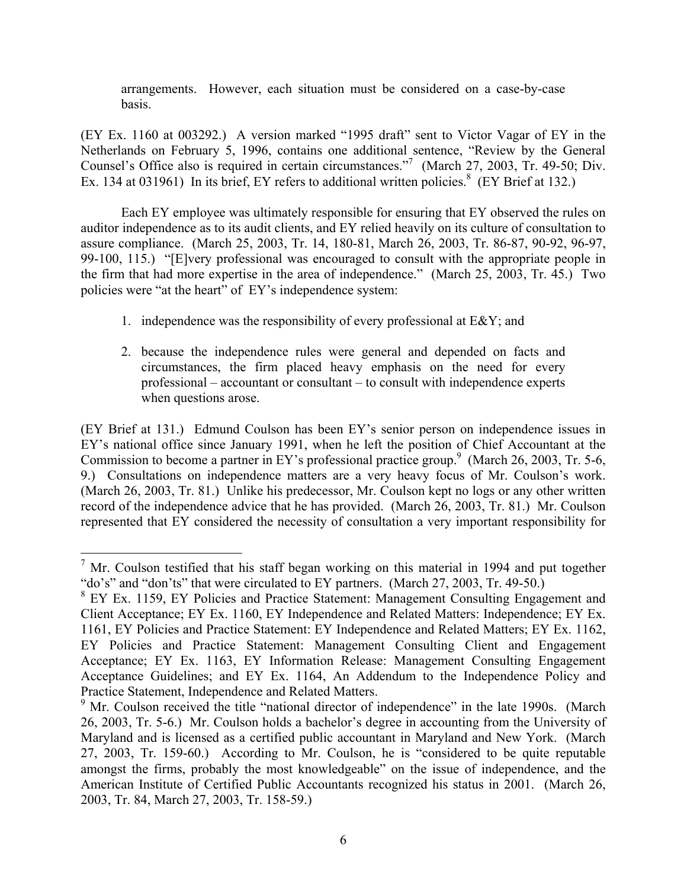arrangements. However, each situation must be considered on a case-by-case basis.

(EY Ex. 1160 at 003292.) A version marked "1995 draft" sent to Victor Vagar of EY in the Netherlands on February 5, 1996, contains one additional sentence, "Review by the General Counsel's Office also is required in certain circumstances."[7] (March 27, 2003, Tr. 49-50; Div. Ex. 134 at 031961) In its brief, EY refers to additional written policies.[8] (EY Brief at 132.)

Each EY employee was ultimately responsible for ensuring that EY observed the rules on auditor independence as to its audit clients, and EY relied heavily on its culture of consultation to assure compliance. (March 25, 2003, Tr. 14, 180-81, March 26, 2003, Tr. 86-87, 90-92, 96-97, 99-100, 115.) "[E]very professional was encouraged to consult with the appropriate people in the firm that had more expertise in the area of independence." (March 25, 2003, Tr. 45.) Two policies were "at the heart" of EY's independence system:

1. independence was the responsibility of every professional at E&Y; and
2. because the independence rules were general and depended on facts and circumstances, the firm placed heavy emphasis on the need for every professional – accountant or consultant – to consult with independence experts when questions arose.

(EY Brief at 131.) Edmund Coulson has been EY's senior person on independence issues in EY's national office since January 1991, when he left the position of Chief Accountant at the Commission to become a partner in EY's professional practice group.[9] (March 26, 2003, Tr. 5-6, 9.) Consultations on independence matters are a very heavy focus of Mr. Coulson's work. (March 26, 2003, Tr. 81.) Unlike his predecessor, Mr. Coulson kept no logs or any other written record of the independence advice that he has provided. (March 26, 2003, Tr. 81.) Mr. Coulson represented that EY considered the necessity of consultation a very important responsibility for

---

[7] Mr. Coulson testified that his staff began working on this material in 1994 and put together "do's" and "don'ts" that were circulated to EY partners. (March 27, 2003, Tr. 49-50.)

[8] EY Ex. 1159, EY Policies and Practice Statement: Management Consulting Engagement and Client Acceptance; EY Ex. 1160, EY Independence and Related Matters: Independence; EY Ex. 1161, EY Policies and Practice Statement: EY Independence and Related Matters; EY Ex. 1162, EY Policies and Practice Statement: Management Consulting Client and Engagement Acceptance; EY Ex. 1163, EY Information Release: Management Consulting Engagement Acceptance Guidelines; and EY Ex. 1164, An Addendum to the Independence Policy and Practice Statement, Independence and Related Matters.

[9] Mr. Coulson received the title "national director of independence" in the late 1990s. (March 26, 2003, Tr. 5-6.) Mr. Coulson holds a bachelor's degree in accounting from the University of Maryland and is licensed as a certified public accountant in Maryland and New York. (March 27, 2003, Tr. 159-60.) According to Mr. Coulson, he is "considered to be quite reputable amongst the firms, probably the most knowledgeable" on the issue of independence, and the American Institute of Certified Public Accountants recognized his status in 2001. (March 26, 2003, Tr. 84, March 27, 2003, Tr. 158-59.)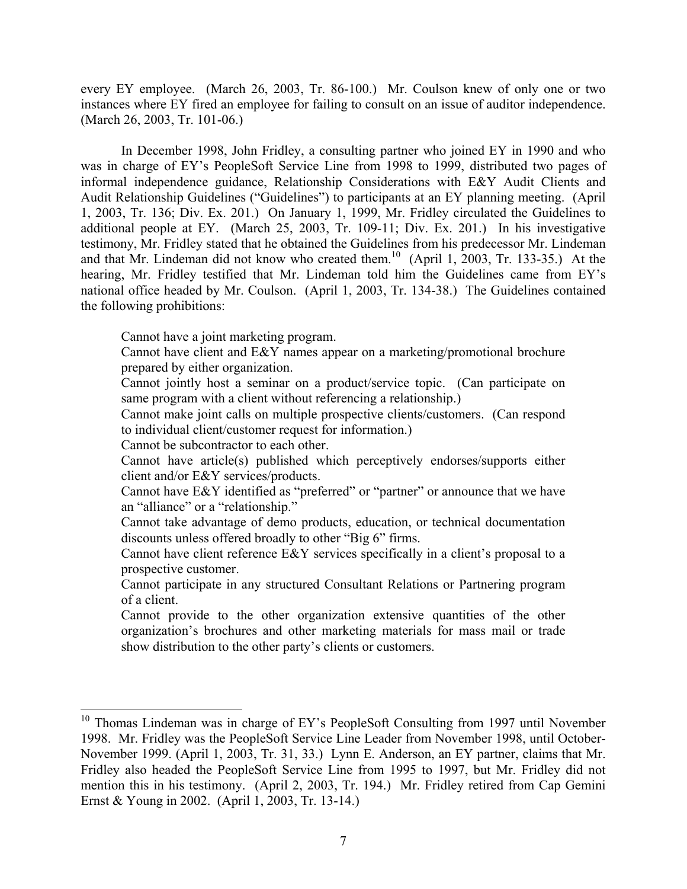every EY employee. (March 26, 2003, Tr. 86-100.) Mr. Coulson knew of only one or two instances where EY fired an employee for failing to consult on an issue of auditor independence. (March 26, 2003, Tr. 101-06.)

In December 1998, John Fridley, a consulting partner who joined EY in 1990 and who was in charge of EY's PeopleSoft Service Line from 1998 to 1999, distributed two pages of informal independence guidance, Relationship Considerations with E&Y Audit Clients and Audit Relationship Guidelines ("Guidelines") to participants at an EY planning meeting. (April 1, 2003, Tr. 136; Div. Ex. 201.) On January 1, 1999, Mr. Fridley circulated the Guidelines to additional people at EY. (March 25, 2003, Tr. 109-11; Div. Ex. 201.) In his investigative testimony, Mr. Fridley stated that he obtained the Guidelines from his predecessor Mr. Lindeman and that Mr. Lindeman did not know who created them.[10] (April 1, 2003, Tr. 133-35.) At the hearing, Mr. Fridley testified that Mr. Lindeman told him the Guidelines came from EY's national office headed by Mr. Coulson. (April 1, 2003, Tr. 134-38.) The Guidelines contained the following prohibitions:

> Cannot have a joint marketing program.
>
> Cannot have client and E&Y names appear on a marketing/promotional brochure prepared by either organization.
>
> Cannot jointly host a seminar on a product/service topic. (Can participate on same program with a client without referencing a relationship.)
>
> Cannot make joint calls on multiple prospective clients/customers. (Can respond to individual client/customer request for information.)
>
> Cannot be subcontractor to each other.
>
> Cannot have article(s) published which perceptively endorses/supports either client and/or E&Y services/products.
>
> Cannot have E&Y identified as "preferred" or "partner" or announce that we have an "alliance" or a "relationship."
>
> Cannot take advantage of demo products, education, or technical documentation discounts unless offered broadly to other "Big 6" firms.
>
> Cannot have client reference E&Y services specifically in a client's proposal to a prospective customer.
>
> Cannot participate in any structured Consultant Relations or Partnering program of a client.
>
> Cannot provide to the other organization extensive quantities of the other organization's brochures and other marketing materials for mass mail or trade show distribution to the other party's clients or customers.

---

[10] Thomas Lindeman was in charge of EY's PeopleSoft Consulting from 1997 until November 1998. Mr. Fridley was the PeopleSoft Service Line Leader from November 1998, until October-November 1999. (April 1, 2003, Tr. 31, 33.) Lynn E. Anderson, an EY partner, claims that Mr. Fridley also headed the PeopleSoft Service Line from 1995 to 1997, but Mr. Fridley did not mention this in his testimony. (April 2, 2003, Tr. 194.) Mr. Fridley retired from Cap Gemini Ernst & Young in 2002. (April 1, 2003, Tr. 13-14.)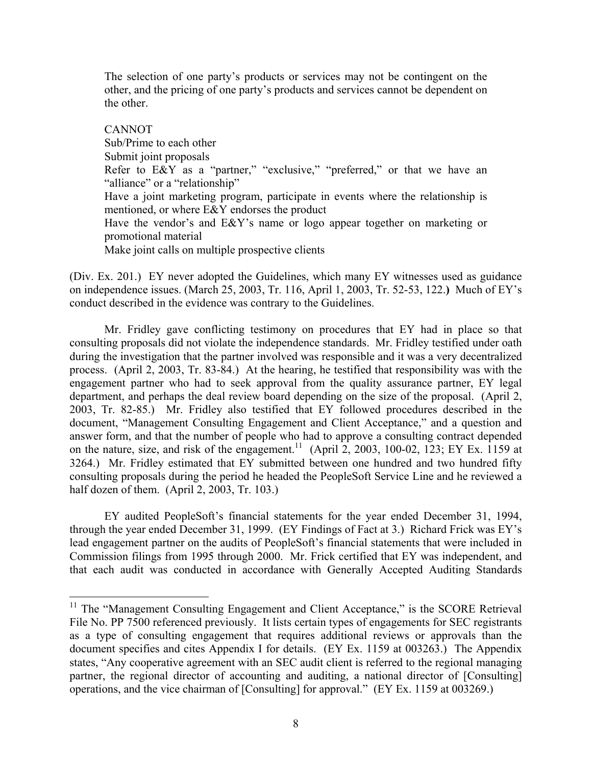> The selection of one party's products or services may not be contingent on the other, and the pricing of one party's products and services cannot be dependent on the other.
>
> CANNOT
> Sub/Prime to each other
> Submit joint proposals
> Refer to E&Y as a "partner," "exclusive," "preferred," or that we have an "alliance" or a "relationship"
> Have a joint marketing program, participate in events where the relationship is mentioned, or where E&Y endorses the product
> Have the vendor's and E&Y's name or logo appear together on marketing or promotional material
> Make joint calls on multiple prospective clients

(Div. Ex. 201.) EY never adopted the Guidelines, which many EY witnesses used as guidance on independence issues. (March 25, 2003, Tr. 116, April 1, 2003, Tr. 52-53, 122.**)** Much of EY's conduct described in the evidence was contrary to the Guidelines.

Mr. Fridley gave conflicting testimony on procedures that EY had in place so that consulting proposals did not violate the independence standards. Mr. Fridley testified under oath during the investigation that the partner involved was responsible and it was a very decentralized process. (April 2, 2003, Tr. 83-84.) At the hearing, he testified that responsibility was with the engagement partner who had to seek approval from the quality assurance partner, EY legal department, and perhaps the deal review board depending on the size of the proposal. (April 2, 2003, Tr. 82-85.) Mr. Fridley also testified that EY followed procedures described in the document, "Management Consulting Engagement and Client Acceptance," and a question and answer form, and that the number of people who had to approve a consulting contract depended on the nature, size, and risk of the engagement.[11] (April 2, 2003, 100-02, 123; EY Ex. 1159 at 3264.) Mr. Fridley estimated that EY submitted between one hundred and two hundred fifty consulting proposals during the period he headed the PeopleSoft Service Line and he reviewed a half dozen of them. (April 2, 2003, Tr. 103.)

EY audited PeopleSoft's financial statements for the year ended December 31, 1994, through the year ended December 31, 1999. (EY Findings of Fact at 3.) Richard Frick was EY's lead engagement partner on the audits of PeopleSoft's financial statements that were included in Commission filings from 1995 through 2000. Mr. Frick certified that EY was independent, and that each audit was conducted in accordance with Generally Accepted Auditing Standards

---

[11] The "Management Consulting Engagement and Client Acceptance," is the SCORE Retrieval File No. PP 7500 referenced previously. It lists certain types of engagements for SEC registrants as a type of consulting engagement that requires additional reviews or approvals than the document specifies and cites Appendix I for details. (EY Ex. 1159 at 003263.) The Appendix states, "Any cooperative agreement with an SEC audit client is referred to the regional managing partner, the regional director of accounting and auditing, a national director of [Consulting] operations, and the vice chairman of [Consulting] for approval." (EY Ex. 1159 at 003269.)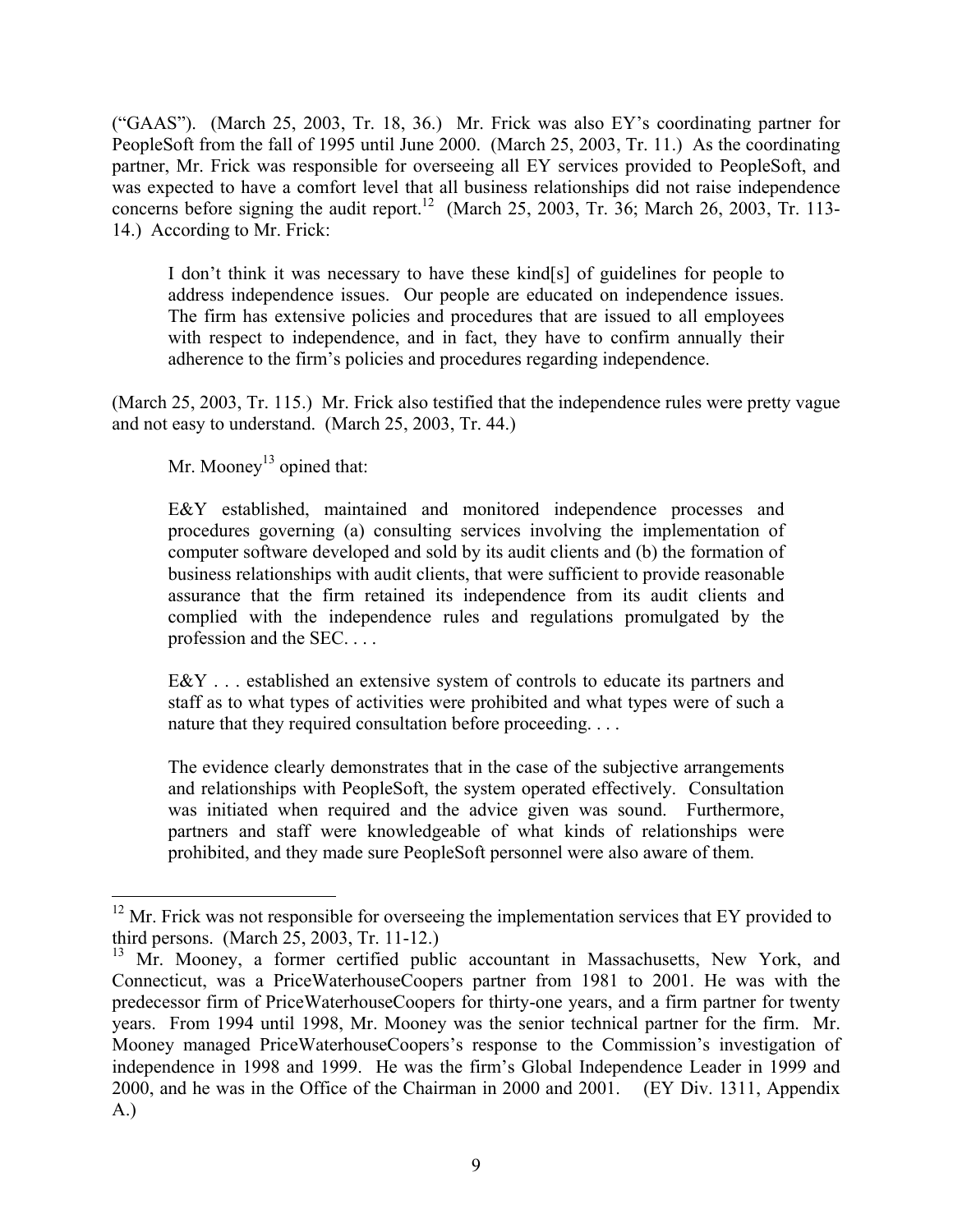("GAAS"). (March 25, 2003, Tr. 18, 36.) Mr. Frick was also EY's coordinating partner for PeopleSoft from the fall of 1995 until June 2000. (March 25, 2003, Tr. 11.) As the coordinating partner, Mr. Frick was responsible for overseeing all EY services provided to PeopleSoft, and was expected to have a comfort level that all business relationships did not raise independence concerns before signing the audit report.[12] (March 25, 2003, Tr. 36; March 26, 2003, Tr. 113-14.) According to Mr. Frick:

> I don't think it was necessary to have these kind[s] of guidelines for people to address independence issues. Our people are educated on independence issues. The firm has extensive policies and procedures that are issued to all employees with respect to independence, and in fact, they have to confirm annually their adherence to the firm's policies and procedures regarding independence.

(March 25, 2003, Tr. 115.) Mr. Frick also testified that the independence rules were pretty vague and not easy to understand. (March 25, 2003, Tr. 44.)

Mr. Mooney[13] opined that:

> E&Y established, maintained and monitored independence processes and procedures governing (a) consulting services involving the implementation of computer software developed and sold by its audit clients and (b) the formation of business relationships with audit clients, that were sufficient to provide reasonable assurance that the firm retained its independence from its audit clients and complied with the independence rules and regulations promulgated by the profession and the SEC. . . .
>
> E&Y . . . established an extensive system of controls to educate its partners and staff as to what types of activities were prohibited and what types were of such a nature that they required consultation before proceeding. . . .
>
> The evidence clearly demonstrates that in the case of the subjective arrangements and relationships with PeopleSoft, the system operated effectively. Consultation was initiated when required and the advice given was sound. Furthermore, partners and staff were knowledgeable of what kinds of relationships were prohibited, and they made sure PeopleSoft personnel were also aware of them.

---

[12] Mr. Frick was not responsible for overseeing the implementation services that EY provided to third persons. (March 25, 2003, Tr. 11-12.)

[13] Mr. Mooney, a former certified public accountant in Massachusetts, New York, and Connecticut, was a PriceWaterhouseCoopers partner from 1981 to 2001. He was with the predecessor firm of PriceWaterhouseCoopers for thirty-one years, and a firm partner for twenty years. From 1994 until 1998, Mr. Mooney was the senior technical partner for the firm. Mr. Mooney managed PriceWaterhouseCoopers's response to the Commission's investigation of independence in 1998 and 1999. He was the firm's Global Independence Leader in 1999 and 2000, and he was in the Office of the Chairman in 2000 and 2001. (EY Div. 1311, Appendix A.)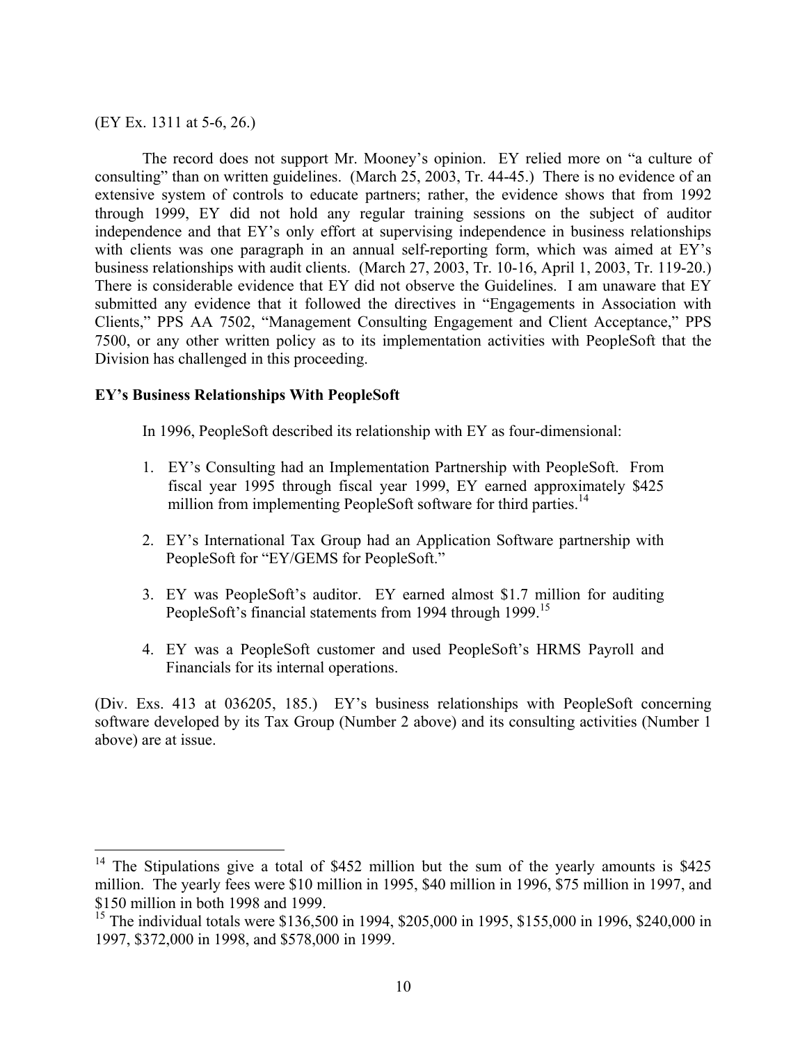(EY Ex. 1311 at 5-6, 26.)

The record does not support Mr. Mooney's opinion. EY relied more on "a culture of consulting" than on written guidelines. (March 25, 2003, Tr. 44-45.) There is no evidence of an extensive system of controls to educate partners; rather, the evidence shows that from 1992 through 1999, EY did not hold any regular training sessions on the subject of auditor independence and that EY's only effort at supervising independence in business relationships with clients was one paragraph in an annual self-reporting form, which was aimed at EY's business relationships with audit clients. (March 27, 2003, Tr. 10-16, April 1, 2003, Tr. 119-20.) There is considerable evidence that EY did not observe the Guidelines. I am unaware that EY submitted any evidence that it followed the directives in "Engagements in Association with Clients," PPS AA 7502, "Management Consulting Engagement and Client Acceptance," PPS 7500, or any other written policy as to its implementation activities with PeopleSoft that the Division has challenged in this proceeding.

**EY's Business Relationships With PeopleSoft**

In 1996, PeopleSoft described its relationship with EY as four-dimensional:

1. EY's Consulting had an Implementation Partnership with PeopleSoft. From fiscal year 1995 through fiscal year 1999, EY earned approximately $425 million from implementing PeopleSoft software for third parties.[14]

2. EY's International Tax Group had an Application Software partnership with PeopleSoft for "EY/GEMS for PeopleSoft."

3. EY was PeopleSoft's auditor. EY earned almost $1.7 million for auditing PeopleSoft's financial statements from 1994 through 1999.[15]

4. EY was a PeopleSoft customer and used PeopleSoft's HRMS Payroll and Financials for its internal operations.

(Div. Exs. 413 at 036205, 185.) EY's business relationships with PeopleSoft concerning software developed by its Tax Group (Number 2 above) and its consulting activities (Number 1 above) are at issue.

---

[14] The Stipulations give a total of $452 million but the sum of the yearly amounts is $425 million. The yearly fees were $10 million in 1995, $40 million in 1996, $75 million in 1997, and $150 million in both 1998 and 1999.

[15] The individual totals were $136,500 in 1994, $205,000 in 1995, $155,000 in 1996, $240,000 in 1997, $372,000 in 1998, and $578,000 in 1999.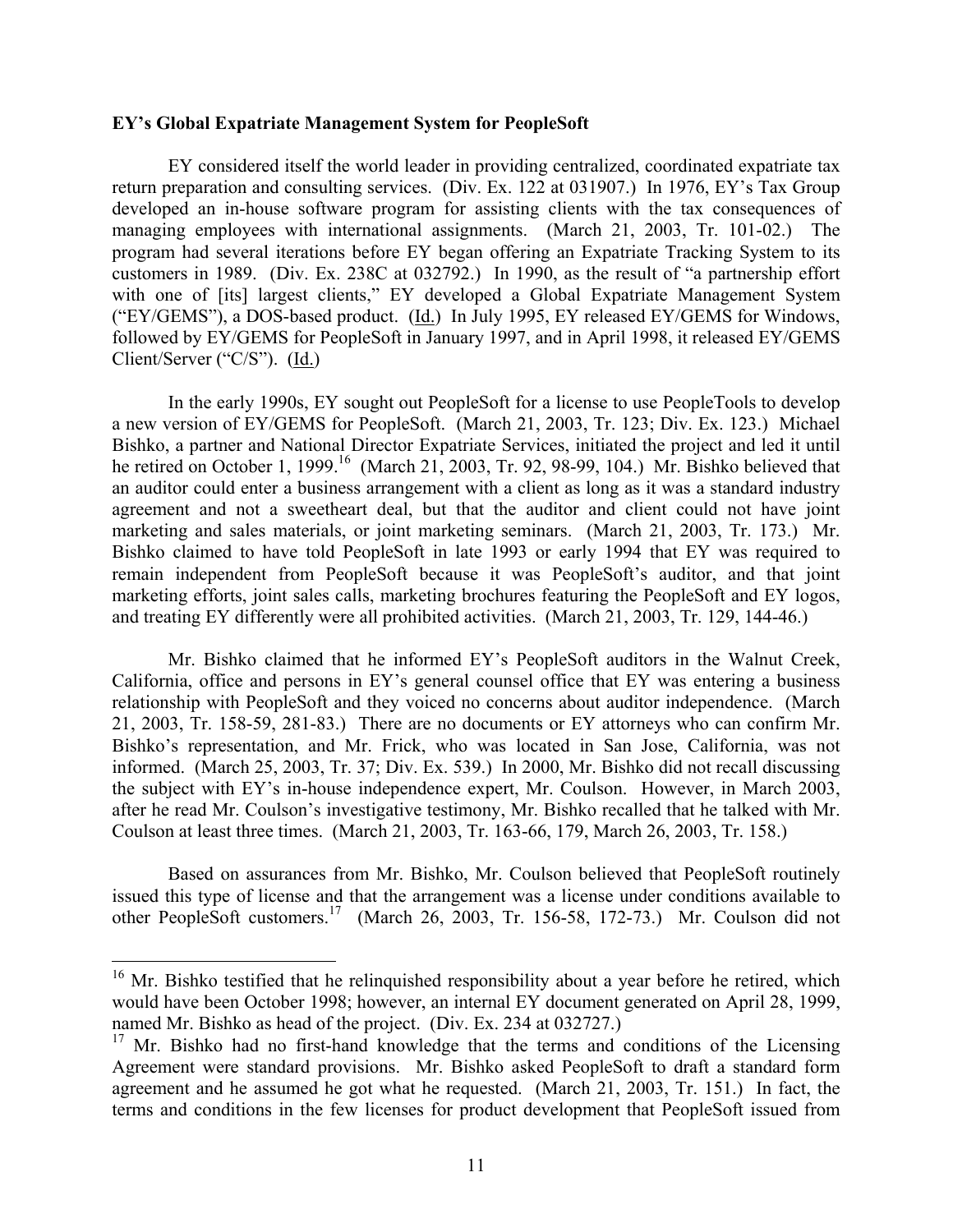**EY's Global Expatriate Management System for PeopleSoft**

EY considered itself the world leader in providing centralized, coordinated expatriate tax return preparation and consulting services. (Div. Ex. 122 at 031907.) In 1976, EY's Tax Group developed an in-house software program for assisting clients with the tax consequences of managing employees with international assignments. (March 21, 2003, Tr. 101-02.) The program had several iterations before EY began offering an Expatriate Tracking System to its customers in 1989. (Div. Ex. 238C at 032792.) In 1990, as the result of "a partnership effort with one of [its] largest clients," EY developed a Global Expatriate Management System ("EY/GEMS"), a DOS-based product. (Id.) In July 1995, EY released EY/GEMS for Windows, followed by EY/GEMS for PeopleSoft in January 1997, and in April 1998, it released EY/GEMS Client/Server ("C/S"). (Id.)

In the early 1990s, EY sought out PeopleSoft for a license to use PeopleTools to develop a new version of EY/GEMS for PeopleSoft. (March 21, 2003, Tr. 123; Div. Ex. 123.) Michael Bishko, a partner and National Director Expatriate Services, initiated the project and led it until he retired on October 1, 1999.[16] (March 21, 2003, Tr. 92, 98-99, 104.) Mr. Bishko believed that an auditor could enter a business arrangement with a client as long as it was a standard industry agreement and not a sweetheart deal, but that the auditor and client could not have joint marketing and sales materials, or joint marketing seminars. (March 21, 2003, Tr. 173.) Mr. Bishko claimed to have told PeopleSoft in late 1993 or early 1994 that EY was required to remain independent from PeopleSoft because it was PeopleSoft's auditor, and that joint marketing efforts, joint sales calls, marketing brochures featuring the PeopleSoft and EY logos, and treating EY differently were all prohibited activities. (March 21, 2003, Tr. 129, 144-46.)

Mr. Bishko claimed that he informed EY's PeopleSoft auditors in the Walnut Creek, California, office and persons in EY's general counsel office that EY was entering a business relationship with PeopleSoft and they voiced no concerns about auditor independence. (March 21, 2003, Tr. 158-59, 281-83.) There are no documents or EY attorneys who can confirm Mr. Bishko's representation, and Mr. Frick, who was located in San Jose, California, was not informed. (March 25, 2003, Tr. 37; Div. Ex. 539.) In 2000, Mr. Bishko did not recall discussing the subject with EY's in-house independence expert, Mr. Coulson. However, in March 2003, after he read Mr. Coulson's investigative testimony, Mr. Bishko recalled that he talked with Mr. Coulson at least three times. (March 21, 2003, Tr. 163-66, 179, March 26, 2003, Tr. 158.)

Based on assurances from Mr. Bishko, Mr. Coulson believed that PeopleSoft routinely issued this type of license and that the arrangement was a license under conditions available to other PeopleSoft customers.[17] (March 26, 2003, Tr. 156-58, 172-73.) Mr. Coulson did not

---

[16] Mr. Bishko testified that he relinquished responsibility about a year before he retired, which would have been October 1998; however, an internal EY document generated on April 28, 1999, named Mr. Bishko as head of the project. (Div. Ex. 234 at 032727.)

[17] Mr. Bishko had no first-hand knowledge that the terms and conditions of the Licensing Agreement were standard provisions. Mr. Bishko asked PeopleSoft to draft a standard form agreement and he assumed he got what he requested. (March 21, 2003, Tr. 151.) In fact, the terms and conditions in the few licenses for product development that PeopleSoft issued from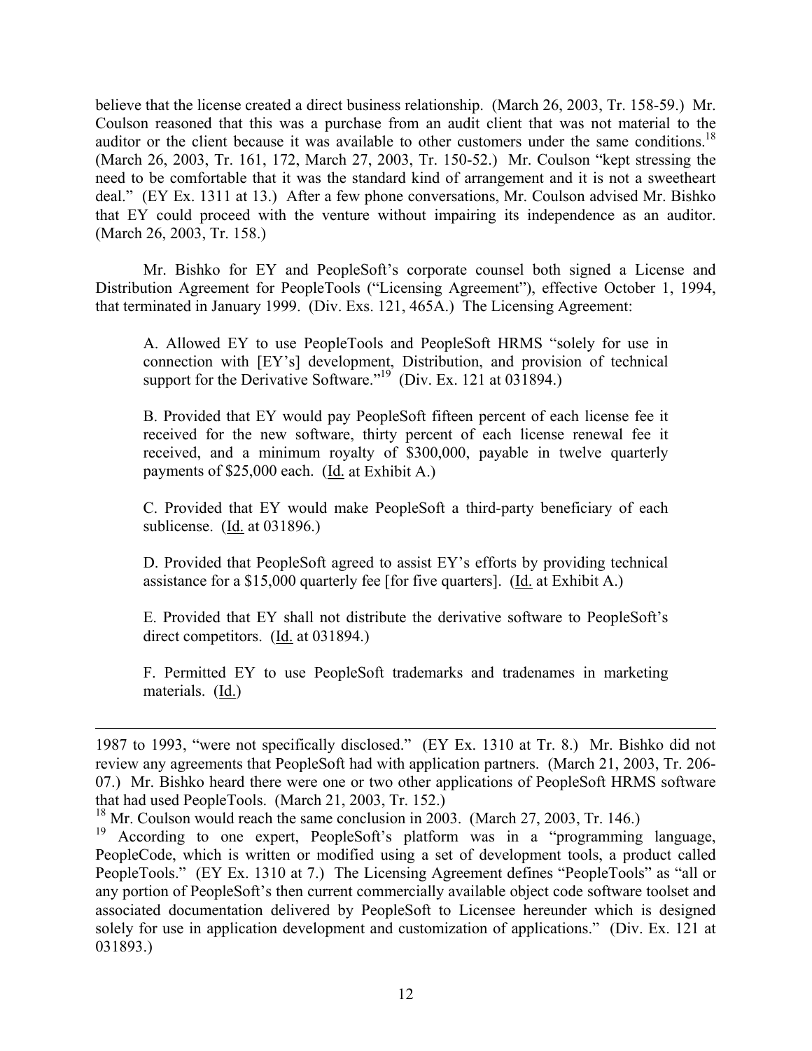believe that the license created a direct business relationship. (March 26, 2003, Tr. 158-59.) Mr. Coulson reasoned that this was a purchase from an audit client that was not material to the auditor or the client because it was available to other customers under the same conditions.[18] (March 26, 2003, Tr. 161, 172, March 27, 2003, Tr. 150-52.) Mr. Coulson "kept stressing the need to be comfortable that it was the standard kind of arrangement and it is not a sweetheart deal." (EY Ex. 1311 at 13.) After a few phone conversations, Mr. Coulson advised Mr. Bishko that EY could proceed with the venture without impairing its independence as an auditor. (March 26, 2003, Tr. 158.)

Mr. Bishko for EY and PeopleSoft's corporate counsel both signed a License and Distribution Agreement for PeopleTools ("Licensing Agreement"), effective October 1, 1994, that terminated in January 1999. (Div. Exs. 121, 465A.) The Licensing Agreement:

> A. Allowed EY to use PeopleTools and PeopleSoft HRMS "solely for use in connection with [EY's] development, Distribution, and provision of technical support for the Derivative Software."[19] (Div. Ex. 121 at 031894.)
>
> B. Provided that EY would pay PeopleSoft fifteen percent of each license fee it received for the new software, thirty percent of each license renewal fee it received, and a minimum royalty of $300,000, payable in twelve quarterly payments of $25,000 each. (Id. at Exhibit A.)
>
> C. Provided that EY would make PeopleSoft a third-party beneficiary of each sublicense. (Id. at 031896.)
>
> D. Provided that PeopleSoft agreed to assist EY's efforts by providing technical assistance for a $15,000 quarterly fee [for five quarters]. (Id. at Exhibit A.)
>
> E. Provided that EY shall not distribute the derivative software to PeopleSoft's direct competitors. (Id. at 031894.)
>
> F. Permitted EY to use PeopleSoft trademarks and tradenames in marketing materials. (Id.)

---

1987 to 1993, "were not specifically disclosed." (EY Ex. 1310 at Tr. 8.) Mr. Bishko did not review any agreements that PeopleSoft had with application partners. (March 21, 2003, Tr. 206-07.) Mr. Bishko heard there were one or two other applications of PeopleSoft HRMS software that had used PeopleTools. (March 21, 2003, Tr. 152.)

[18] Mr. Coulson would reach the same conclusion in 2003. (March 27, 2003, Tr. 146.)

[19] According to one expert, PeopleSoft's platform was in a "programming language, PeopleCode, which is written or modified using a set of development tools, a product called PeopleTools." (EY Ex. 1310 at 7.) The Licensing Agreement defines "PeopleTools" as "all or any portion of PeopleSoft's then current commercially available object code software toolset and associated documentation delivered by PeopleSoft to Licensee hereunder which is designed solely for use in application development and customization of applications." (Div. Ex. 121 at 031893.)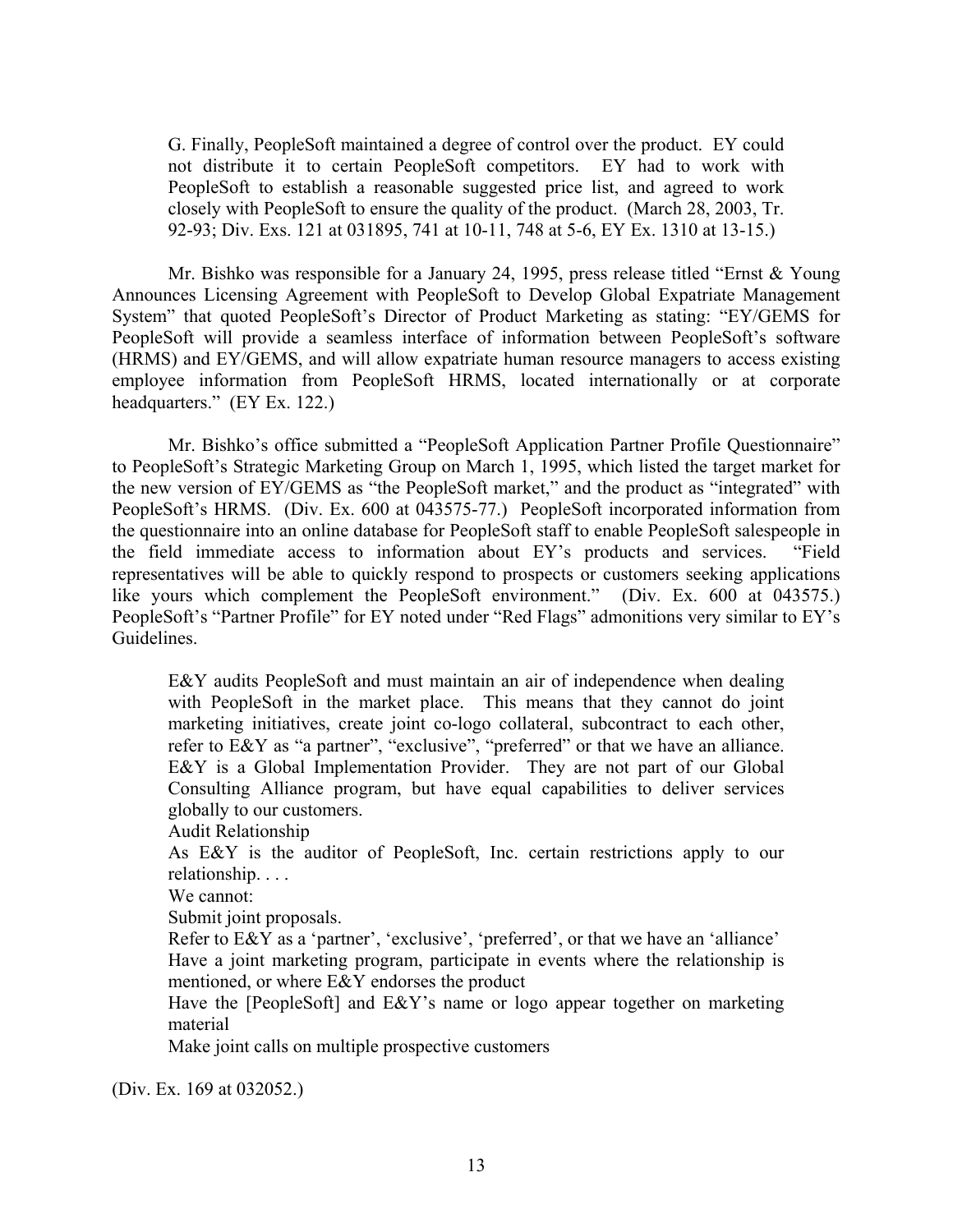> G. Finally, PeopleSoft maintained a degree of control over the product. EY could not distribute it to certain PeopleSoft competitors. EY had to work with PeopleSoft to establish a reasonable suggested price list, and agreed to work closely with PeopleSoft to ensure the quality of the product. (March 28, 2003, Tr. 92-93; Div. Exs. 121 at 031895, 741 at 10-11, 748 at 5-6, EY Ex. 1310 at 13-15.)

Mr. Bishko was responsible for a January 24, 1995, press release titled "Ernst & Young Announces Licensing Agreement with PeopleSoft to Develop Global Expatriate Management System" that quoted PeopleSoft's Director of Product Marketing as stating: "EY/GEMS for PeopleSoft will provide a seamless interface of information between PeopleSoft's software (HRMS) and EY/GEMS, and will allow expatriate human resource managers to access existing employee information from PeopleSoft HRMS, located internationally or at corporate headquarters." (EY Ex. 122.)

Mr. Bishko's office submitted a "PeopleSoft Application Partner Profile Questionnaire" to PeopleSoft's Strategic Marketing Group on March 1, 1995, which listed the target market for the new version of EY/GEMS as "the PeopleSoft market," and the product as "integrated" with PeopleSoft's HRMS. (Div. Ex. 600 at 043575-77.) PeopleSoft incorporated information from the questionnaire into an online database for PeopleSoft staff to enable PeopleSoft salespeople in the field immediate access to information about EY's products and services. "Field representatives will be able to quickly respond to prospects or customers seeking applications like yours which complement the PeopleSoft environment." (Div. Ex. 600 at 043575.) PeopleSoft's "Partner Profile" for EY noted under "Red Flags" admonitions very similar to EY's Guidelines.

> E&Y audits PeopleSoft and must maintain an air of independence when dealing with PeopleSoft in the market place. This means that they cannot do joint marketing initiatives, create joint co-logo collateral, subcontract to each other, refer to E&Y as "a partner", "exclusive", "preferred" or that we have an alliance. E&Y is a Global Implementation Provider. They are not part of our Global Consulting Alliance program, but have equal capabilities to deliver services globally to our customers.
>
> Audit Relationship
>
> As E&Y is the auditor of PeopleSoft, Inc. certain restrictions apply to our relationship. . . .
>
> We cannot:
>
> Submit joint proposals.
>
> Refer to E&Y as a 'partner', 'exclusive', 'preferred', or that we have an 'alliance'
>
> Have a joint marketing program, participate in events where the relationship is mentioned, or where E&Y endorses the product
>
> Have the [PeopleSoft] and E&Y's name or logo appear together on marketing material
>
> Make joint calls on multiple prospective customers

(Div. Ex. 169 at 032052.)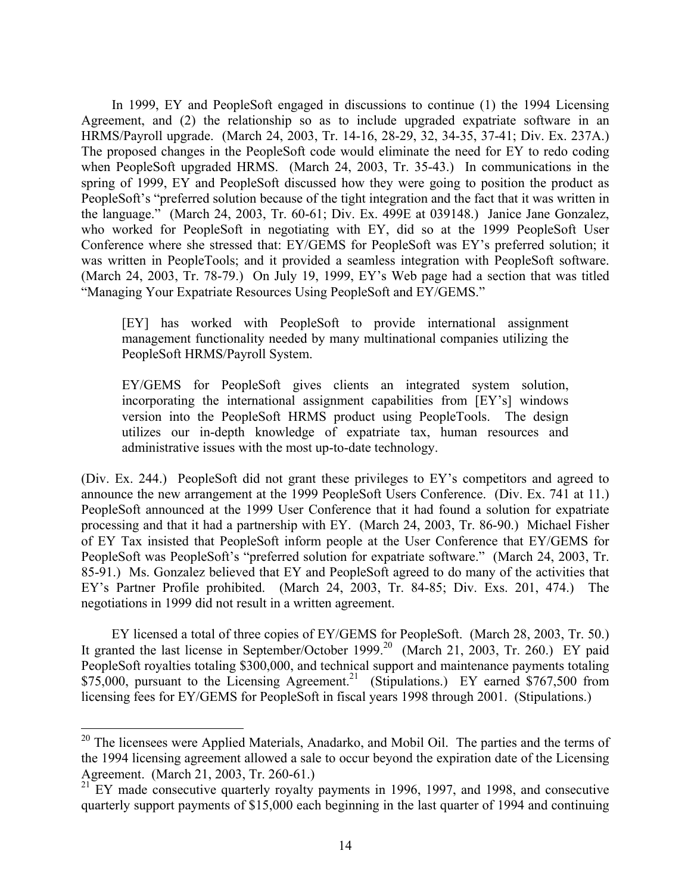In 1999, EY and PeopleSoft engaged in discussions to continue (1) the 1994 Licensing Agreement, and (2) the relationship so as to include upgraded expatriate software in an HRMS/Payroll upgrade. (March 24, 2003, Tr. 14-16, 28-29, 32, 34-35, 37-41; Div. Ex. 237A.) The proposed changes in the PeopleSoft code would eliminate the need for EY to redo coding when PeopleSoft upgraded HRMS. (March 24, 2003, Tr. 35-43.) In communications in the spring of 1999, EY and PeopleSoft discussed how they were going to position the product as PeopleSoft's "preferred solution because of the tight integration and the fact that it was written in the language." (March 24, 2003, Tr. 60-61; Div. Ex. 499E at 039148.) Janice Jane Gonzalez, who worked for PeopleSoft in negotiating with EY, did so at the 1999 PeopleSoft User Conference where she stressed that: EY/GEMS for PeopleSoft was EY's preferred solution; it was written in PeopleTools; and it provided a seamless integration with PeopleSoft software. (March 24, 2003, Tr. 78-79.) On July 19, 1999, EY's Web page had a section that was titled "Managing Your Expatriate Resources Using PeopleSoft and EY/GEMS."

> [EY] has worked with PeopleSoft to provide international assignment management functionality needed by many multinational companies utilizing the PeopleSoft HRMS/Payroll System.
>
> EY/GEMS for PeopleSoft gives clients an integrated system solution, incorporating the international assignment capabilities from [EY's] windows version into the PeopleSoft HRMS product using PeopleTools. The design utilizes our in-depth knowledge of expatriate tax, human resources and administrative issues with the most up-to-date technology.

(Div. Ex. 244.) PeopleSoft did not grant these privileges to EY's competitors and agreed to announce the new arrangement at the 1999 PeopleSoft Users Conference. (Div. Ex. 741 at 11.) PeopleSoft announced at the 1999 User Conference that it had found a solution for expatriate processing and that it had a partnership with EY. (March 24, 2003, Tr. 86-90.) Michael Fisher of EY Tax insisted that PeopleSoft inform people at the User Conference that EY/GEMS for PeopleSoft was PeopleSoft's "preferred solution for expatriate software." (March 24, 2003, Tr. 85-91.) Ms. Gonzalez believed that EY and PeopleSoft agreed to do many of the activities that EY's Partner Profile prohibited. (March 24, 2003, Tr. 84-85; Div. Exs. 201, 474.) The negotiations in 1999 did not result in a written agreement.

EY licensed a total of three copies of EY/GEMS for PeopleSoft. (March 28, 2003, Tr. 50.) It granted the last license in September/October 1999.[20] (March 21, 2003, Tr. 260.) EY paid PeopleSoft royalties totaling $300,000, and technical support and maintenance payments totaling $75,000, pursuant to the Licensing Agreement.[21] (Stipulations.) EY earned $767,500 from licensing fees for EY/GEMS for PeopleSoft in fiscal years 1998 through 2001. (Stipulations.)

---

[20] The licensees were Applied Materials, Anadarko, and Mobil Oil. The parties and the terms of the 1994 licensing agreement allowed a sale to occur beyond the expiration date of the Licensing Agreement. (March 21, 2003, Tr. 260-61.)

[21] EY made consecutive quarterly royalty payments in 1996, 1997, and 1998, and consecutive quarterly support payments of $15,000 each beginning in the last quarter of 1994 and continuing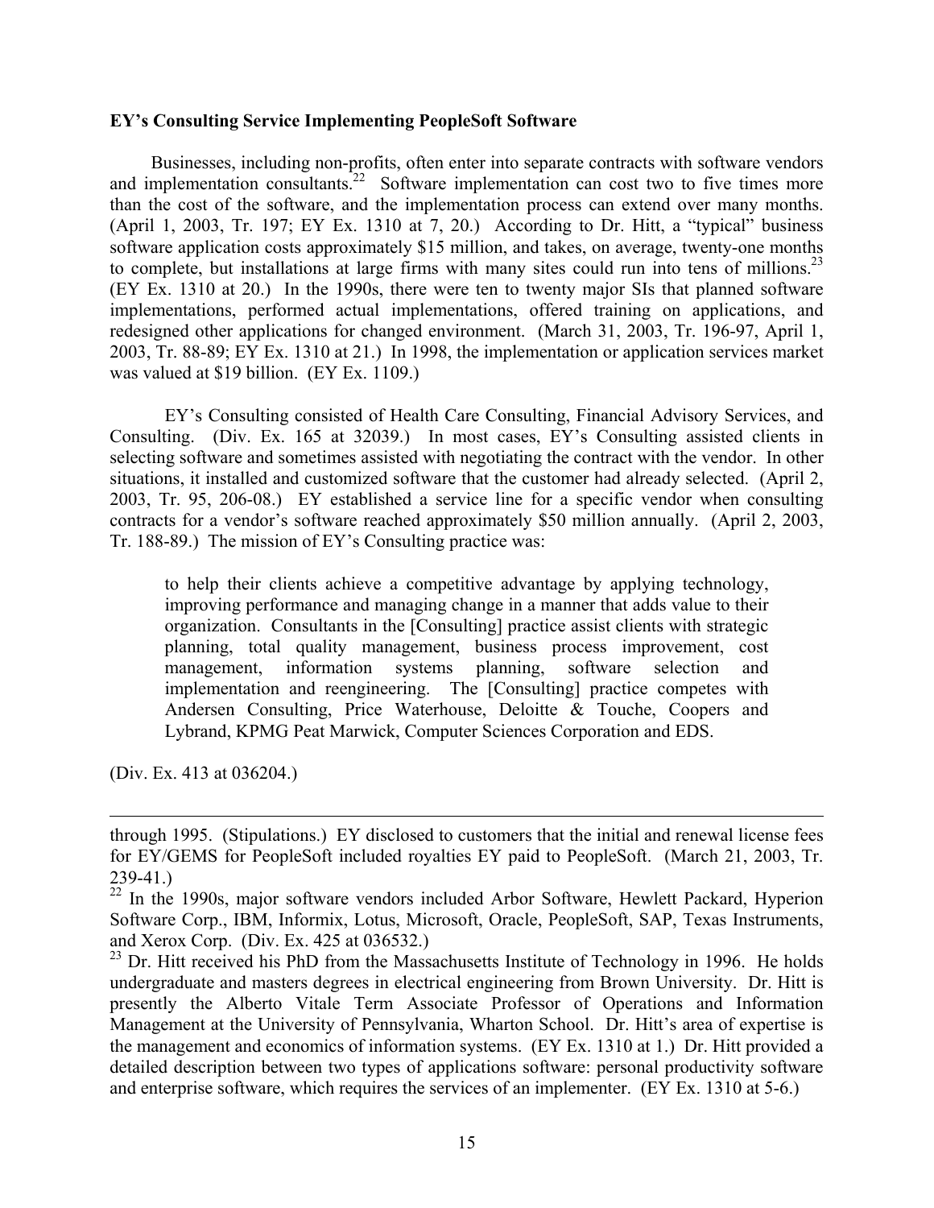**EY's Consulting Service Implementing PeopleSoft Software**

Businesses, including non-profits, often enter into separate contracts with software vendors and implementation consultants.[22] Software implementation can cost two to five times more than the cost of the software, and the implementation process can extend over many months. (April 1, 2003, Tr. 197; EY Ex. 1310 at 7, 20.) According to Dr. Hitt, a "typical" business software application costs approximately $15 million, and takes, on average, twenty-one months to complete, but installations at large firms with many sites could run into tens of millions.[23] (EY Ex. 1310 at 20.) In the 1990s, there were ten to twenty major SIs that planned software implementations, performed actual implementations, offered training on applications, and redesigned other applications for changed environment. (March 31, 2003, Tr. 196-97, April 1, 2003, Tr. 88-89; EY Ex. 1310 at 21.) In 1998, the implementation or application services market was valued at $19 billion. (EY Ex. 1109.)

EY's Consulting consisted of Health Care Consulting, Financial Advisory Services, and Consulting. (Div. Ex. 165 at 32039.) In most cases, EY's Consulting assisted clients in selecting software and sometimes assisted with negotiating the contract with the vendor. In other situations, it installed and customized software that the customer had already selected. (April 2, 2003, Tr. 95, 206-08.) EY established a service line for a specific vendor when consulting contracts for a vendor's software reached approximately $50 million annually. (April 2, 2003, Tr. 188-89.) The mission of EY's Consulting practice was:

> to help their clients achieve a competitive advantage by applying technology, improving performance and managing change in a manner that adds value to their organization. Consultants in the [Consulting] practice assist clients with strategic planning, total quality management, business process improvement, cost management, information systems planning, software selection and implementation and reengineering. The [Consulting] practice competes with Andersen Consulting, Price Waterhouse, Deloitte & Touche, Coopers and Lybrand, KPMG Peat Marwick, Computer Sciences Corporation and EDS.

(Div. Ex. 413 at 036204.)

---

through 1995. (Stipulations.) EY disclosed to customers that the initial and renewal license fees for EY/GEMS for PeopleSoft included royalties EY paid to PeopleSoft. (March 21, 2003, Tr. 239-41.)

[22] In the 1990s, major software vendors included Arbor Software, Hewlett Packard, Hyperion Software Corp., IBM, Informix, Lotus, Microsoft, Oracle, PeopleSoft, SAP, Texas Instruments, and Xerox Corp. (Div. Ex. 425 at 036532.)

[23] Dr. Hitt received his PhD from the Massachusetts Institute of Technology in 1996. He holds undergraduate and masters degrees in electrical engineering from Brown University. Dr. Hitt is presently the Alberto Vitale Term Associate Professor of Operations and Information Management at the University of Pennsylvania, Wharton School. Dr. Hitt's area of expertise is the management and economics of information systems. (EY Ex. 1310 at 1.) Dr. Hitt provided a detailed description between two types of applications software: personal productivity software and enterprise software, which requires the services of an implementer. (EY Ex. 1310 at 5-6.)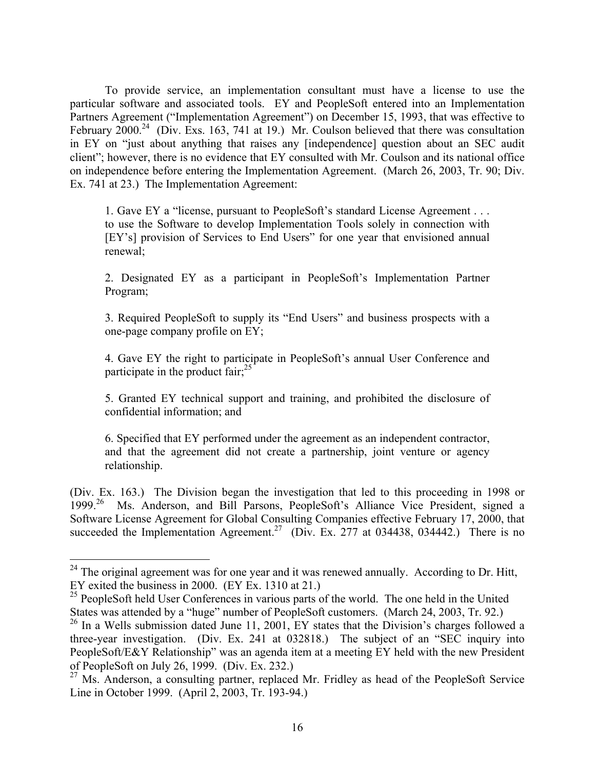To provide service, an implementation consultant must have a license to use the particular software and associated tools. EY and PeopleSoft entered into an Implementation Partners Agreement ("Implementation Agreement") on December 15, 1993, that was effective to February 2000.[24] (Div. Exs. 163, 741 at 19.) Mr. Coulson believed that there was consultation in EY on "just about anything that raises any [independence] question about an SEC audit client"; however, there is no evidence that EY consulted with Mr. Coulson and its national office on independence before entering the Implementation Agreement. (March 26, 2003, Tr. 90; Div. Ex. 741 at 23.) The Implementation Agreement:

> 1. Gave EY a "license, pursuant to PeopleSoft's standard License Agreement . . . to use the Software to develop Implementation Tools solely in connection with [EY's] provision of Services to End Users" for one year that envisioned annual renewal;
>
> 2. Designated EY as a participant in PeopleSoft's Implementation Partner Program;
>
> 3. Required PeopleSoft to supply its "End Users" and business prospects with a one-page company profile on EY;
>
> 4. Gave EY the right to participate in PeopleSoft's annual User Conference and participate in the product fair;[25]
>
> 5. Granted EY technical support and training, and prohibited the disclosure of confidential information; and
>
> 6. Specified that EY performed under the agreement as an independent contractor, and that the agreement did not create a partnership, joint venture or agency relationship.

(Div. Ex. 163.) The Division began the investigation that led to this proceeding in 1998 or 1999.[26] Ms. Anderson, and Bill Parsons, PeopleSoft's Alliance Vice President, signed a Software License Agreement for Global Consulting Companies effective February 17, 2000, that succeeded the Implementation Agreement.[27] (Div. Ex. 277 at 034438, 034442.) There is no

---

[24] The original agreement was for one year and it was renewed annually. According to Dr. Hitt, EY exited the business in 2000. (EY Ex. 1310 at 21.)

[25] PeopleSoft held User Conferences in various parts of the world. The one held in the United States was attended by a "huge" number of PeopleSoft customers. (March 24, 2003, Tr. 92.)

[26] In a Wells submission dated June 11, 2001, EY states that the Division's charges followed a three-year investigation. (Div. Ex. 241 at 032818.) The subject of an "SEC inquiry into PeopleSoft/E&Y Relationship" was an agenda item at a meeting EY held with the new President of PeopleSoft on July 26, 1999. (Div. Ex. 232.)

[27] Ms. Anderson, a consulting partner, replaced Mr. Fridley as head of the PeopleSoft Service Line in October 1999. (April 2, 2003, Tr. 193-94.)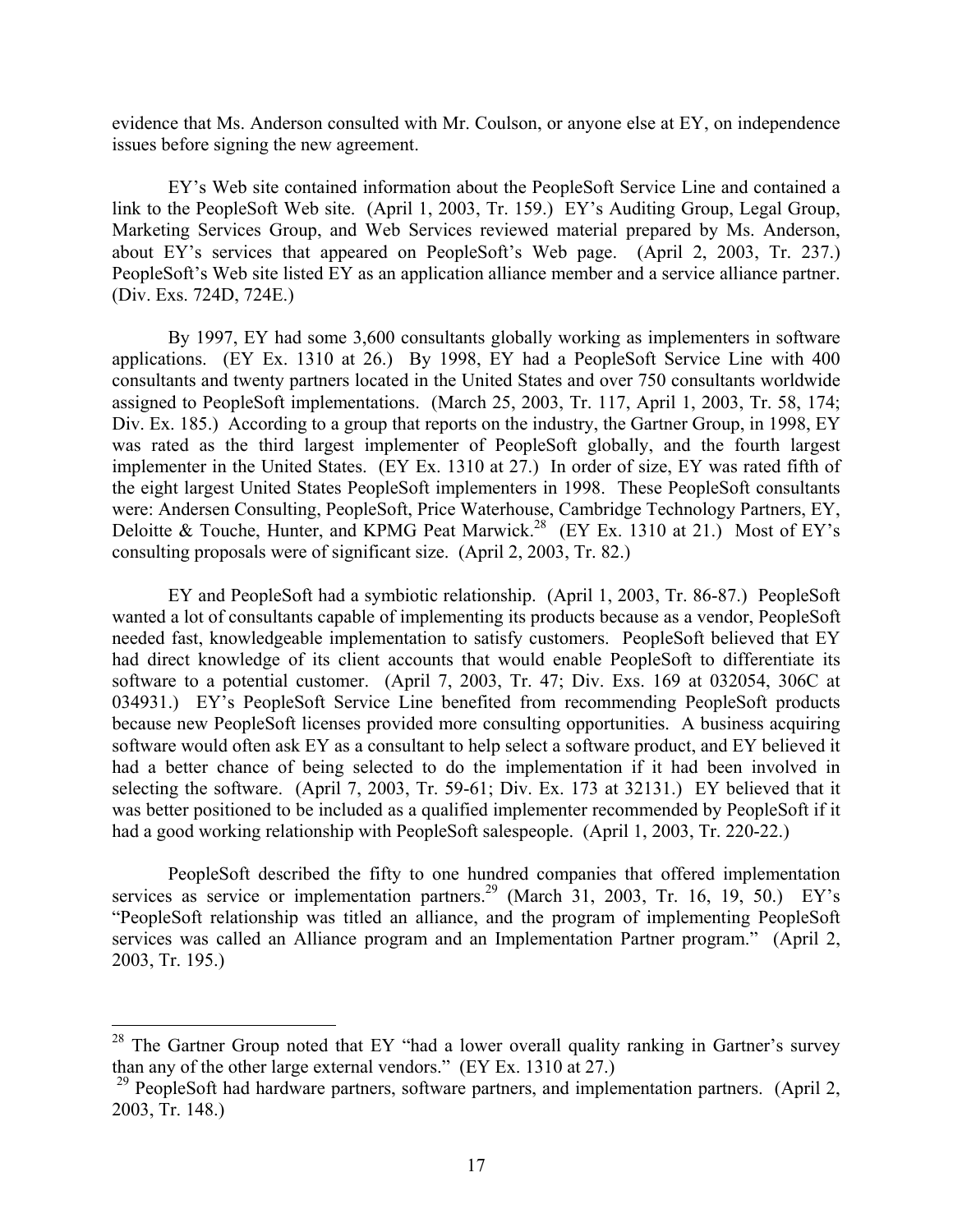evidence that Ms. Anderson consulted with Mr. Coulson, or anyone else at EY, on independence issues before signing the new agreement.

EY's Web site contained information about the PeopleSoft Service Line and contained a link to the PeopleSoft Web site. (April 1, 2003, Tr. 159.) EY's Auditing Group, Legal Group, Marketing Services Group, and Web Services reviewed material prepared by Ms. Anderson, about EY's services that appeared on PeopleSoft's Web page. (April 2, 2003, Tr. 237.) PeopleSoft's Web site listed EY as an application alliance member and a service alliance partner. (Div. Exs. 724D, 724E.)

By 1997, EY had some 3,600 consultants globally working as implementers in software applications. (EY Ex. 1310 at 26.) By 1998, EY had a PeopleSoft Service Line with 400 consultants and twenty partners located in the United States and over 750 consultants worldwide assigned to PeopleSoft implementations. (March 25, 2003, Tr. 117, April 1, 2003, Tr. 58, 174; Div. Ex. 185.) According to a group that reports on the industry, the Gartner Group, in 1998, EY was rated as the third largest implementer of PeopleSoft globally, and the fourth largest implementer in the United States. (EY Ex. 1310 at 27.) In order of size, EY was rated fifth of the eight largest United States PeopleSoft implementers in 1998. These PeopleSoft consultants were: Andersen Consulting, PeopleSoft, Price Waterhouse, Cambridge Technology Partners, EY, Deloitte & Touche, Hunter, and KPMG Peat Marwick.[28] (EY Ex. 1310 at 21.) Most of EY's consulting proposals were of significant size. (April 2, 2003, Tr. 82.)

EY and PeopleSoft had a symbiotic relationship. (April 1, 2003, Tr. 86-87.) PeopleSoft wanted a lot of consultants capable of implementing its products because as a vendor, PeopleSoft needed fast, knowledgeable implementation to satisfy customers. PeopleSoft believed that EY had direct knowledge of its client accounts that would enable PeopleSoft to differentiate its software to a potential customer. (April 7, 2003, Tr. 47; Div. Exs. 169 at 032054, 306C at 034931.) EY's PeopleSoft Service Line benefited from recommending PeopleSoft products because new PeopleSoft licenses provided more consulting opportunities. A business acquiring software would often ask EY as a consultant to help select a software product, and EY believed it had a better chance of being selected to do the implementation if it had been involved in selecting the software. (April 7, 2003, Tr. 59-61; Div. Ex. 173 at 32131.) EY believed that it was better positioned to be included as a qualified implementer recommended by PeopleSoft if it had a good working relationship with PeopleSoft salespeople. (April 1, 2003, Tr. 220-22.)

PeopleSoft described the fifty to one hundred companies that offered implementation services as service or implementation partners.[29] (March 31, 2003, Tr. 16, 19, 50.) EY's "PeopleSoft relationship was titled an alliance, and the program of implementing PeopleSoft services was called an Alliance program and an Implementation Partner program." (April 2, 2003, Tr. 195.)

---

[28] The Gartner Group noted that EY "had a lower overall quality ranking in Gartner's survey than any of the other large external vendors." (EY Ex. 1310 at 27.)

[29] PeopleSoft had hardware partners, software partners, and implementation partners. (April 2, 2003, Tr. 148.)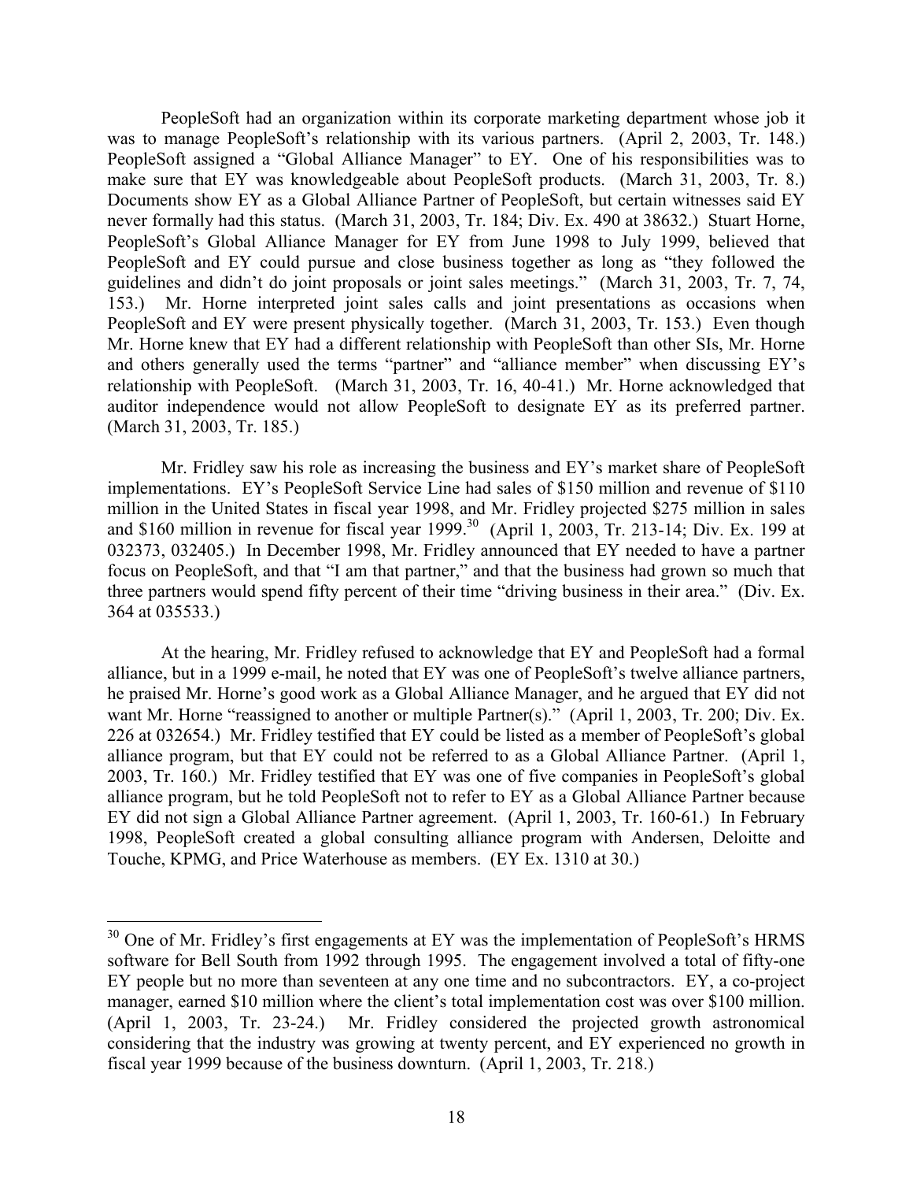PeopleSoft had an organization within its corporate marketing department whose job it was to manage PeopleSoft's relationship with its various partners. (April 2, 2003, Tr. 148.) PeopleSoft assigned a "Global Alliance Manager" to EY. One of his responsibilities was to make sure that EY was knowledgeable about PeopleSoft products. (March 31, 2003, Tr. 8.) Documents show EY as a Global Alliance Partner of PeopleSoft, but certain witnesses said EY never formally had this status. (March 31, 2003, Tr. 184; Div. Ex. 490 at 38632.) Stuart Horne, PeopleSoft's Global Alliance Manager for EY from June 1998 to July 1999, believed that PeopleSoft and EY could pursue and close business together as long as "they followed the guidelines and didn't do joint proposals or joint sales meetings." (March 31, 2003, Tr. 7, 74, 153.) Mr. Horne interpreted joint sales calls and joint presentations as occasions when PeopleSoft and EY were present physically together. (March 31, 2003, Tr. 153.) Even though Mr. Horne knew that EY had a different relationship with PeopleSoft than other SIs, Mr. Horne and others generally used the terms "partner" and "alliance member" when discussing EY's relationship with PeopleSoft. (March 31, 2003, Tr. 16, 40-41.) Mr. Horne acknowledged that auditor independence would not allow PeopleSoft to designate EY as its preferred partner. (March 31, 2003, Tr. 185.)

Mr. Fridley saw his role as increasing the business and EY's market share of PeopleSoft implementations. EY's PeopleSoft Service Line had sales of $150 million and revenue of $110 million in the United States in fiscal year 1998, and Mr. Fridley projected $275 million in sales and $160 million in revenue for fiscal year 1999.[30] (April 1, 2003, Tr. 213-14; Div. Ex. 199 at 032373, 032405.) In December 1998, Mr. Fridley announced that EY needed to have a partner focus on PeopleSoft, and that "I am that partner," and that the business had grown so much that three partners would spend fifty percent of their time "driving business in their area." (Div. Ex. 364 at 035533.)

At the hearing, Mr. Fridley refused to acknowledge that EY and PeopleSoft had a formal alliance, but in a 1999 e-mail, he noted that EY was one of PeopleSoft's twelve alliance partners, he praised Mr. Horne's good work as a Global Alliance Manager, and he argued that EY did not want Mr. Horne "reassigned to another or multiple Partner(s)." (April 1, 2003, Tr. 200; Div. Ex. 226 at 032654.) Mr. Fridley testified that EY could be listed as a member of PeopleSoft's global alliance program, but that EY could not be referred to as a Global Alliance Partner. (April 1, 2003, Tr. 160.) Mr. Fridley testified that EY was one of five companies in PeopleSoft's global alliance program, but he told PeopleSoft not to refer to EY as a Global Alliance Partner because EY did not sign a Global Alliance Partner agreement. (April 1, 2003, Tr. 160-61.) In February 1998, PeopleSoft created a global consulting alliance program with Andersen, Deloitte and Touche, KPMG, and Price Waterhouse as members. (EY Ex. 1310 at 30.)

---

[30] One of Mr. Fridley's first engagements at EY was the implementation of PeopleSoft's HRMS software for Bell South from 1992 through 1995. The engagement involved a total of fifty-one EY people but no more than seventeen at any one time and no subcontractors. EY, a co-project manager, earned $10 million where the client's total implementation cost was over $100 million. (April 1, 2003, Tr. 23-24.) Mr. Fridley considered the projected growth astronomical considering that the industry was growing at twenty percent, and EY experienced no growth in fiscal year 1999 because of the business downturn. (April 1, 2003, Tr. 218.)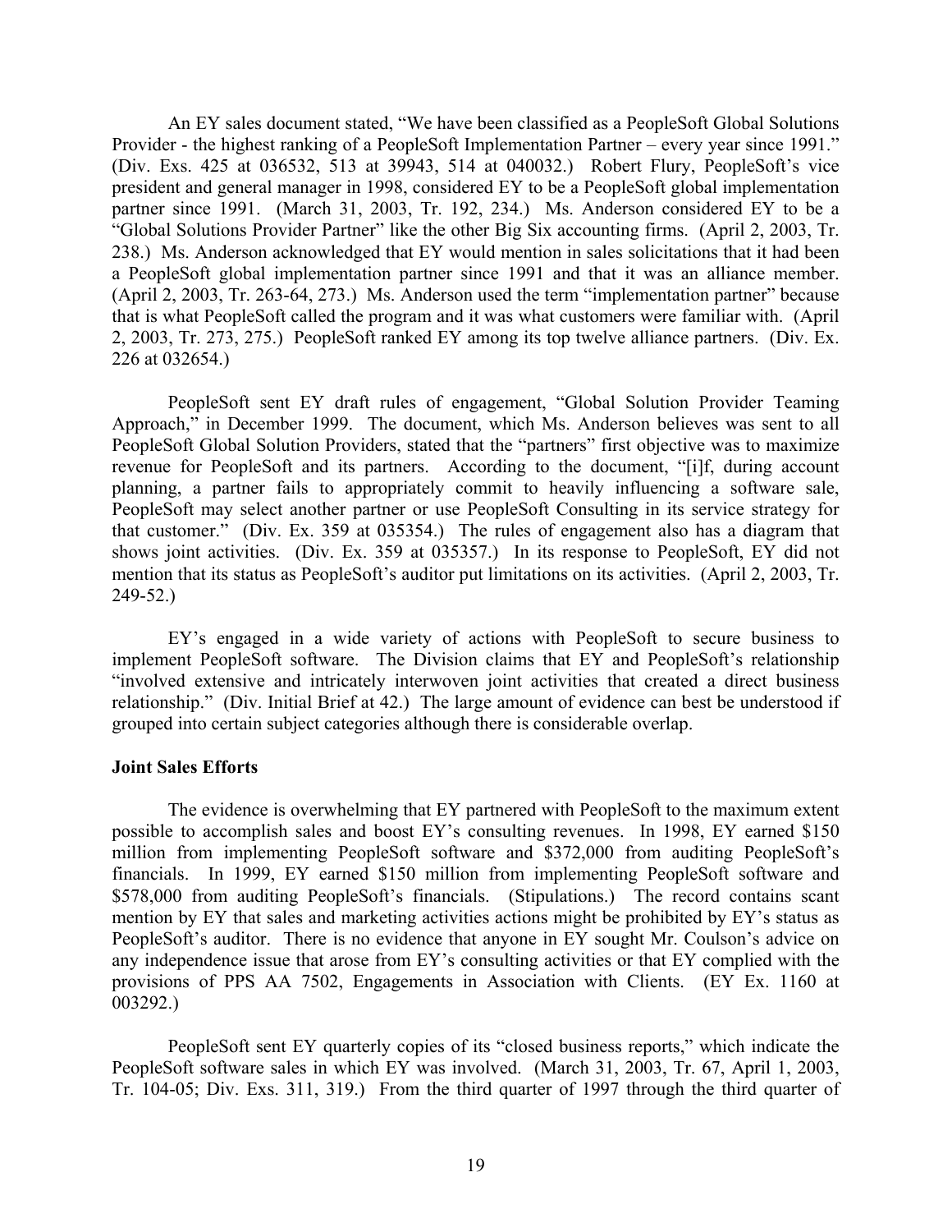An EY sales document stated, "We have been classified as a PeopleSoft Global Solutions Provider - the highest ranking of a PeopleSoft Implementation Partner – every year since 1991." (Div. Exs. 425 at 036532, 513 at 39943, 514 at 040032.) Robert Flury, PeopleSoft's vice president and general manager in 1998, considered EY to be a PeopleSoft global implementation partner since 1991. (March 31, 2003, Tr. 192, 234.) Ms. Anderson considered EY to be a "Global Solutions Provider Partner" like the other Big Six accounting firms. (April 2, 2003, Tr. 238.) Ms. Anderson acknowledged that EY would mention in sales solicitations that it had been a PeopleSoft global implementation partner since 1991 and that it was an alliance member. (April 2, 2003, Tr. 263-64, 273.) Ms. Anderson used the term "implementation partner" because that is what PeopleSoft called the program and it was what customers were familiar with. (April 2, 2003, Tr. 273, 275.) PeopleSoft ranked EY among its top twelve alliance partners. (Div. Ex. 226 at 032654.)

PeopleSoft sent EY draft rules of engagement, "Global Solution Provider Teaming Approach," in December 1999. The document, which Ms. Anderson believes was sent to all PeopleSoft Global Solution Providers, stated that the "partners" first objective was to maximize revenue for PeopleSoft and its partners. According to the document, "[i]f, during account planning, a partner fails to appropriately commit to heavily influencing a software sale, PeopleSoft may select another partner or use PeopleSoft Consulting in its service strategy for that customer." (Div. Ex. 359 at 035354.) The rules of engagement also has a diagram that shows joint activities. (Div. Ex. 359 at 035357.) In its response to PeopleSoft, EY did not mention that its status as PeopleSoft's auditor put limitations on its activities. (April 2, 2003, Tr. 249-52.)

EY's engaged in a wide variety of actions with PeopleSoft to secure business to implement PeopleSoft software. The Division claims that EY and PeopleSoft's relationship "involved extensive and intricately interwoven joint activities that created a direct business relationship." (Div. Initial Brief at 42.) The large amount of evidence can best be understood if grouped into certain subject categories although there is considerable overlap.

**Joint Sales Efforts**

The evidence is overwhelming that EY partnered with PeopleSoft to the maximum extent possible to accomplish sales and boost EY's consulting revenues. In 1998, EY earned $150 million from implementing PeopleSoft software and $372,000 from auditing PeopleSoft's financials. In 1999, EY earned $150 million from implementing PeopleSoft software and $578,000 from auditing PeopleSoft's financials. (Stipulations.) The record contains scant mention by EY that sales and marketing activities actions might be prohibited by EY's status as PeopleSoft's auditor. There is no evidence that anyone in EY sought Mr. Coulson's advice on any independence issue that arose from EY's consulting activities or that EY complied with the provisions of PPS AA 7502, Engagements in Association with Clients. (EY Ex. 1160 at 003292.)

PeopleSoft sent EY quarterly copies of its "closed business reports," which indicate the PeopleSoft software sales in which EY was involved. (March 31, 2003, Tr. 67, April 1, 2003, Tr. 104-05; Div. Exs. 311, 319.) From the third quarter of 1997 through the third quarter of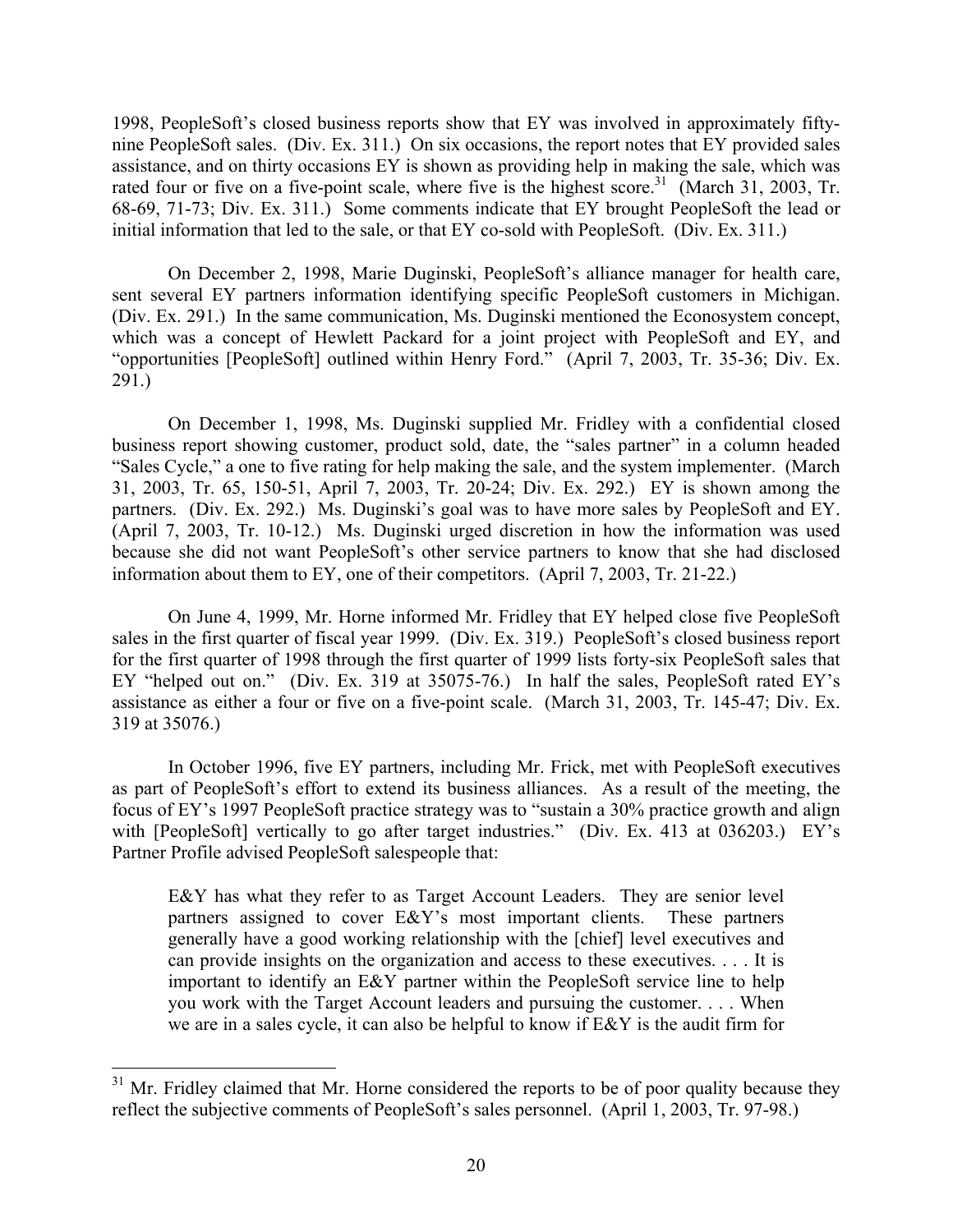1998, PeopleSoft's closed business reports show that EY was involved in approximately fifty-nine PeopleSoft sales. (Div. Ex. 311.) On six occasions, the report notes that EY provided sales assistance, and on thirty occasions EY is shown as providing help in making the sale, which was rated four or five on a five-point scale, where five is the highest score.[31] (March 31, 2003, Tr. 68-69, 71-73; Div. Ex. 311.) Some comments indicate that EY brought PeopleSoft the lead or initial information that led to the sale, or that EY co-sold with PeopleSoft. (Div. Ex. 311.)

On December 2, 1998, Marie Duginski, PeopleSoft's alliance manager for health care, sent several EY partners information identifying specific PeopleSoft customers in Michigan. (Div. Ex. 291.) In the same communication, Ms. Duginski mentioned the Econosystem concept, which was a concept of Hewlett Packard for a joint project with PeopleSoft and EY, and "opportunities [PeopleSoft] outlined within Henry Ford." (April 7, 2003, Tr. 35-36; Div. Ex. 291.)

On December 1, 1998, Ms. Duginski supplied Mr. Fridley with a confidential closed business report showing customer, product sold, date, the "sales partner" in a column headed "Sales Cycle," a one to five rating for help making the sale, and the system implementer. (March 31, 2003, Tr. 65, 150-51, April 7, 2003, Tr. 20-24; Div. Ex. 292.) EY is shown among the partners. (Div. Ex. 292.) Ms. Duginski's goal was to have more sales by PeopleSoft and EY. (April 7, 2003, Tr. 10-12.) Ms. Duginski urged discretion in how the information was used because she did not want PeopleSoft's other service partners to know that she had disclosed information about them to EY, one of their competitors. (April 7, 2003, Tr. 21-22.)

On June 4, 1999, Mr. Horne informed Mr. Fridley that EY helped close five PeopleSoft sales in the first quarter of fiscal year 1999. (Div. Ex. 319.) PeopleSoft's closed business report for the first quarter of 1998 through the first quarter of 1999 lists forty-six PeopleSoft sales that EY "helped out on." (Div. Ex. 319 at 35075-76.) In half the sales, PeopleSoft rated EY's assistance as either a four or five on a five-point scale. (March 31, 2003, Tr. 145-47; Div. Ex. 319 at 35076.)

In October 1996, five EY partners, including Mr. Frick, met with PeopleSoft executives as part of PeopleSoft's effort to extend its business alliances. As a result of the meeting, the focus of EY's 1997 PeopleSoft practice strategy was to "sustain a 30% practice growth and align with [PeopleSoft] vertically to go after target industries." (Div. Ex. 413 at 036203.) EY's Partner Profile advised PeopleSoft salespeople that:

> E&Y has what they refer to as Target Account Leaders. They are senior level partners assigned to cover E&Y's most important clients. These partners generally have a good working relationship with the [chief] level executives and can provide insights on the organization and access to these executives. . . . It is important to identify an E&Y partner within the PeopleSoft service line to help you work with the Target Account leaders and pursuing the customer. . . . When we are in a sales cycle, it can also be helpful to know if E&Y is the audit firm for

[31] Mr. Fridley claimed that Mr. Horne considered the reports to be of poor quality because they reflect the subjective comments of PeopleSoft's sales personnel. (April 1, 2003, Tr. 97-98.)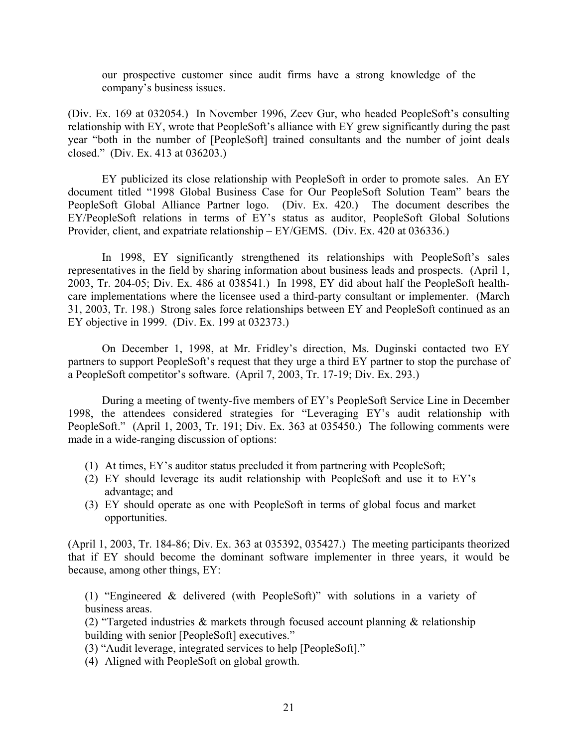> our prospective customer since audit firms have a strong knowledge of the company's business issues.

(Div. Ex. 169 at 032054.) In November 1996, Zeev Gur, who headed PeopleSoft's consulting relationship with EY, wrote that PeopleSoft's alliance with EY grew significantly during the past year "both in the number of [PeopleSoft] trained consultants and the number of joint deals closed." (Div. Ex. 413 at 036203.)

EY publicized its close relationship with PeopleSoft in order to promote sales. An EY document titled "1998 Global Business Case for Our PeopleSoft Solution Team" bears the PeopleSoft Global Alliance Partner logo. (Div. Ex. 420.) The document describes the EY/PeopleSoft relations in terms of EY's status as auditor, PeopleSoft Global Solutions Provider, client, and expatriate relationship – EY/GEMS. (Div. Ex. 420 at 036336.)

In 1998, EY significantly strengthened its relationships with PeopleSoft's sales representatives in the field by sharing information about business leads and prospects. (April 1, 2003, Tr. 204-05; Div. Ex. 486 at 038541.) In 1998, EY did about half the PeopleSoft health-care implementations where the licensee used a third-party consultant or implementer. (March 31, 2003, Tr. 198.) Strong sales force relationships between EY and PeopleSoft continued as an EY objective in 1999. (Div. Ex. 199 at 032373.)

On December 1, 1998, at Mr. Fridley's direction, Ms. Duginski contacted two EY partners to support PeopleSoft's request that they urge a third EY partner to stop the purchase of a PeopleSoft competitor's software. (April 7, 2003, Tr. 17-19; Div. Ex. 293.)

During a meeting of twenty-five members of EY's PeopleSoft Service Line in December 1998, the attendees considered strategies for "Leveraging EY's audit relationship with PeopleSoft." (April 1, 2003, Tr. 191; Div. Ex. 363 at 035450.) The following comments were made in a wide-ranging discussion of options:

(1) At times, EY's auditor status precluded it from partnering with PeopleSoft;
(2) EY should leverage its audit relationship with PeopleSoft and use it to EY's advantage; and
(3) EY should operate as one with PeopleSoft in terms of global focus and market opportunities.

(April 1, 2003, Tr. 184-86; Div. Ex. 363 at 035392, 035427.) The meeting participants theorized that if EY should become the dominant software implementer in three years, it would be because, among other things, EY:

> (1) "Engineered & delivered (with PeopleSoft)" with solutions in a variety of business areas.
> (2) "Targeted industries & markets through focused account planning & relationship building with senior [PeopleSoft] executives."
> (3) "Audit leverage, integrated services to help [PeopleSoft]."
> (4) Aligned with PeopleSoft on global growth.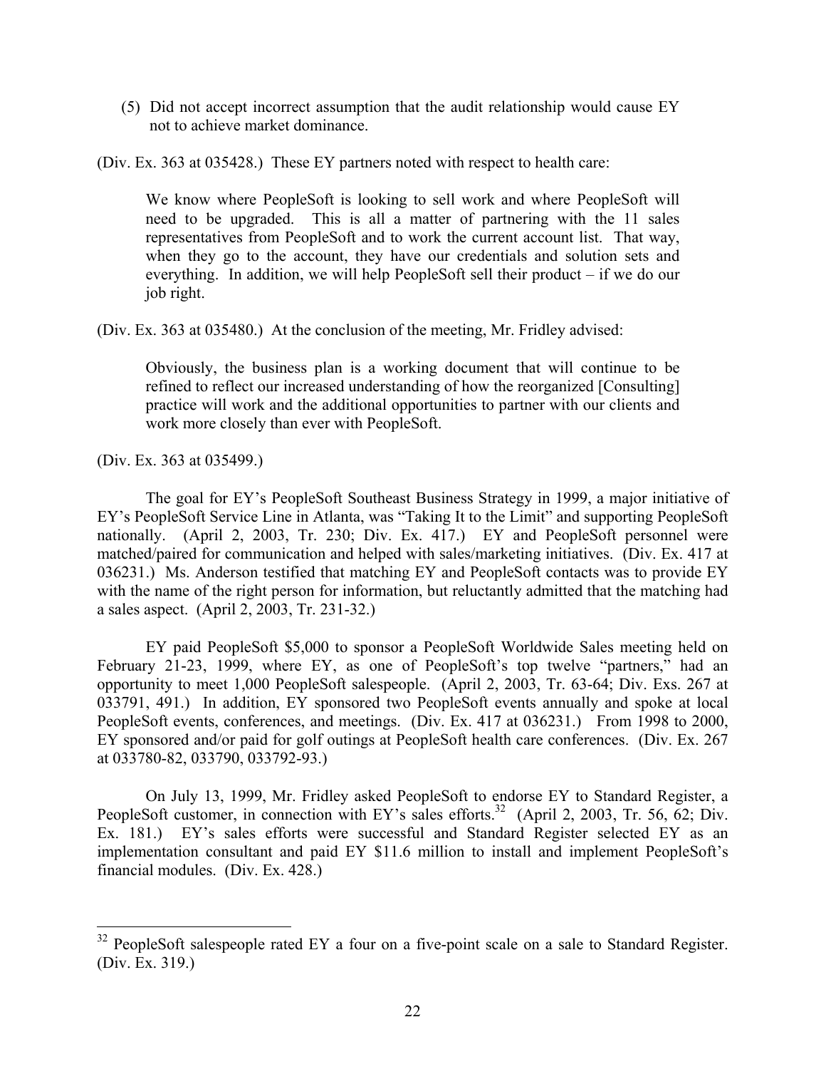(5) Did not accept incorrect assumption that the audit relationship would cause EY not to achieve market dominance.

(Div. Ex. 363 at 035428.) These EY partners noted with respect to health care:

> We know where PeopleSoft is looking to sell work and where PeopleSoft will need to be upgraded. This is all a matter of partnering with the 11 sales representatives from PeopleSoft and to work the current account list. That way, when they go to the account, they have our credentials and solution sets and everything. In addition, we will help PeopleSoft sell their product – if we do our job right.

(Div. Ex. 363 at 035480.) At the conclusion of the meeting, Mr. Fridley advised:

> Obviously, the business plan is a working document that will continue to be refined to reflect our increased understanding of how the reorganized [Consulting] practice will work and the additional opportunities to partner with our clients and work more closely than ever with PeopleSoft.

(Div. Ex. 363 at 035499.)

The goal for EY's PeopleSoft Southeast Business Strategy in 1999, a major initiative of EY's PeopleSoft Service Line in Atlanta, was "Taking It to the Limit" and supporting PeopleSoft nationally. (April 2, 2003, Tr. 230; Div. Ex. 417.) EY and PeopleSoft personnel were matched/paired for communication and helped with sales/marketing initiatives. (Div. Ex. 417 at 036231.) Ms. Anderson testified that matching EY and PeopleSoft contacts was to provide EY with the name of the right person for information, but reluctantly admitted that the matching had a sales aspect. (April 2, 2003, Tr. 231-32.)

EY paid PeopleSoft $5,000 to sponsor a PeopleSoft Worldwide Sales meeting held on February 21-23, 1999, where EY, as one of PeopleSoft's top twelve "partners," had an opportunity to meet 1,000 PeopleSoft salespeople. (April 2, 2003, Tr. 63-64; Div. Exs. 267 at 033791, 491.) In addition, EY sponsored two PeopleSoft events annually and spoke at local PeopleSoft events, conferences, and meetings. (Div. Ex. 417 at 036231.) From 1998 to 2000, EY sponsored and/or paid for golf outings at PeopleSoft health care conferences. (Div. Ex. 267 at 033780-82, 033790, 033792-93.)

On July 13, 1999, Mr. Fridley asked PeopleSoft to endorse EY to Standard Register, a PeopleSoft customer, in connection with EY's sales efforts.[32] (April 2, 2003, Tr. 56, 62; Div. Ex. 181.) EY's sales efforts were successful and Standard Register selected EY as an implementation consultant and paid EY $11.6 million to install and implement PeopleSoft's financial modules. (Div. Ex. 428.)

---

[32] PeopleSoft salespeople rated EY a four on a five-point scale on a sale to Standard Register. (Div. Ex. 319.)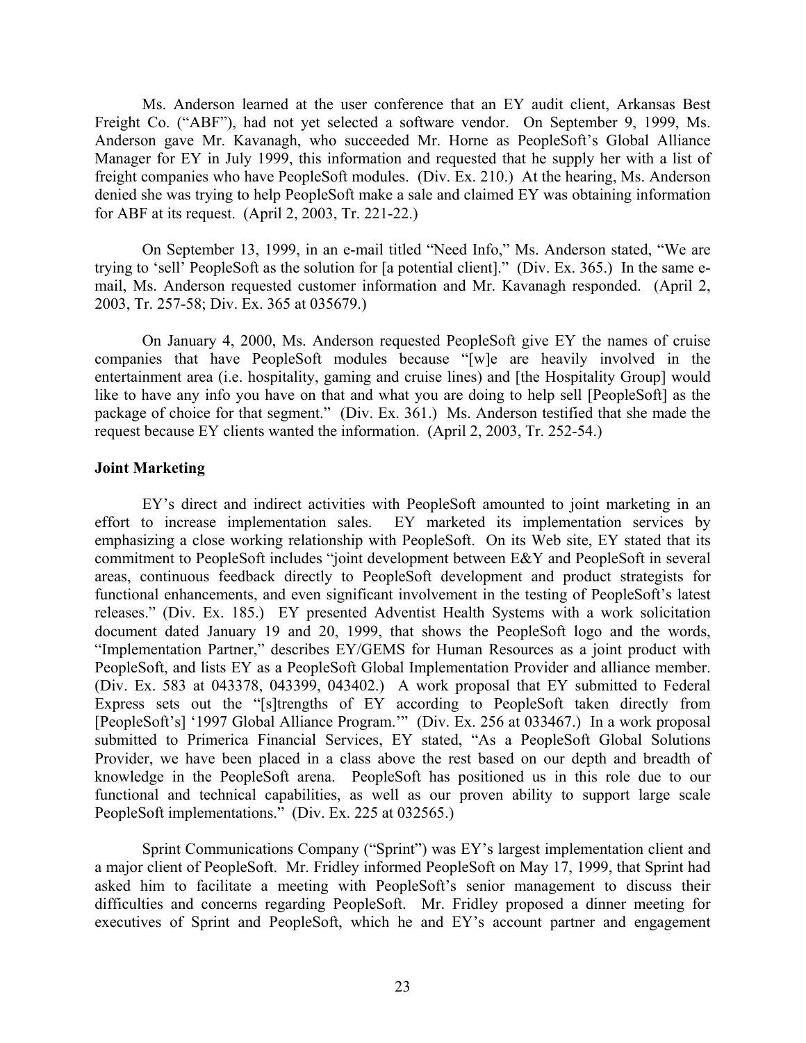Ms. Anderson learned at the user conference that an EY audit client, Arkansas Best Freight Co. ("ABF"), had not yet selected a software vendor. On September 9, 1999, Ms. Anderson gave Mr. Kavanagh, who succeeded Mr. Horne as PeopleSoft's Global Alliance Manager for EY in July 1999, this information and requested that he supply her with a list of freight companies who have PeopleSoft modules. (Div. Ex. 210.) At the hearing, Ms. Anderson denied she was trying to help PeopleSoft make a sale and claimed EY was obtaining information for ABF at its request. (April 2, 2003, Tr. 221-22.)

On September 13, 1999, in an e-mail titled "Need Info," Ms. Anderson stated, "We are trying to 'sell' PeopleSoft as the solution for [a potential client]." (Div. Ex. 365.) In the same e-mail, Ms. Anderson requested customer information and Mr. Kavanagh responded. (April 2, 2003, Tr. 257-58; Div. Ex. 365 at 035679.)

On January 4, 2000, Ms. Anderson requested PeopleSoft give EY the names of cruise companies that have PeopleSoft modules because "[w]e are heavily involved in the entertainment area (i.e. hospitality, gaming and cruise lines) and [the Hospitality Group] would like to have any info you have on that and what you are doing to help sell [PeopleSoft] as the package of choice for that segment." (Div. Ex. 361.) Ms. Anderson testified that she made the request because EY clients wanted the information. (April 2, 2003, Tr. 252-54.)

**Joint Marketing**

EY's direct and indirect activities with PeopleSoft amounted to joint marketing in an effort to increase implementation sales. EY marketed its implementation services by emphasizing a close working relationship with PeopleSoft. On its Web site, EY stated that its commitment to PeopleSoft includes "joint development between E&Y and PeopleSoft in several areas, continuous feedback directly to PeopleSoft development and product strategists for functional enhancements, and even significant involvement in the testing of PeopleSoft's latest releases." (Div. Ex. 185.) EY presented Adventist Health Systems with a work solicitation document dated January 19 and 20, 1999, that shows the PeopleSoft logo and the words, "Implementation Partner," describes EY/GEMS for Human Resources as a joint product with PeopleSoft, and lists EY as a PeopleSoft Global Implementation Provider and alliance member. (Div. Ex. 583 at 043378, 043399, 043402.) A work proposal that EY submitted to Federal Express sets out the "[s]trengths of EY according to PeopleSoft taken directly from [PeopleSoft's] '1997 Global Alliance Program.'" (Div. Ex. 256 at 033467.) In a work proposal submitted to Primerica Financial Services, EY stated, "As a PeopleSoft Global Solutions Provider, we have been placed in a class above the rest based on our depth and breadth of knowledge in the PeopleSoft arena. PeopleSoft has positioned us in this role due to our functional and technical capabilities, as well as our proven ability to support large scale PeopleSoft implementations." (Div. Ex. 225 at 032565.)

Sprint Communications Company ("Sprint") was EY's largest implementation client and a major client of PeopleSoft. Mr. Fridley informed PeopleSoft on May 17, 1999, that Sprint had asked him to facilitate a meeting with PeopleSoft's senior management to discuss their difficulties and concerns regarding PeopleSoft. Mr. Fridley proposed a dinner meeting for executives of Sprint and PeopleSoft, which he and EY's account partner and engagement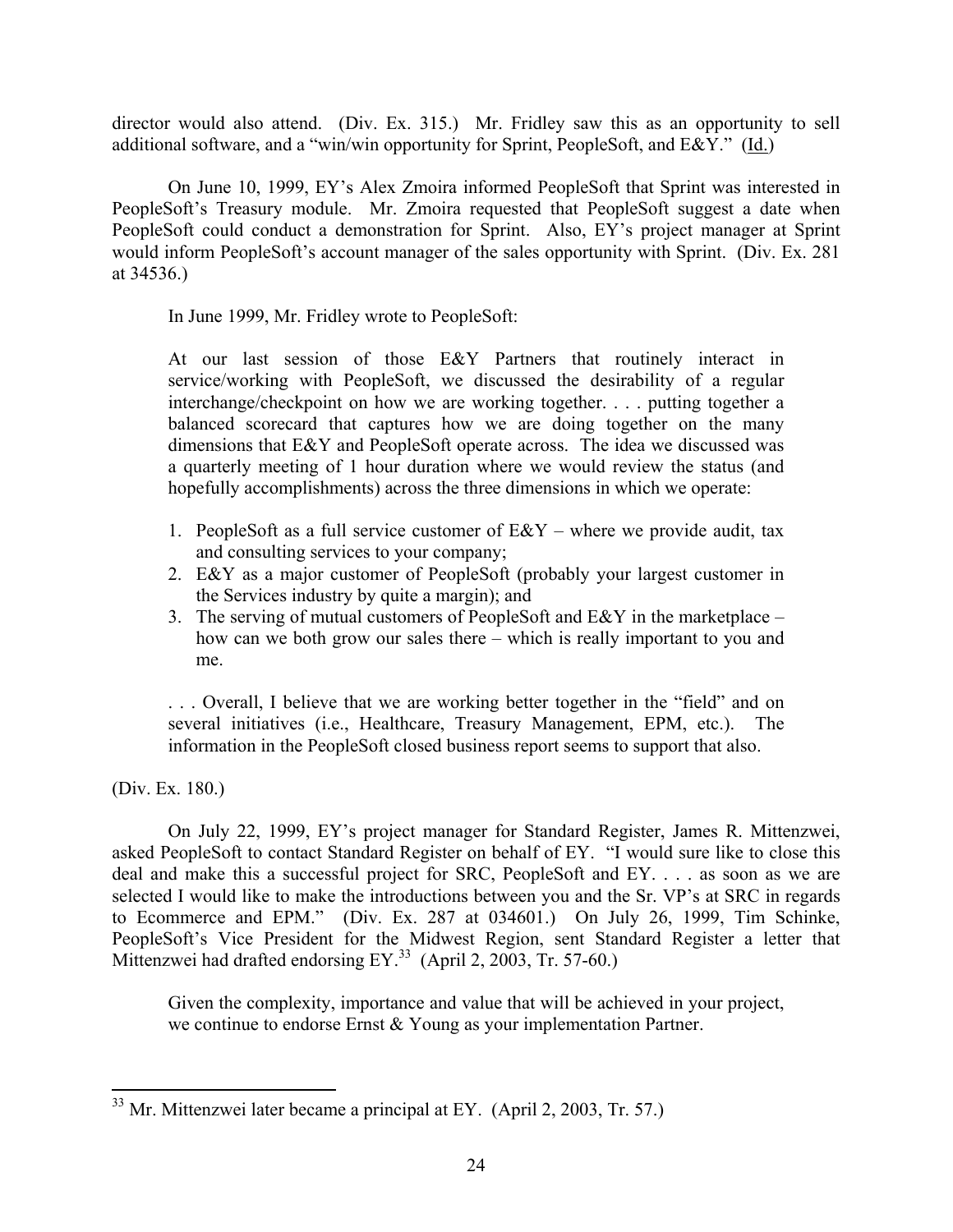director would also attend. (Div. Ex. 315.) Mr. Fridley saw this as an opportunity to sell additional software, and a "win/win opportunity for Sprint, PeopleSoft, and E&Y." (Id.)

On June 10, 1999, EY's Alex Zmoira informed PeopleSoft that Sprint was interested in PeopleSoft's Treasury module. Mr. Zmoira requested that PeopleSoft suggest a date when PeopleSoft could conduct a demonstration for Sprint. Also, EY's project manager at Sprint would inform PeopleSoft's account manager of the sales opportunity with Sprint. (Div. Ex. 281 at 34536.)

In June 1999, Mr. Fridley wrote to PeopleSoft:

> At our last session of those E&Y Partners that routinely interact in service/working with PeopleSoft, we discussed the desirability of a regular interchange/checkpoint on how we are working together. . . . putting together a balanced scorecard that captures how we are doing together on the many dimensions that E&Y and PeopleSoft operate across. The idea we discussed was a quarterly meeting of 1 hour duration where we would review the status (and hopefully accomplishments) across the three dimensions in which we operate:
>
> 1. PeopleSoft as a full service customer of E&Y – where we provide audit, tax and consulting services to your company;
> 2. E&Y as a major customer of PeopleSoft (probably your largest customer in the Services industry by quite a margin); and
> 3. The serving of mutual customers of PeopleSoft and E&Y in the marketplace – how can we both grow our sales there – which is really important to you and me.
>
> . . . Overall, I believe that we are working better together in the "field" and on several initiatives (i.e., Healthcare, Treasury Management, EPM, etc.). The information in the PeopleSoft closed business report seems to support that also.

(Div. Ex. 180.)

On July 22, 1999, EY's project manager for Standard Register, James R. Mittenzwei, asked PeopleSoft to contact Standard Register on behalf of EY. "I would sure like to close this deal and make this a successful project for SRC, PeopleSoft and EY. . . . as soon as we are selected I would like to make the introductions between you and the Sr. VP's at SRC in regards to Ecommerce and EPM." (Div. Ex. 287 at 034601.) On July 26, 1999, Tim Schinke, PeopleSoft's Vice President for the Midwest Region, sent Standard Register a letter that Mittenzwei had drafted endorsing EY.[33] (April 2, 2003, Tr. 57-60.)

> Given the complexity, importance and value that will be achieved in your project, we continue to endorse Ernst & Young as your implementation Partner.

[33] Mr. Mittenzwei later became a principal at EY. (April 2, 2003, Tr. 57.)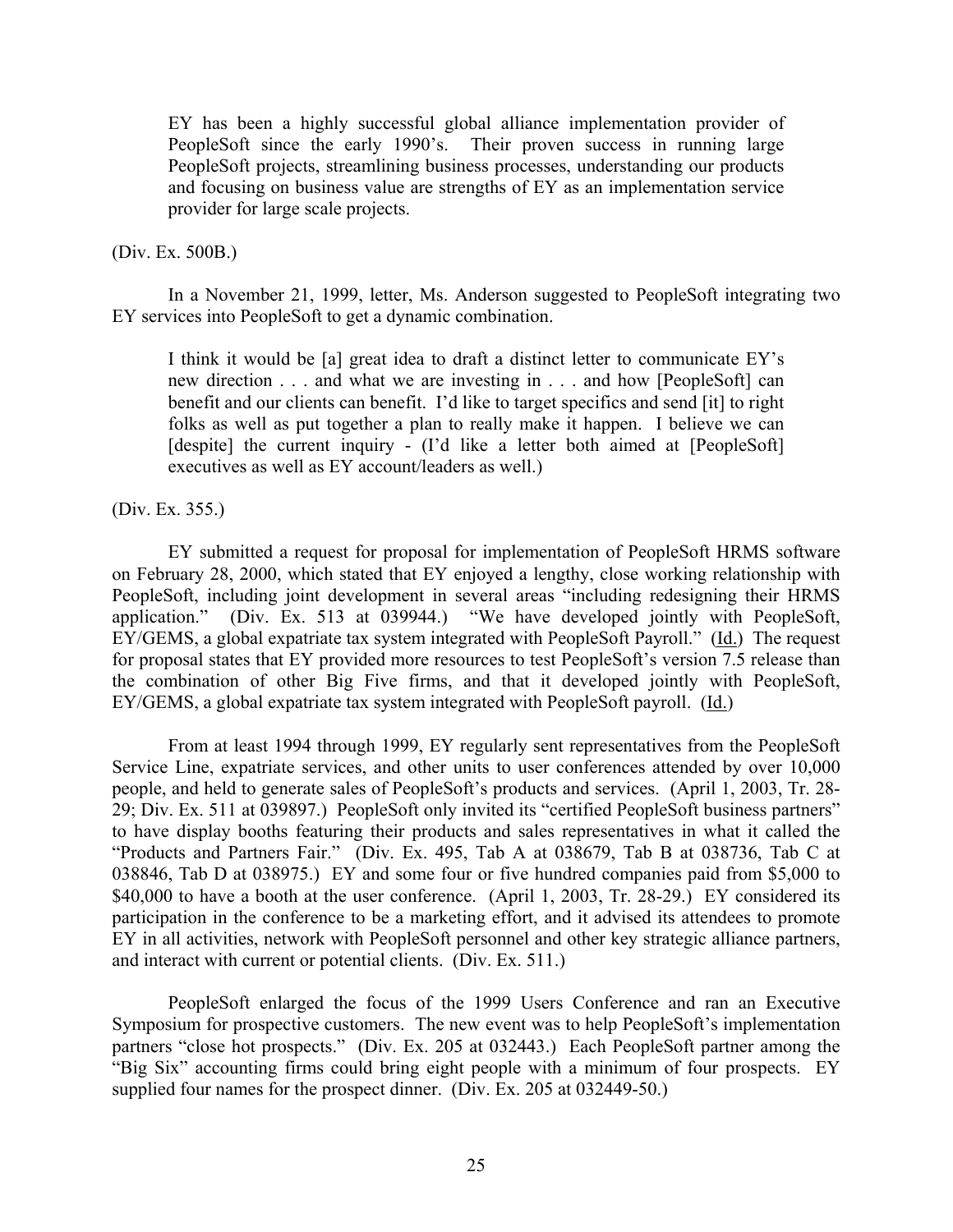> EY has been a highly successful global alliance implementation provider of PeopleSoft since the early 1990's. Their proven success in running large PeopleSoft projects, streamlining business processes, understanding our products and focusing on business value are strengths of EY as an implementation service provider for large scale projects.

(Div. Ex. 500B.)

In a November 21, 1999, letter, Ms. Anderson suggested to PeopleSoft integrating two EY services into PeopleSoft to get a dynamic combination.

> I think it would be [a] great idea to draft a distinct letter to communicate EY's new direction . . . and what we are investing in . . . and how [PeopleSoft] can benefit and our clients can benefit. I'd like to target specifics and send [it] to right folks as well as put together a plan to really make it happen. I believe we can [despite] the current inquiry - (I'd like a letter both aimed at [PeopleSoft] executives as well as EY account/leaders as well.)

(Div. Ex. 355.)

EY submitted a request for proposal for implementation of PeopleSoft HRMS software on February 28, 2000, which stated that EY enjoyed a lengthy, close working relationship with PeopleSoft, including joint development in several areas "including redesigning their HRMS application." (Div. Ex. 513 at 039944.) "We have developed jointly with PeopleSoft, EY/GEMS, a global expatriate tax system integrated with PeopleSoft Payroll." (Id.) The request for proposal states that EY provided more resources to test PeopleSoft's version 7.5 release than the combination of other Big Five firms, and that it developed jointly with PeopleSoft, EY/GEMS, a global expatriate tax system integrated with PeopleSoft payroll. (Id.)

From at least 1994 through 1999, EY regularly sent representatives from the PeopleSoft Service Line, expatriate services, and other units to user conferences attended by over 10,000 people, and held to generate sales of PeopleSoft's products and services. (April 1, 2003, Tr. 28-29; Div. Ex. 511 at 039897.) PeopleSoft only invited its "certified PeopleSoft business partners" to have display booths featuring their products and sales representatives in what it called the "Products and Partners Fair." (Div. Ex. 495, Tab A at 038679, Tab B at 038736, Tab C at 038846, Tab D at 038975.) EY and some four or five hundred companies paid from $5,000 to $40,000 to have a booth at the user conference. (April 1, 2003, Tr. 28-29.) EY considered its participation in the conference to be a marketing effort, and it advised its attendees to promote EY in all activities, network with PeopleSoft personnel and other key strategic alliance partners, and interact with current or potential clients. (Div. Ex. 511.)

PeopleSoft enlarged the focus of the 1999 Users Conference and ran an Executive Symposium for prospective customers. The new event was to help PeopleSoft's implementation partners "close hot prospects." (Div. Ex. 205 at 032443.) Each PeopleSoft partner among the "Big Six" accounting firms could bring eight people with a minimum of four prospects. EY supplied four names for the prospect dinner. (Div. Ex. 205 at 032449-50.)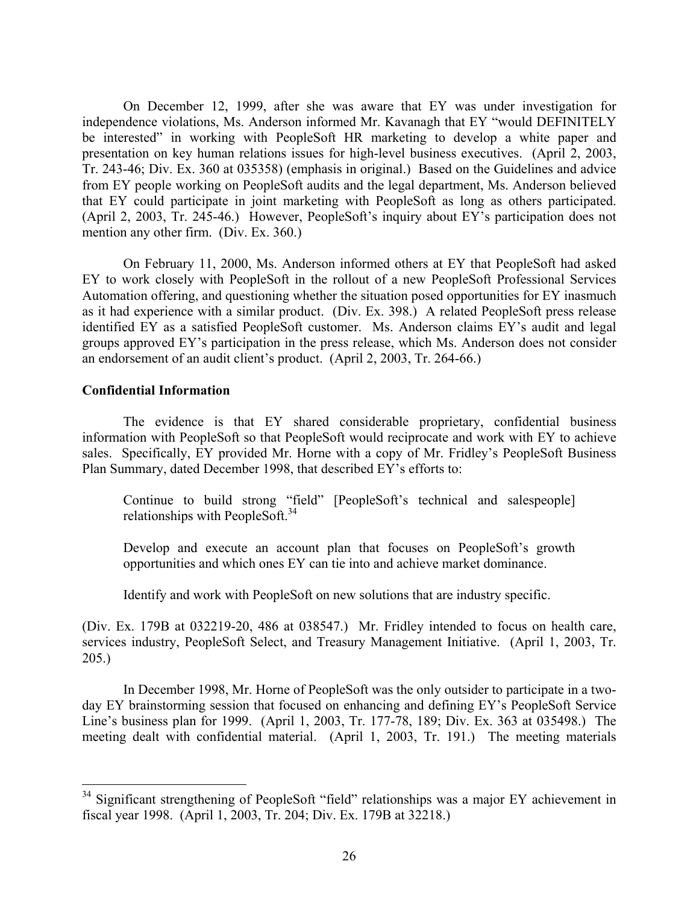On December 12, 1999, after she was aware that EY was under investigation for independence violations, Ms. Anderson informed Mr. Kavanagh that EY "would DEFINITELY be interested" in working with PeopleSoft HR marketing to develop a white paper and presentation on key human relations issues for high-level business executives. (April 2, 2003, Tr. 243-46; Div. Ex. 360 at 035358) (emphasis in original.) Based on the Guidelines and advice from EY people working on PeopleSoft audits and the legal department, Ms. Anderson believed that EY could participate in joint marketing with PeopleSoft as long as others participated. (April 2, 2003, Tr. 245-46.) However, PeopleSoft's inquiry about EY's participation does not mention any other firm. (Div. Ex. 360.)

On February 11, 2000, Ms. Anderson informed others at EY that PeopleSoft had asked EY to work closely with PeopleSoft in the rollout of a new PeopleSoft Professional Services Automation offering, and questioning whether the situation posed opportunities for EY inasmuch as it had experience with a similar product. (Div. Ex. 398.) A related PeopleSoft press release identified EY as a satisfied PeopleSoft customer. Ms. Anderson claims EY's audit and legal groups approved EY's participation in the press release, which Ms. Anderson does not consider an endorsement of an audit client's product. (April 2, 2003, Tr. 264-66.)

**Confidential Information**

The evidence is that EY shared considerable proprietary, confidential business information with PeopleSoft so that PeopleSoft would reciprocate and work with EY to achieve sales. Specifically, EY provided Mr. Horne with a copy of Mr. Fridley's PeopleSoft Business Plan Summary, dated December 1998, that described EY's efforts to:

> Continue to build strong "field" [PeopleSoft's technical and salespeople] relationships with PeopleSoft.[34]
>
> Develop and execute an account plan that focuses on PeopleSoft's growth opportunities and which ones EY can tie into and achieve market dominance.
>
> Identify and work with PeopleSoft on new solutions that are industry specific.

(Div. Ex. 179B at 032219-20, 486 at 038547.) Mr. Fridley intended to focus on health care, services industry, PeopleSoft Select, and Treasury Management Initiative. (April 1, 2003, Tr. 205.)

In December 1998, Mr. Horne of PeopleSoft was the only outsider to participate in a two-day EY brainstorming session that focused on enhancing and defining EY's PeopleSoft Service Line's business plan for 1999. (April 1, 2003, Tr. 177-78, 189; Div. Ex. 363 at 035498.) The meeting dealt with confidential material. (April 1, 2003, Tr. 191.) The meeting materials

[34] Significant strengthening of PeopleSoft "field" relationships was a major EY achievement in fiscal year 1998. (April 1, 2003, Tr. 204; Div. Ex. 179B at 32218.)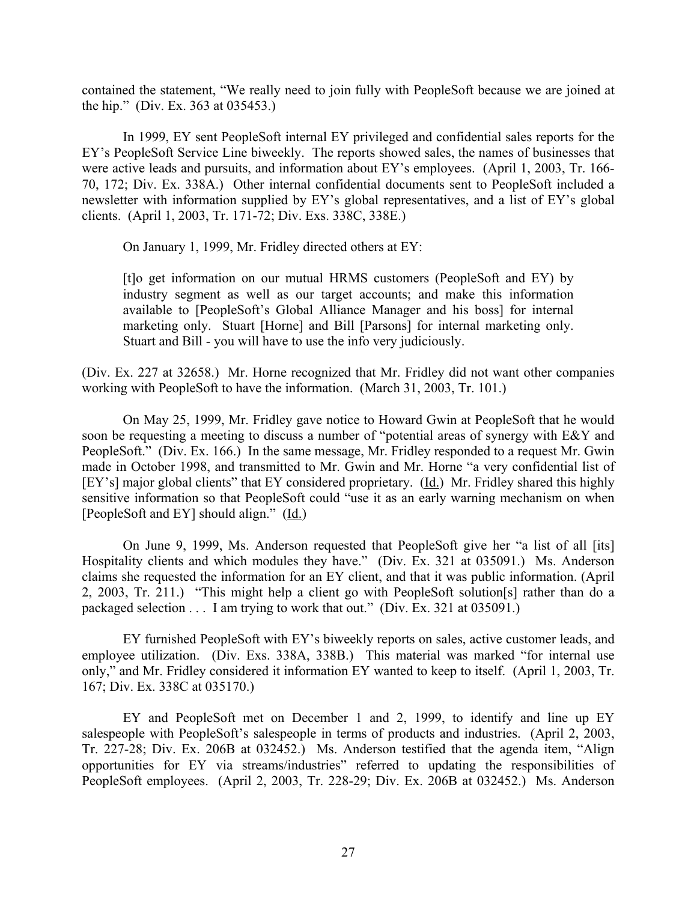contained the statement, "We really need to join fully with PeopleSoft because we are joined at the hip." (Div. Ex. 363 at 035453.)

In 1999, EY sent PeopleSoft internal EY privileged and confidential sales reports for the EY's PeopleSoft Service Line biweekly. The reports showed sales, the names of businesses that were active leads and pursuits, and information about EY's employees. (April 1, 2003, Tr. 166-70, 172; Div. Ex. 338A.) Other internal confidential documents sent to PeopleSoft included a newsletter with information supplied by EY's global representatives, and a list of EY's global clients. (April 1, 2003, Tr. 171-72; Div. Exs. 338C, 338E.)

On January 1, 1999, Mr. Fridley directed others at EY:

> [t]o get information on our mutual HRMS customers (PeopleSoft and EY) by industry segment as well as our target accounts; and make this information available to [PeopleSoft's Global Alliance Manager and his boss] for internal marketing only. Stuart [Horne] and Bill [Parsons] for internal marketing only. Stuart and Bill - you will have to use the info very judiciously.

(Div. Ex. 227 at 32658.) Mr. Horne recognized that Mr. Fridley did not want other companies working with PeopleSoft to have the information. (March 31, 2003, Tr. 101.)

On May 25, 1999, Mr. Fridley gave notice to Howard Gwin at PeopleSoft that he would soon be requesting a meeting to discuss a number of "potential areas of synergy with E&Y and PeopleSoft." (Div. Ex. 166.) In the same message, Mr. Fridley responded to a request Mr. Gwin made in October 1998, and transmitted to Mr. Gwin and Mr. Horne "a very confidential list of [EY's] major global clients" that EY considered proprietary. (Id.) Mr. Fridley shared this highly sensitive information so that PeopleSoft could "use it as an early warning mechanism on when [PeopleSoft and EY] should align." (Id.)

On June 9, 1999, Ms. Anderson requested that PeopleSoft give her "a list of all [its] Hospitality clients and which modules they have." (Div. Ex. 321 at 035091.) Ms. Anderson claims she requested the information for an EY client, and that it was public information. (April 2, 2003, Tr. 211.) "This might help a client go with PeopleSoft solution[s] rather than do a packaged selection . . . I am trying to work that out." (Div. Ex. 321 at 035091.)

EY furnished PeopleSoft with EY's biweekly reports on sales, active customer leads, and employee utilization. (Div. Exs. 338A, 338B.) This material was marked "for internal use only," and Mr. Fridley considered it information EY wanted to keep to itself. (April 1, 2003, Tr. 167; Div. Ex. 338C at 035170.)

EY and PeopleSoft met on December 1 and 2, 1999, to identify and line up EY salespeople with PeopleSoft's salespeople in terms of products and industries. (April 2, 2003, Tr. 227-28; Div. Ex. 206B at 032452.) Ms. Anderson testified that the agenda item, "Align opportunities for EY via streams/industries" referred to updating the responsibilities of PeopleSoft employees. (April 2, 2003, Tr. 228-29; Div. Ex. 206B at 032452.) Ms. Anderson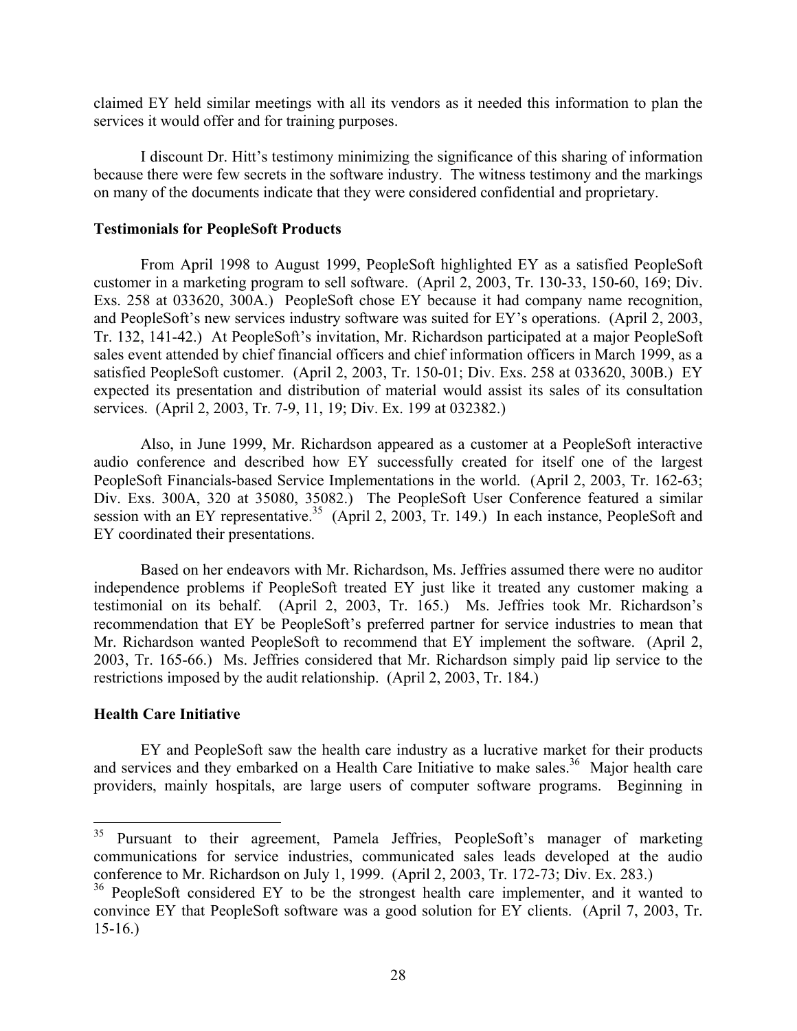claimed EY held similar meetings with all its vendors as it needed this information to plan the services it would offer and for training purposes.

I discount Dr. Hitt's testimony minimizing the significance of this sharing of information because there were few secrets in the software industry. The witness testimony and the markings on many of the documents indicate that they were considered confidential and proprietary.

**Testimonials for PeopleSoft Products**

From April 1998 to August 1999, PeopleSoft highlighted EY as a satisfied PeopleSoft customer in a marketing program to sell software. (April 2, 2003, Tr. 130-33, 150-60, 169; Div. Exs. 258 at 033620, 300A.) PeopleSoft chose EY because it had company name recognition, and PeopleSoft's new services industry software was suited for EY's operations. (April 2, 2003, Tr. 132, 141-42.) At PeopleSoft's invitation, Mr. Richardson participated at a major PeopleSoft sales event attended by chief financial officers and chief information officers in March 1999, as a satisfied PeopleSoft customer. (April 2, 2003, Tr. 150-01; Div. Exs. 258 at 033620, 300B.) EY expected its presentation and distribution of material would assist its sales of its consultation services. (April 2, 2003, Tr. 7-9, 11, 19; Div. Ex. 199 at 032382.)

Also, in June 1999, Mr. Richardson appeared as a customer at a PeopleSoft interactive audio conference and described how EY successfully created for itself one of the largest PeopleSoft Financials-based Service Implementations in the world. (April 2, 2003, Tr. 162-63; Div. Exs. 300A, 320 at 35080, 35082.) The PeopleSoft User Conference featured a similar session with an EY representative.[35] (April 2, 2003, Tr. 149.) In each instance, PeopleSoft and EY coordinated their presentations.

Based on her endeavors with Mr. Richardson, Ms. Jeffries assumed there were no auditor independence problems if PeopleSoft treated EY just like it treated any customer making a testimonial on its behalf. (April 2, 2003, Tr. 165.) Ms. Jeffries took Mr. Richardson's recommendation that EY be PeopleSoft's preferred partner for service industries to mean that Mr. Richardson wanted PeopleSoft to recommend that EY implement the software. (April 2, 2003, Tr. 165-66.) Ms. Jeffries considered that Mr. Richardson simply paid lip service to the restrictions imposed by the audit relationship. (April 2, 2003, Tr. 184.)

**Health Care Initiative**

EY and PeopleSoft saw the health care industry as a lucrative market for their products and services and they embarked on a Health Care Initiative to make sales.[36] Major health care providers, mainly hospitals, are large users of computer software programs. Beginning in

---

[35] Pursuant to their agreement, Pamela Jeffries, PeopleSoft's manager of marketing communications for service industries, communicated sales leads developed at the audio conference to Mr. Richardson on July 1, 1999. (April 2, 2003, Tr. 172-73; Div. Ex. 283.)

[36] PeopleSoft considered EY to be the strongest health care implementer, and it wanted to convince EY that PeopleSoft software was a good solution for EY clients. (April 7, 2003, Tr. 15-16.)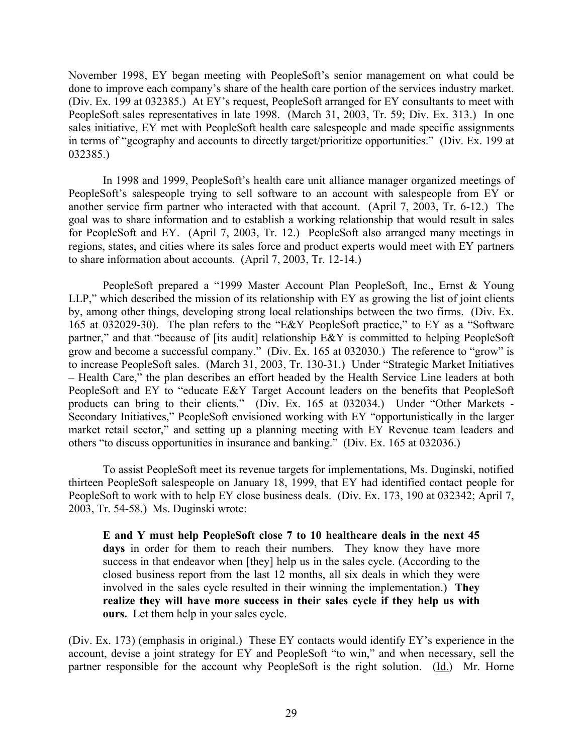November 1998, EY began meeting with PeopleSoft's senior management on what could be done to improve each company's share of the health care portion of the services industry market. (Div. Ex. 199 at 032385.) At EY's request, PeopleSoft arranged for EY consultants to meet with PeopleSoft sales representatives in late 1998. (March 31, 2003, Tr. 59; Div. Ex. 313.) In one sales initiative, EY met with PeopleSoft health care salespeople and made specific assignments in terms of "geography and accounts to directly target/prioritize opportunities." (Div. Ex. 199 at 032385.)

In 1998 and 1999, PeopleSoft's health care unit alliance manager organized meetings of PeopleSoft's salespeople trying to sell software to an account with salespeople from EY or another service firm partner who interacted with that account. (April 7, 2003, Tr. 6-12.) The goal was to share information and to establish a working relationship that would result in sales for PeopleSoft and EY. (April 7, 2003, Tr. 12.) PeopleSoft also arranged many meetings in regions, states, and cities where its sales force and product experts would meet with EY partners to share information about accounts. (April 7, 2003, Tr. 12-14.)

PeopleSoft prepared a "1999 Master Account Plan PeopleSoft, Inc., Ernst & Young LLP," which described the mission of its relationship with EY as growing the list of joint clients by, among other things, developing strong local relationships between the two firms. (Div. Ex. 165 at 032029-30). The plan refers to the "E&Y PeopleSoft practice," to EY as a "Software partner," and that "because of [its audit] relationship E&Y is committed to helping PeopleSoft grow and become a successful company." (Div. Ex. 165 at 032030.) The reference to "grow" is to increase PeopleSoft sales. (March 31, 2003, Tr. 130-31.) Under "Strategic Market Initiatives – Health Care," the plan describes an effort headed by the Health Service Line leaders at both PeopleSoft and EY to "educate E&Y Target Account leaders on the benefits that PeopleSoft products can bring to their clients." (Div. Ex. 165 at 032034.) Under "Other Markets - Secondary Initiatives," PeopleSoft envisioned working with EY "opportunistically in the larger market retail sector," and setting up a planning meeting with EY Revenue team leaders and others "to discuss opportunities in insurance and banking." (Div. Ex. 165 at 032036.)

To assist PeopleSoft meet its revenue targets for implementations, Ms. Duginski, notified thirteen PeopleSoft salespeople on January 18, 1999, that EY had identified contact people for PeopleSoft to work with to help EY close business deals. (Div. Ex. 173, 190 at 032342; April 7, 2003, Tr. 54-58.) Ms. Duginski wrote:

> **E and Y must help PeopleSoft close 7 to 10 healthcare deals in the next 45 days** in order for them to reach their numbers. They know they have more success in that endeavor when [they] help us in the sales cycle. (According to the closed business report from the last 12 months, all six deals in which they were involved in the sales cycle resulted in their winning the implementation.) **They realize they will have more success in their sales cycle if they help us with ours.** Let them help in your sales cycle.

(Div. Ex. 173) (emphasis in original.) These EY contacts would identify EY's experience in the account, devise a joint strategy for EY and PeopleSoft "to win," and when necessary, sell the partner responsible for the account why PeopleSoft is the right solution. (Id.) Mr. Horne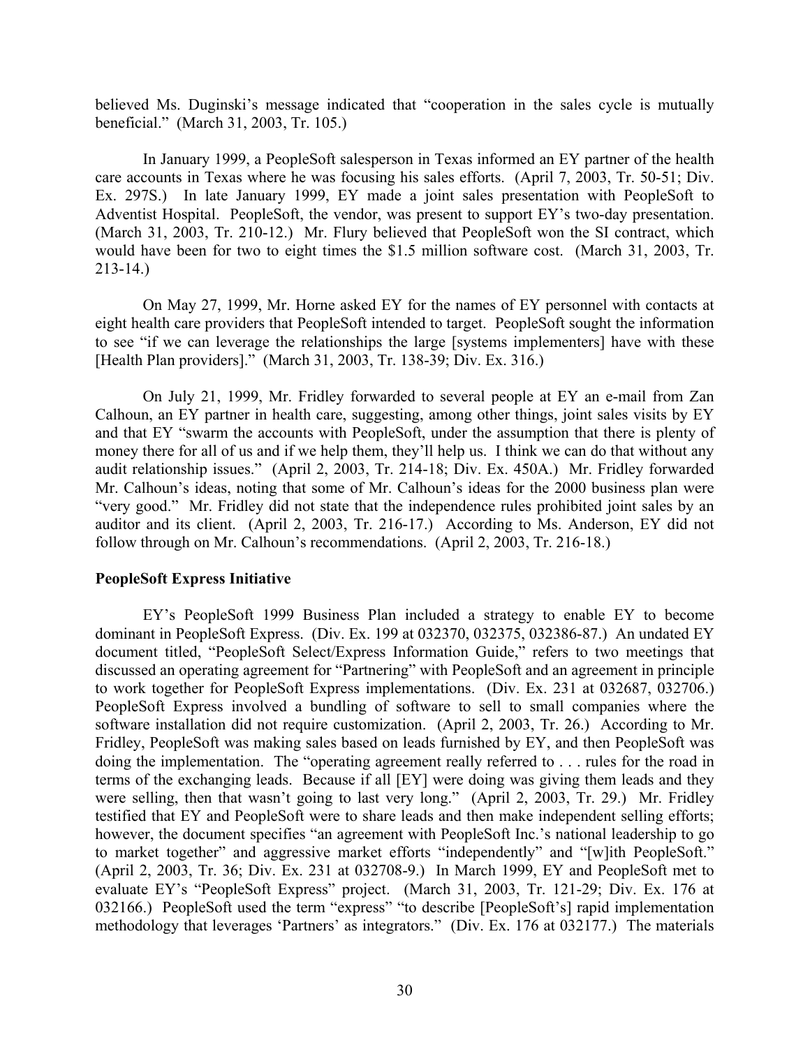believed Ms. Duginski's message indicated that "cooperation in the sales cycle is mutually beneficial." (March 31, 2003, Tr. 105.)

In January 1999, a PeopleSoft salesperson in Texas informed an EY partner of the health care accounts in Texas where he was focusing his sales efforts. (April 7, 2003, Tr. 50-51; Div. Ex. 297S.) In late January 1999, EY made a joint sales presentation with PeopleSoft to Adventist Hospital. PeopleSoft, the vendor, was present to support EY's two-day presentation. (March 31, 2003, Tr. 210-12.) Mr. Flury believed that PeopleSoft won the SI contract, which would have been for two to eight times the $1.5 million software cost. (March 31, 2003, Tr. 213-14.)

On May 27, 1999, Mr. Horne asked EY for the names of EY personnel with contacts at eight health care providers that PeopleSoft intended to target. PeopleSoft sought the information to see "if we can leverage the relationships the large [systems implementers] have with these [Health Plan providers]." (March 31, 2003, Tr. 138-39; Div. Ex. 316.)

On July 21, 1999, Mr. Fridley forwarded to several people at EY an e-mail from Zan Calhoun, an EY partner in health care, suggesting, among other things, joint sales visits by EY and that EY "swarm the accounts with PeopleSoft, under the assumption that there is plenty of money there for all of us and if we help them, they'll help us. I think we can do that without any audit relationship issues." (April 2, 2003, Tr. 214-18; Div. Ex. 450A.) Mr. Fridley forwarded Mr. Calhoun's ideas, noting that some of Mr. Calhoun's ideas for the 2000 business plan were "very good." Mr. Fridley did not state that the independence rules prohibited joint sales by an auditor and its client. (April 2, 2003, Tr. 216-17.) According to Ms. Anderson, EY did not follow through on Mr. Calhoun's recommendations. (April 2, 2003, Tr. 216-18.)

**PeopleSoft Express Initiative**

EY's PeopleSoft 1999 Business Plan included a strategy to enable EY to become dominant in PeopleSoft Express. (Div. Ex. 199 at 032370, 032375, 032386-87.) An undated EY document titled, "PeopleSoft Select/Express Information Guide," refers to two meetings that discussed an operating agreement for "Partnering" with PeopleSoft and an agreement in principle to work together for PeopleSoft Express implementations. (Div. Ex. 231 at 032687, 032706.) PeopleSoft Express involved a bundling of software to sell to small companies where the software installation did not require customization. (April 2, 2003, Tr. 26.) According to Mr. Fridley, PeopleSoft was making sales based on leads furnished by EY, and then PeopleSoft was doing the implementation. The "operating agreement really referred to . . . rules for the road in terms of the exchanging leads. Because if all [EY] were doing was giving them leads and they were selling, then that wasn't going to last very long." (April 2, 2003, Tr. 29.) Mr. Fridley testified that EY and PeopleSoft were to share leads and then make independent selling efforts; however, the document specifies "an agreement with PeopleSoft Inc.'s national leadership to go to market together" and aggressive market efforts "independently" and "[w]ith PeopleSoft." (April 2, 2003, Tr. 36; Div. Ex. 231 at 032708-9.) In March 1999, EY and PeopleSoft met to evaluate EY's "PeopleSoft Express" project. (March 31, 2003, Tr. 121-29; Div. Ex. 176 at 032166.) PeopleSoft used the term "express" "to describe [PeopleSoft's] rapid implementation methodology that leverages 'Partners' as integrators." (Div. Ex. 176 at 032177.) The materials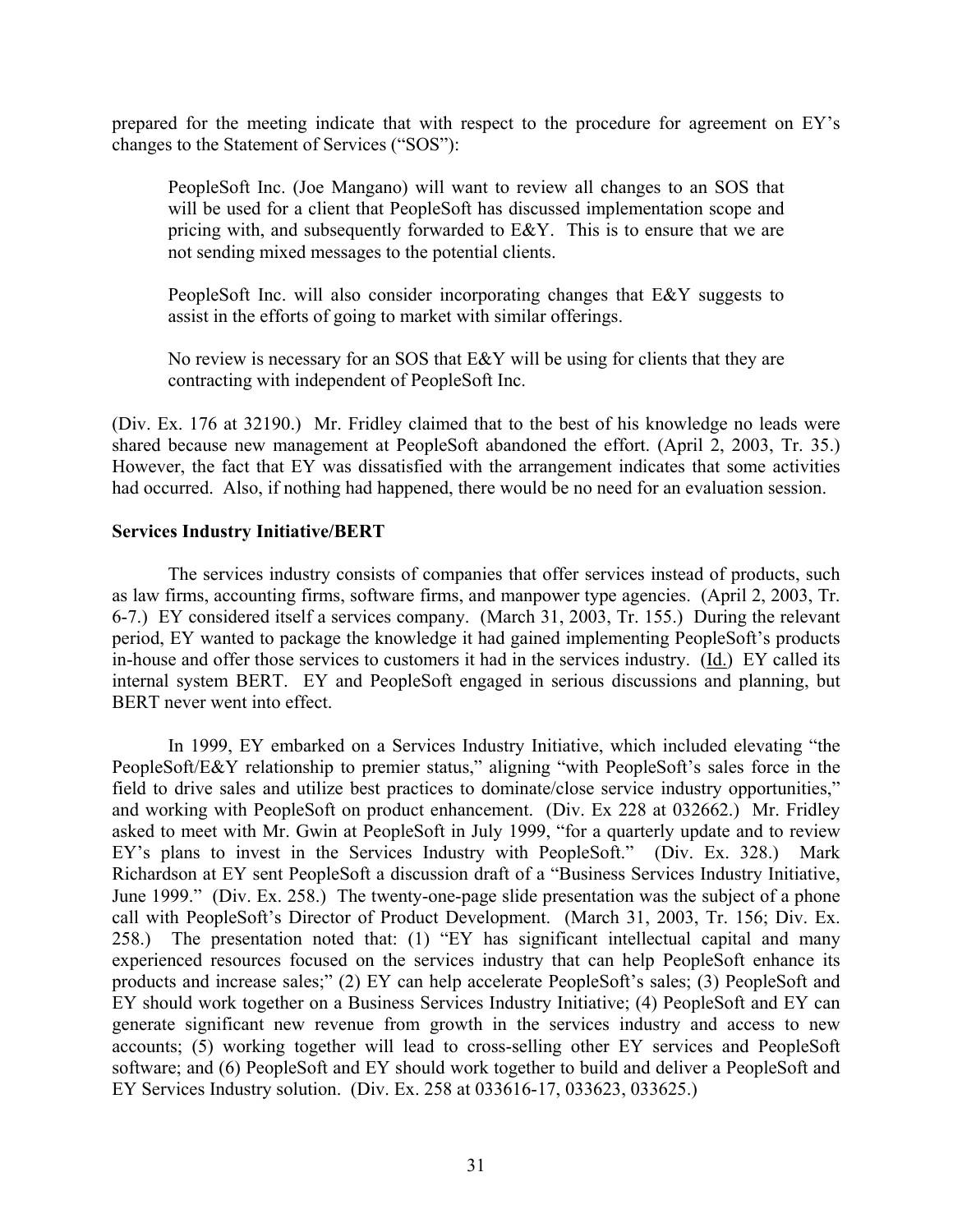prepared for the meeting indicate that with respect to the procedure for agreement on EY's changes to the Statement of Services ("SOS"):

> PeopleSoft Inc. (Joe Mangano) will want to review all changes to an SOS that will be used for a client that PeopleSoft has discussed implementation scope and pricing with, and subsequently forwarded to E&Y. This is to ensure that we are not sending mixed messages to the potential clients.
>
> PeopleSoft Inc. will also consider incorporating changes that E&Y suggests to assist in the efforts of going to market with similar offerings.
>
> No review is necessary for an SOS that E&Y will be using for clients that they are contracting with independent of PeopleSoft Inc.

(Div. Ex. 176 at 32190.) Mr. Fridley claimed that to the best of his knowledge no leads were shared because new management at PeopleSoft abandoned the effort. (April 2, 2003, Tr. 35.) However, the fact that EY was dissatisfied with the arrangement indicates that some activities had occurred. Also, if nothing had happened, there would be no need for an evaluation session.

**Services Industry Initiative/BERT**

The services industry consists of companies that offer services instead of products, such as law firms, accounting firms, software firms, and manpower type agencies. (April 2, 2003, Tr. 6-7.) EY considered itself a services company. (March 31, 2003, Tr. 155.) During the relevant period, EY wanted to package the knowledge it had gained implementing PeopleSoft's products in-house and offer those services to customers it had in the services industry. (Id.) EY called its internal system BERT. EY and PeopleSoft engaged in serious discussions and planning, but BERT never went into effect.

In 1999, EY embarked on a Services Industry Initiative, which included elevating "the PeopleSoft/E&Y relationship to premier status," aligning "with PeopleSoft's sales force in the field to drive sales and utilize best practices to dominate/close service industry opportunities," and working with PeopleSoft on product enhancement. (Div. Ex 228 at 032662.) Mr. Fridley asked to meet with Mr. Gwin at PeopleSoft in July 1999, "for a quarterly update and to review EY's plans to invest in the Services Industry with PeopleSoft." (Div. Ex. 328.) Mark Richardson at EY sent PeopleSoft a discussion draft of a "Business Services Industry Initiative, June 1999." (Div. Ex. 258.) The twenty-one-page slide presentation was the subject of a phone call with PeopleSoft's Director of Product Development. (March 31, 2003, Tr. 156; Div. Ex. 258.) The presentation noted that: (1) "EY has significant intellectual capital and many experienced resources focused on the services industry that can help PeopleSoft enhance its products and increase sales;" (2) EY can help accelerate PeopleSoft's sales; (3) PeopleSoft and EY should work together on a Business Services Industry Initiative; (4) PeopleSoft and EY can generate significant new revenue from growth in the services industry and access to new accounts; (5) working together will lead to cross-selling other EY services and PeopleSoft software; and (6) PeopleSoft and EY should work together to build and deliver a PeopleSoft and EY Services Industry solution. (Div. Ex. 258 at 033616-17, 033623, 033625.)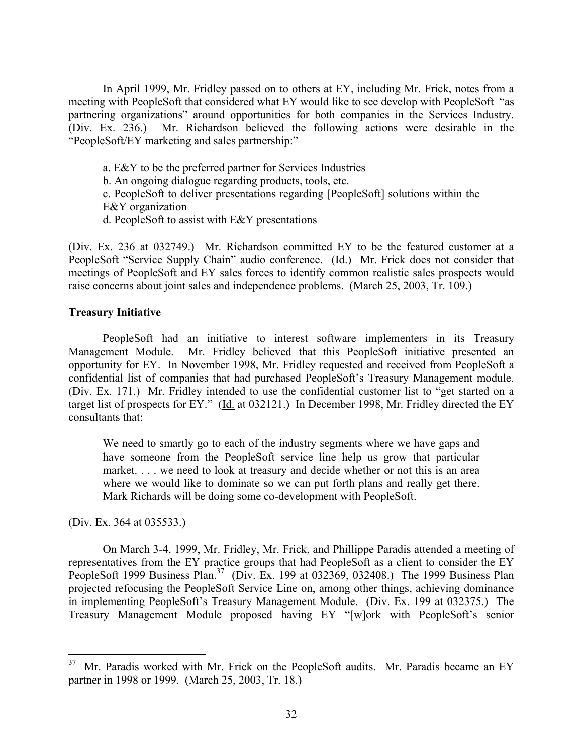In April 1999, Mr. Fridley passed on to others at EY, including Mr. Frick, notes from a meeting with PeopleSoft that considered what EY would like to see develop with PeopleSoft "as partnering organizations" around opportunities for both companies in the Services Industry. (Div. Ex. 236.) Mr. Richardson believed the following actions were desirable in the "PeopleSoft/EY marketing and sales partnership:"

> a. E&Y to be the preferred partner for Services Industries
> b. An ongoing dialogue regarding products, tools, etc.
> c. PeopleSoft to deliver presentations regarding [PeopleSoft] solutions within the E&Y organization
> d. PeopleSoft to assist with E&Y presentations

(Div. Ex. 236 at 032749.) Mr. Richardson committed EY to be the featured customer at a PeopleSoft "Service Supply Chain" audio conference. (Id.) Mr. Frick does not consider that meetings of PeopleSoft and EY sales forces to identify common realistic sales prospects would raise concerns about joint sales and independence problems. (March 25, 2003, Tr. 109.)

**Treasury Initiative**

PeopleSoft had an initiative to interest software implementers in its Treasury Management Module. Mr. Fridley believed that this PeopleSoft initiative presented an opportunity for EY. In November 1998, Mr. Fridley requested and received from PeopleSoft a confidential list of companies that had purchased PeopleSoft's Treasury Management module. (Div. Ex. 171.) Mr. Fridley intended to use the confidential customer list to "get started on a target list of prospects for EY." (Id. at 032121.) In December 1998, Mr. Fridley directed the EY consultants that:

> We need to smartly go to each of the industry segments where we have gaps and have someone from the PeopleSoft service line help us grow that particular market. . . . we need to look at treasury and decide whether or not this is an area where we would like to dominate so we can put forth plans and really get there. Mark Richards will be doing some co-development with PeopleSoft.

(Div. Ex. 364 at 035533.)

On March 3-4, 1999, Mr. Fridley, Mr. Frick, and Phillippe Paradis attended a meeting of representatives from the EY practice groups that had PeopleSoft as a client to consider the EY PeopleSoft 1999 Business Plan.[37] (Div. Ex. 199 at 032369, 032408.) The 1999 Business Plan projected refocusing the PeopleSoft Service Line on, among other things, achieving dominance in implementing PeopleSoft's Treasury Management Module. (Div. Ex. 199 at 032375.) The Treasury Management Module proposed having EY "[w]ork with PeopleSoft's senior

---

[37] Mr. Paradis worked with Mr. Frick on the PeopleSoft audits. Mr. Paradis became an EY partner in 1998 or 1999. (March 25, 2003, Tr. 18.)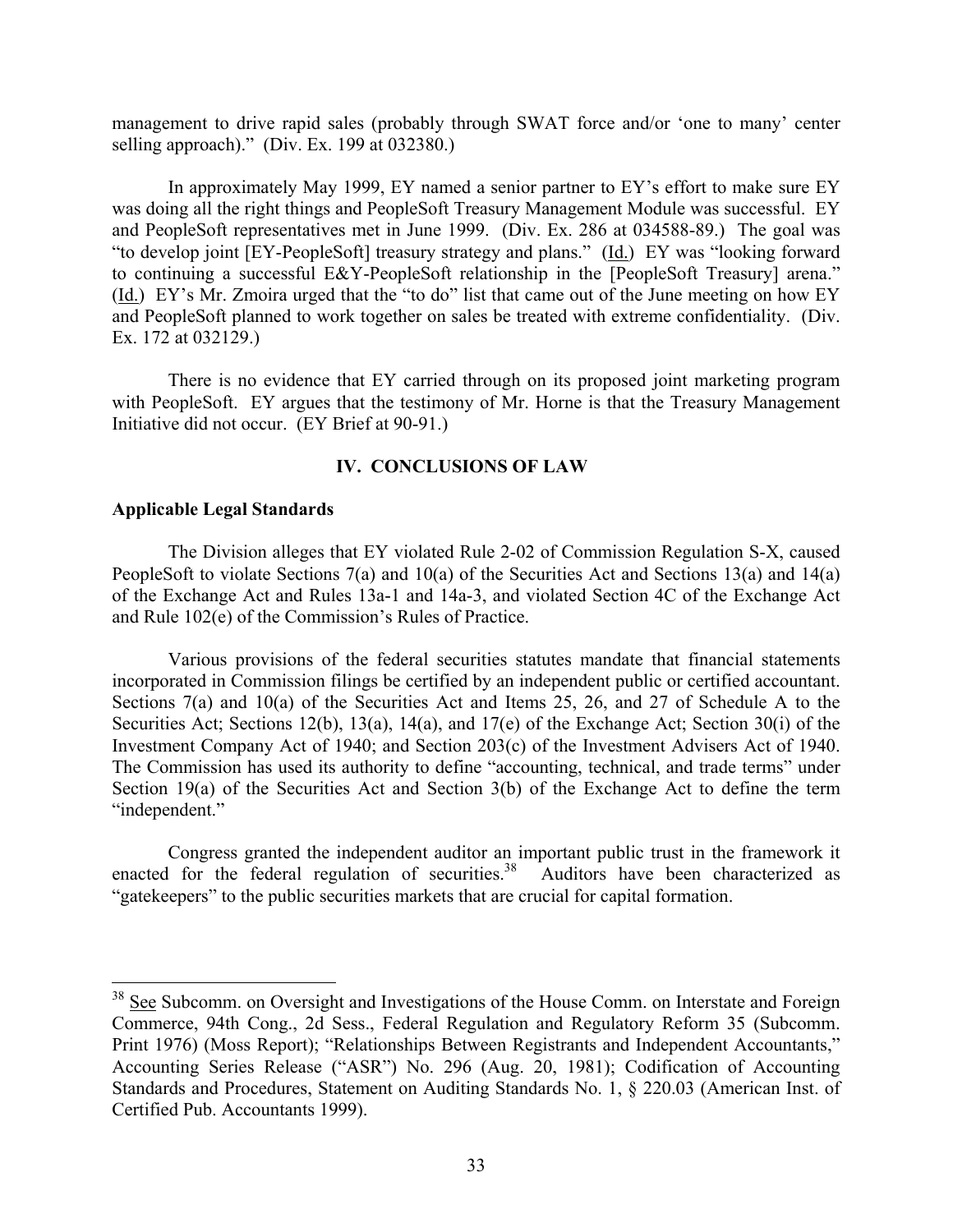management to drive rapid sales (probably through SWAT force and/or 'one to many' center selling approach)." (Div. Ex. 199 at 032380.)

In approximately May 1999, EY named a senior partner to EY's effort to make sure EY was doing all the right things and PeopleSoft Treasury Management Module was successful. EY and PeopleSoft representatives met in June 1999. (Div. Ex. 286 at 034588-89.) The goal was "to develop joint [EY-PeopleSoft] treasury strategy and plans." (Id.) EY was "looking forward to continuing a successful E&Y-PeopleSoft relationship in the [PeopleSoft Treasury] arena." (Id.) EY's Mr. Zmoira urged that the "to do" list that came out of the June meeting on how EY and PeopleSoft planned to work together on sales be treated with extreme confidentiality. (Div. Ex. 172 at 032129.)

There is no evidence that EY carried through on its proposed joint marketing program with PeopleSoft. EY argues that the testimony of Mr. Horne is that the Treasury Management Initiative did not occur. (EY Brief at 90-91.)

## IV. CONCLUSIONS OF LAW

### Applicable Legal Standards

The Division alleges that EY violated Rule 2-02 of Commission Regulation S-X, caused PeopleSoft to violate Sections 7(a) and 10(a) of the Securities Act and Sections 13(a) and 14(a) of the Exchange Act and Rules 13a-1 and 14a-3, and violated Section 4C of the Exchange Act and Rule 102(e) of the Commission's Rules of Practice.

Various provisions of the federal securities statutes mandate that financial statements incorporated in Commission filings be certified by an independent public or certified accountant. Sections 7(a) and 10(a) of the Securities Act and Items 25, 26, and 27 of Schedule A to the Securities Act; Sections 12(b), 13(a), 14(a), and 17(e) of the Exchange Act; Section 30(i) of the Investment Company Act of 1940; and Section 203(c) of the Investment Advisers Act of 1940. The Commission has used its authority to define "accounting, technical, and trade terms" under Section 19(a) of the Securities Act and Section 3(b) of the Exchange Act to define the term "independent."

Congress granted the independent auditor an important public trust in the framework it enacted for the federal regulation of securities.[38] Auditors have been characterized as "gatekeepers" to the public securities markets that are crucial for capital formation.

---

[38] See Subcomm. on Oversight and Investigations of the House Comm. on Interstate and Foreign Commerce, 94th Cong., 2d Sess., Federal Regulation and Regulatory Reform 35 (Subcomm. Print 1976) (Moss Report); "Relationships Between Registrants and Independent Accountants," Accounting Series Release ("ASR") No. 296 (Aug. 20, 1981); Codification of Accounting Standards and Procedures, Statement on Auditing Standards No. 1, § 220.03 (American Inst. of Certified Pub. Accountants 1999).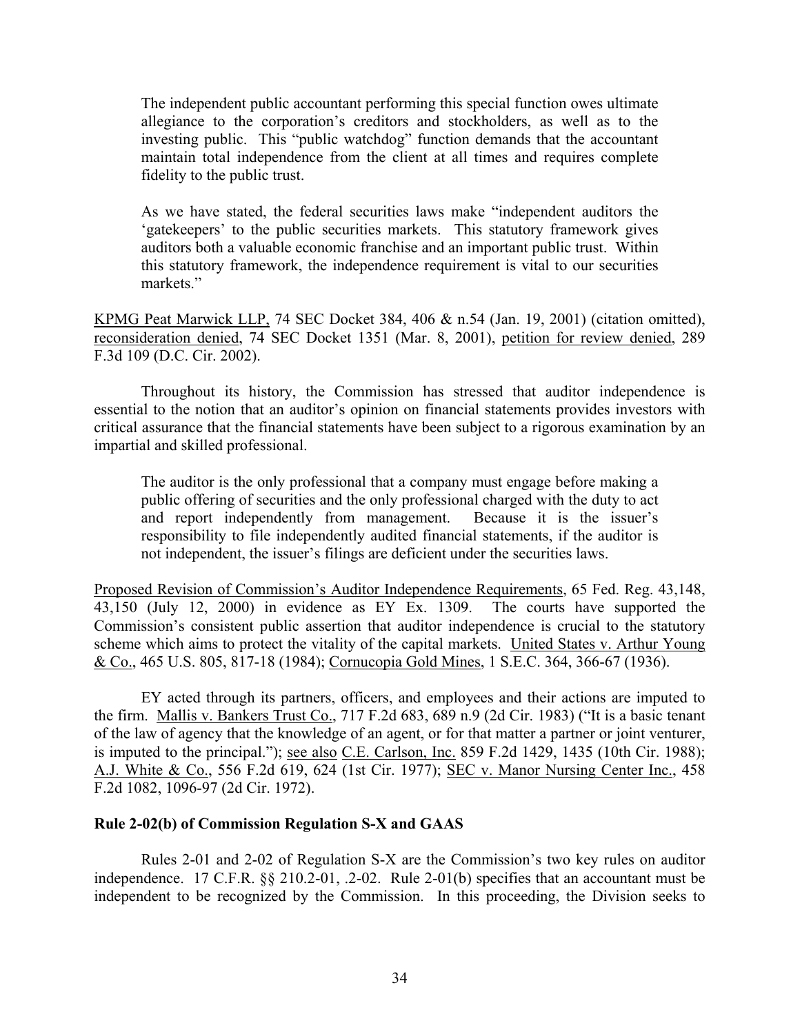> The independent public accountant performing this special function owes ultimate allegiance to the corporation's creditors and stockholders, as well as to the investing public. This "public watchdog" function demands that the accountant maintain total independence from the client at all times and requires complete fidelity to the public trust.
>
> As we have stated, the federal securities laws make "independent auditors the 'gatekeepers' to the public securities markets. This statutory framework gives auditors both a valuable economic franchise and an important public trust. Within this statutory framework, the independence requirement is vital to our securities markets."

KPMG Peat Marwick LLP, 74 SEC Docket 384, 406 & n.54 (Jan. 19, 2001) (citation omitted), reconsideration denied, 74 SEC Docket 1351 (Mar. 8, 2001), petition for review denied, 289 F.3d 109 (D.C. Cir. 2002).

Throughout its history, the Commission has stressed that auditor independence is essential to the notion that an auditor's opinion on financial statements provides investors with critical assurance that the financial statements have been subject to a rigorous examination by an impartial and skilled professional.

> The auditor is the only professional that a company must engage before making a public offering of securities and the only professional charged with the duty to act and report independently from management. Because it is the issuer's responsibility to file independently audited financial statements, if the auditor is not independent, the issuer's filings are deficient under the securities laws.

Proposed Revision of Commission's Auditor Independence Requirements, 65 Fed. Reg. 43,148, 43,150 (July 12, 2000) in evidence as EY Ex. 1309. The courts have supported the Commission's consistent public assertion that auditor independence is crucial to the statutory scheme which aims to protect the vitality of the capital markets. United States v. Arthur Young & Co., 465 U.S. 805, 817-18 (1984); Cornucopia Gold Mines, 1 S.E.C. 364, 366-67 (1936).

EY acted through its partners, officers, and employees and their actions are imputed to the firm. Mallis v. Bankers Trust Co., 717 F.2d 683, 689 n.9 (2d Cir. 1983) ("It is a basic tenant of the law of agency that the knowledge of an agent, or for that matter a partner or joint venturer, is imputed to the principal."); see also C.E. Carlson, Inc. 859 F.2d 1429, 1435 (10th Cir. 1988); A.J. White & Co., 556 F.2d 619, 624 (1st Cir. 1977); SEC v. Manor Nursing Center Inc., 458 F.2d 1082, 1096-97 (2d Cir. 1972).

**Rule 2-02(b) of Commission Regulation S-X and GAAS**

Rules 2-01 and 2-02 of Regulation S-X are the Commission's two key rules on auditor independence. 17 C.F.R. §§ 210.2-01, .2-02. Rule 2-01(b) specifies that an accountant must be independent to be recognized by the Commission. In this proceeding, the Division seeks to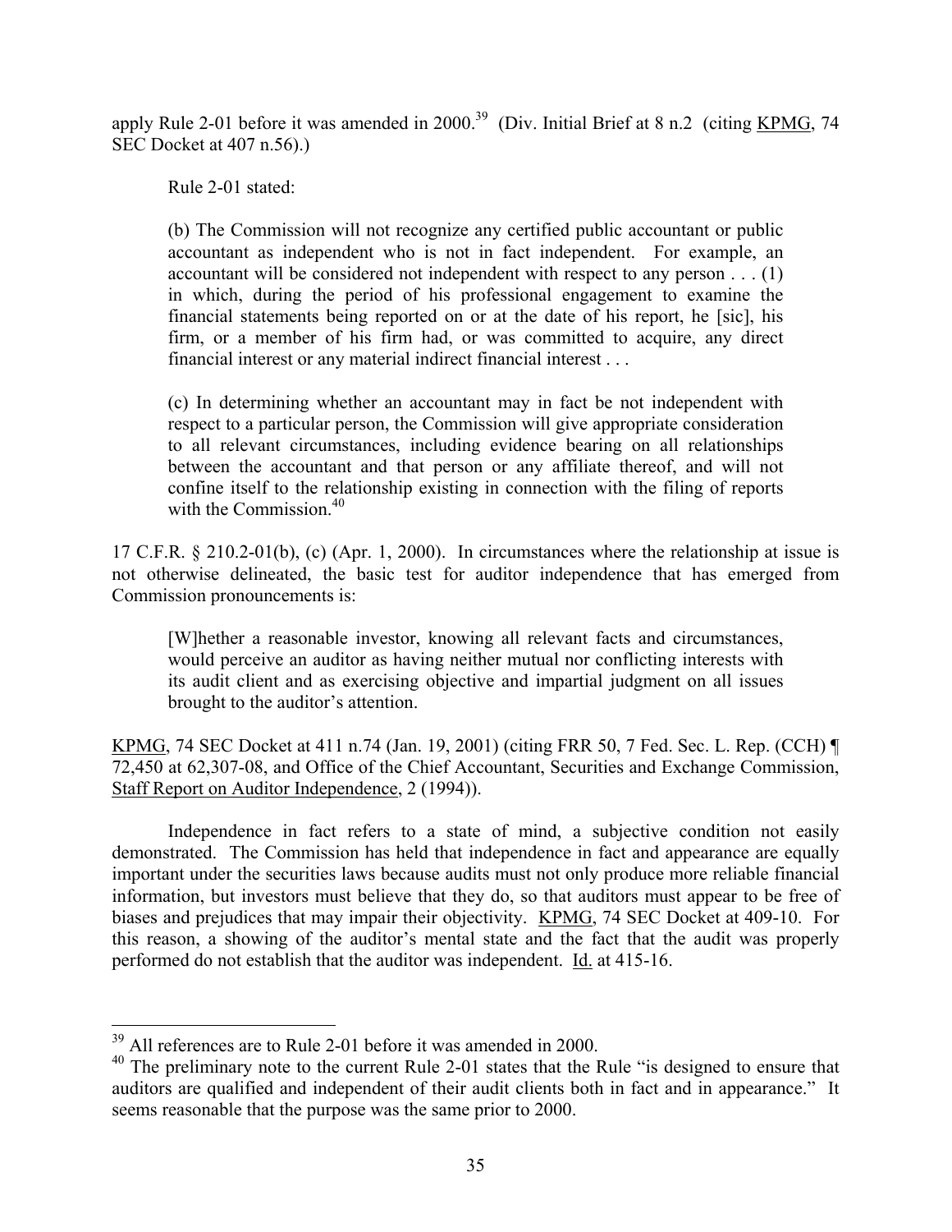apply Rule 2-01 before it was amended in 2000.[39] (Div. Initial Brief at 8 n.2 (citing KPMG, 74 SEC Docket at 407 n.56).)

Rule 2-01 stated:

> (b) The Commission will not recognize any certified public accountant or public accountant as independent who is not in fact independent. For example, an accountant will be considered not independent with respect to any person . . . (1) in which, during the period of his professional engagement to examine the financial statements being reported on or at the date of his report, he [sic], his firm, or a member of his firm had, or was committed to acquire, any direct financial interest or any material indirect financial interest . . .
>
> (c) In determining whether an accountant may in fact be not independent with respect to a particular person, the Commission will give appropriate consideration to all relevant circumstances, including evidence bearing on all relationships between the accountant and that person or any affiliate thereof, and will not confine itself to the relationship existing in connection with the filing of reports with the Commission.[40]

17 C.F.R. § 210.2-01(b), (c) (Apr. 1, 2000). In circumstances where the relationship at issue is not otherwise delineated, the basic test for auditor independence that has emerged from Commission pronouncements is:

> [W]hether a reasonable investor, knowing all relevant facts and circumstances, would perceive an auditor as having neither mutual nor conflicting interests with its audit client and as exercising objective and impartial judgment on all issues brought to the auditor's attention.

KPMG, 74 SEC Docket at 411 n.74 (Jan. 19, 2001) (citing FRR 50, 7 Fed. Sec. L. Rep. (CCH) ¶ 72,450 at 62,307-08, and Office of the Chief Accountant, Securities and Exchange Commission, Staff Report on Auditor Independence, 2 (1994)).

Independence in fact refers to a state of mind, a subjective condition not easily demonstrated. The Commission has held that independence in fact and appearance are equally important under the securities laws because audits must not only produce more reliable financial information, but investors must believe that they do, so that auditors must appear to be free of biases and prejudices that may impair their objectivity. KPMG, 74 SEC Docket at 409-10. For this reason, a showing of the auditor's mental state and the fact that the audit was properly performed do not establish that the auditor was independent. Id. at 415-16.

---

[39] All references are to Rule 2-01 before it was amended in 2000.

[40] The preliminary note to the current Rule 2-01 states that the Rule "is designed to ensure that auditors are qualified and independent of their audit clients both in fact and in appearance." It seems reasonable that the purpose was the same prior to 2000.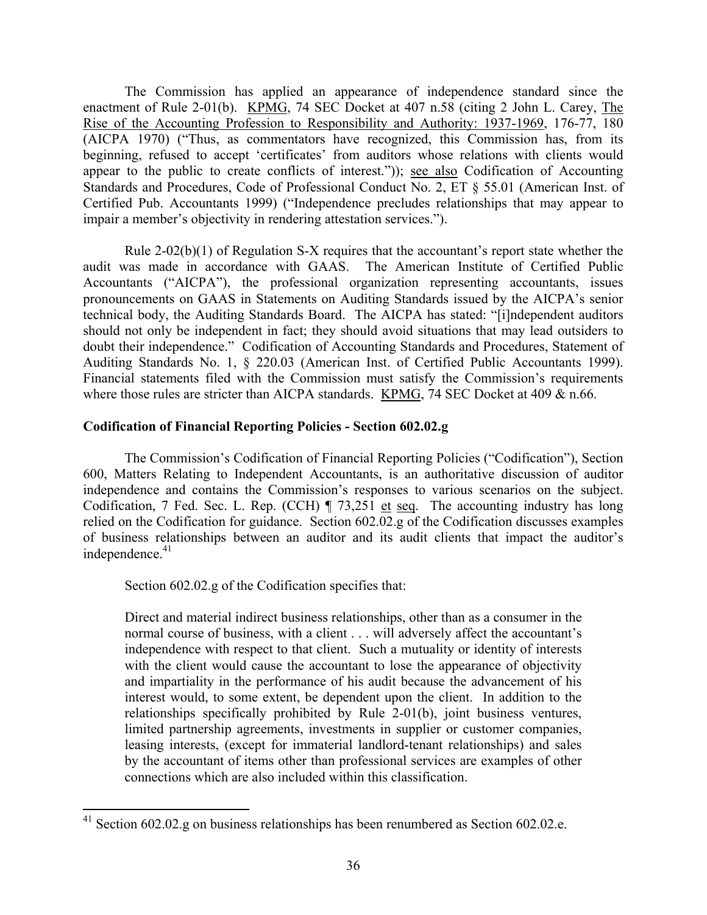The Commission has applied an appearance of independence standard since the enactment of Rule 2-01(b). KPMG, 74 SEC Docket at 407 n.58 (citing 2 John L. Carey, The Rise of the Accounting Profession to Responsibility and Authority: 1937-1969, 176-77, 180 (AICPA 1970) ("Thus, as commentators have recognized, this Commission has, from its beginning, refused to accept 'certificates' from auditors whose relations with clients would appear to the public to create conflicts of interest.")); see also Codification of Accounting Standards and Procedures, Code of Professional Conduct No. 2, ET § 55.01 (American Inst. of Certified Pub. Accountants 1999) ("Independence precludes relationships that may appear to impair a member's objectivity in rendering attestation services.").

Rule 2-02(b)(1) of Regulation S-X requires that the accountant's report state whether the audit was made in accordance with GAAS. The American Institute of Certified Public Accountants ("AICPA"), the professional organization representing accountants, issues pronouncements on GAAS in Statements on Auditing Standards issued by the AICPA's senior technical body, the Auditing Standards Board. The AICPA has stated: "[i]ndependent auditors should not only be independent in fact; they should avoid situations that may lead outsiders to doubt their independence." Codification of Accounting Standards and Procedures, Statement of Auditing Standards No. 1, § 220.03 (American Inst. of Certified Public Accountants 1999). Financial statements filed with the Commission must satisfy the Commission's requirements where those rules are stricter than AICPA standards. KPMG, 74 SEC Docket at 409 & n.66.

**Codification of Financial Reporting Policies - Section 602.02.g**

The Commission's Codification of Financial Reporting Policies ("Codification"), Section 600, Matters Relating to Independent Accountants, is an authoritative discussion of auditor independence and contains the Commission's responses to various scenarios on the subject. Codification, 7 Fed. Sec. L. Rep. (CCH) ¶ 73,251 et seq. The accounting industry has long relied on the Codification for guidance. Section 602.02.g of the Codification discusses examples of business relationships between an auditor and its audit clients that impact the auditor's independence.[41]

Section 602.02.g of the Codification specifies that:

> Direct and material indirect business relationships, other than as a consumer in the normal course of business, with a client . . . will adversely affect the accountant's independence with respect to that client. Such a mutuality or identity of interests with the client would cause the accountant to lose the appearance of objectivity and impartiality in the performance of his audit because the advancement of his interest would, to some extent, be dependent upon the client. In addition to the relationships specifically prohibited by Rule 2-01(b), joint business ventures, limited partnership agreements, investments in supplier or customer companies, leasing interests, (except for immaterial landlord-tenant relationships) and sales by the accountant of items other than professional services are examples of other connections which are also included within this classification.

[41] Section 602.02.g on business relationships has been renumbered as Section 602.02.e.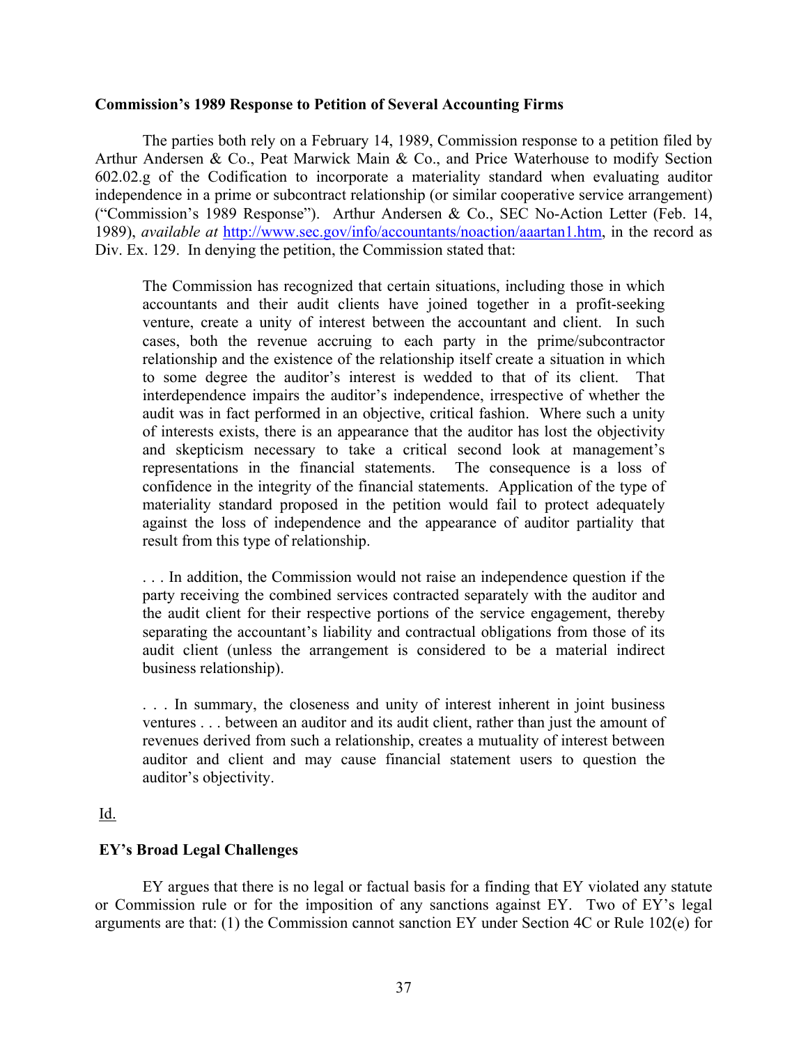**Commission's 1989 Response to Petition of Several Accounting Firms**

The parties both rely on a February 14, 1989, Commission response to a petition filed by Arthur Andersen & Co., Peat Marwick Main & Co., and Price Waterhouse to modify Section 602.02.g of the Codification to incorporate a materiality standard when evaluating auditor independence in a prime or subcontract relationship (or similar cooperative service arrangement) ("Commission's 1989 Response"). Arthur Andersen & Co., SEC No-Action Letter (Feb. 14, 1989), *available at* http://www.sec.gov/info/accountants/noaction/aaartan1.htm, in the record as Div. Ex. 129. In denying the petition, the Commission stated that:

> The Commission has recognized that certain situations, including those in which accountants and their audit clients have joined together in a profit-seeking venture, create a unity of interest between the accountant and client. In such cases, both the revenue accruing to each party in the prime/subcontractor relationship and the existence of the relationship itself create a situation in which to some degree the auditor's interest is wedded to that of its client. That interdependence impairs the auditor's independence, irrespective of whether the audit was in fact performed in an objective, critical fashion. Where such a unity of interests exists, there is an appearance that the auditor has lost the objectivity and skepticism necessary to take a critical second look at management's representations in the financial statements. The consequence is a loss of confidence in the integrity of the financial statements. Application of the type of materiality standard proposed in the petition would fail to protect adequately against the loss of independence and the appearance of auditor partiality that result from this type of relationship.
>
> . . . In addition, the Commission would not raise an independence question if the party receiving the combined services contracted separately with the auditor and the audit client for their respective portions of the service engagement, thereby separating the accountant's liability and contractual obligations from those of its audit client (unless the arrangement is considered to be a material indirect business relationship).
>
> . . . In summary, the closeness and unity of interest inherent in joint business ventures . . . between an auditor and its audit client, rather than just the amount of revenues derived from such a relationship, creates a mutuality of interest between auditor and client and may cause financial statement users to question the auditor's objectivity.

Id.

**EY's Broad Legal Challenges**

EY argues that there is no legal or factual basis for a finding that EY violated any statute or Commission rule or for the imposition of any sanctions against EY. Two of EY's legal arguments are that: (1) the Commission cannot sanction EY under Section 4C or Rule 102(e) for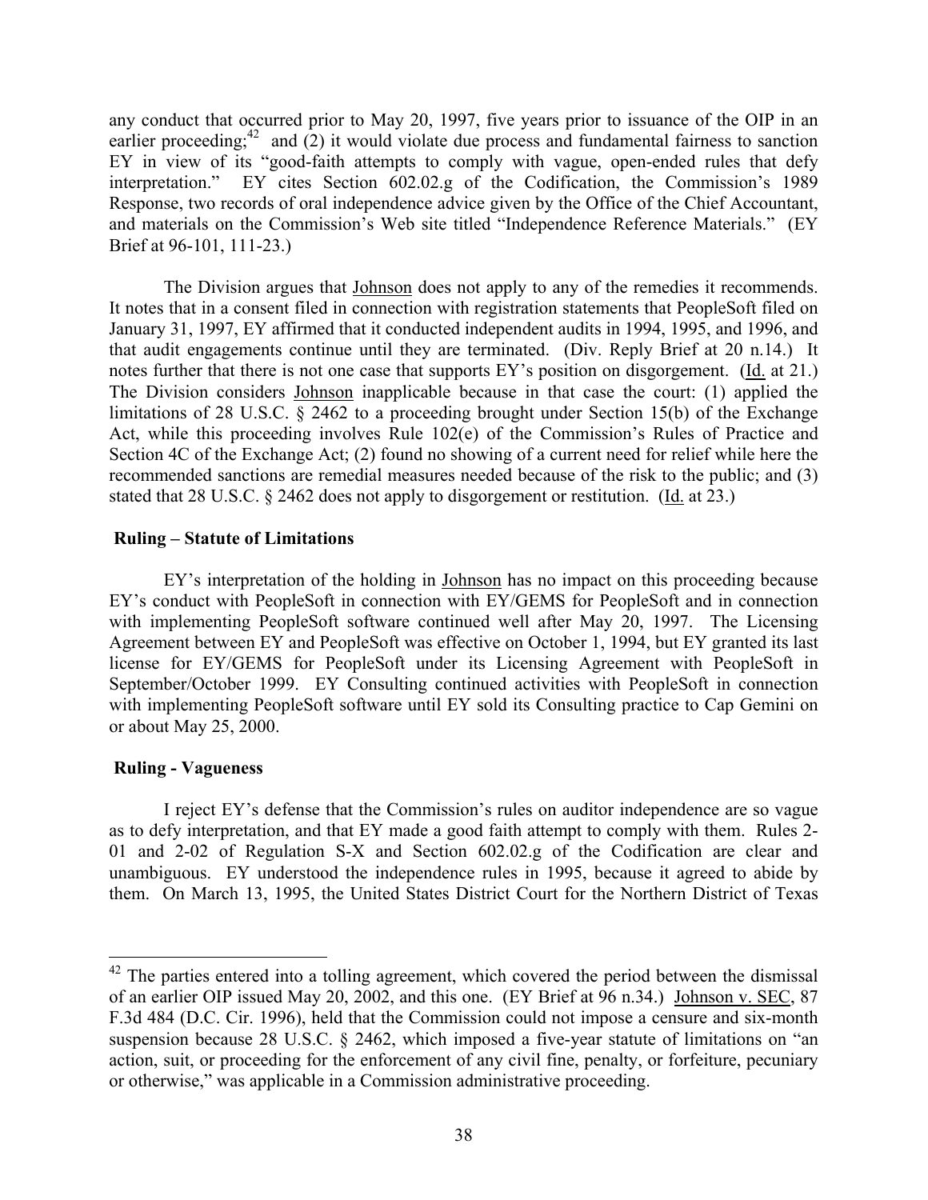any conduct that occurred prior to May 20, 1997, five years prior to issuance of the OIP in an earlier proceeding;[42] and (2) it would violate due process and fundamental fairness to sanction EY in view of its "good-faith attempts to comply with vague, open-ended rules that defy interpretation." EY cites Section 602.02.g of the Codification, the Commission's 1989 Response, two records of oral independence advice given by the Office of the Chief Accountant, and materials on the Commission's Web site titled "Independence Reference Materials." (EY Brief at 96-101, 111-23.)

The Division argues that Johnson does not apply to any of the remedies it recommends. It notes that in a consent filed in connection with registration statements that PeopleSoft filed on January 31, 1997, EY affirmed that it conducted independent audits in 1994, 1995, and 1996, and that audit engagements continue until they are terminated. (Div. Reply Brief at 20 n.14.) It notes further that there is not one case that supports EY's position on disgorgement. (Id. at 21.) The Division considers Johnson inapplicable because in that case the court: (1) applied the limitations of 28 U.S.C. § 2462 to a proceeding brought under Section 15(b) of the Exchange Act, while this proceeding involves Rule 102(e) of the Commission's Rules of Practice and Section 4C of the Exchange Act; (2) found no showing of a current need for relief while here the recommended sanctions are remedial measures needed because of the risk to the public; and (3) stated that 28 U.S.C. § 2462 does not apply to disgorgement or restitution. (Id. at 23.)

**Ruling – Statute of Limitations**

EY's interpretation of the holding in Johnson has no impact on this proceeding because EY's conduct with PeopleSoft in connection with EY/GEMS for PeopleSoft and in connection with implementing PeopleSoft software continued well after May 20, 1997. The Licensing Agreement between EY and PeopleSoft was effective on October 1, 1994, but EY granted its last license for EY/GEMS for PeopleSoft under its Licensing Agreement with PeopleSoft in September/October 1999. EY Consulting continued activities with PeopleSoft in connection with implementing PeopleSoft software until EY sold its Consulting practice to Cap Gemini on or about May 25, 2000.

**Ruling - Vagueness**

I reject EY's defense that the Commission's rules on auditor independence are so vague as to defy interpretation, and that EY made a good faith attempt to comply with them. Rules 2-01 and 2-02 of Regulation S-X and Section 602.02.g of the Codification are clear and unambiguous. EY understood the independence rules in 1995, because it agreed to abide by them. On March 13, 1995, the United States District Court for the Northern District of Texas

---

[42] The parties entered into a tolling agreement, which covered the period between the dismissal of an earlier OIP issued May 20, 2002, and this one. (EY Brief at 96 n.34.) Johnson v. SEC, 87 F.3d 484 (D.C. Cir. 1996), held that the Commission could not impose a censure and six-month suspension because 28 U.S.C. § 2462, which imposed a five-year statute of limitations on "an action, suit, or proceeding for the enforcement of any civil fine, penalty, or forfeiture, pecuniary or otherwise," was applicable in a Commission administrative proceeding.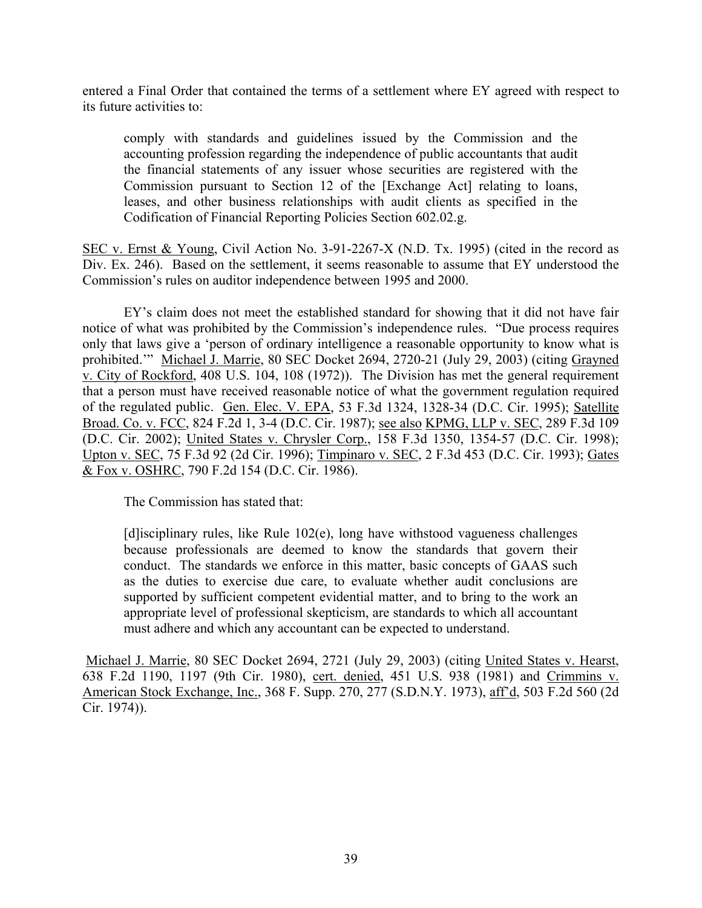entered a Final Order that contained the terms of a settlement where EY agreed with respect to its future activities to:

> comply with standards and guidelines issued by the Commission and the accounting profession regarding the independence of public accountants that audit the financial statements of any issuer whose securities are registered with the Commission pursuant to Section 12 of the [Exchange Act] relating to loans, leases, and other business relationships with audit clients as specified in the Codification of Financial Reporting Policies Section 602.02.g.

SEC v. Ernst & Young, Civil Action No. 3-91-2267-X (N.D. Tx. 1995) (cited in the record as Div. Ex. 246). Based on the settlement, it seems reasonable to assume that EY understood the Commission's rules on auditor independence between 1995 and 2000.

EY's claim does not meet the established standard for showing that it did not have fair notice of what was prohibited by the Commission's independence rules. "Due process requires only that laws give a 'person of ordinary intelligence a reasonable opportunity to know what is prohibited.'" Michael J. Marrie, 80 SEC Docket 2694, 2720-21 (July 29, 2003) (citing Grayned v. City of Rockford, 408 U.S. 104, 108 (1972)). The Division has met the general requirement that a person must have received reasonable notice of what the government regulation required of the regulated public. Gen. Elec. V. EPA, 53 F.3d 1324, 1328-34 (D.C. Cir. 1995); Satellite Broad. Co. v. FCC, 824 F.2d 1, 3-4 (D.C. Cir. 1987); see also KPMG, LLP v. SEC, 289 F.3d 109 (D.C. Cir. 2002); United States v. Chrysler Corp., 158 F.3d 1350, 1354-57 (D.C. Cir. 1998); Upton v. SEC, 75 F.3d 92 (2d Cir. 1996); Timpinaro v. SEC, 2 F.3d 453 (D.C. Cir. 1993); Gates & Fox v. OSHRC, 790 F.2d 154 (D.C. Cir. 1986).

The Commission has stated that:

> [d]isciplinary rules, like Rule 102(e), long have withstood vagueness challenges because professionals are deemed to know the standards that govern their conduct. The standards we enforce in this matter, basic concepts of GAAS such as the duties to exercise due care, to evaluate whether audit conclusions are supported by sufficient competent evidential matter, and to bring to the work an appropriate level of professional skepticism, are standards to which all accountant must adhere and which any accountant can be expected to understand.

Michael J. Marrie, 80 SEC Docket 2694, 2721 (July 29, 2003) (citing United States v. Hearst, 638 F.2d 1190, 1197 (9th Cir. 1980), cert. denied, 451 U.S. 938 (1981) and Crimmins v. American Stock Exchange, Inc., 368 F. Supp. 270, 277 (S.D.N.Y. 1973), aff'd, 503 F.2d 560 (2d Cir. 1974)).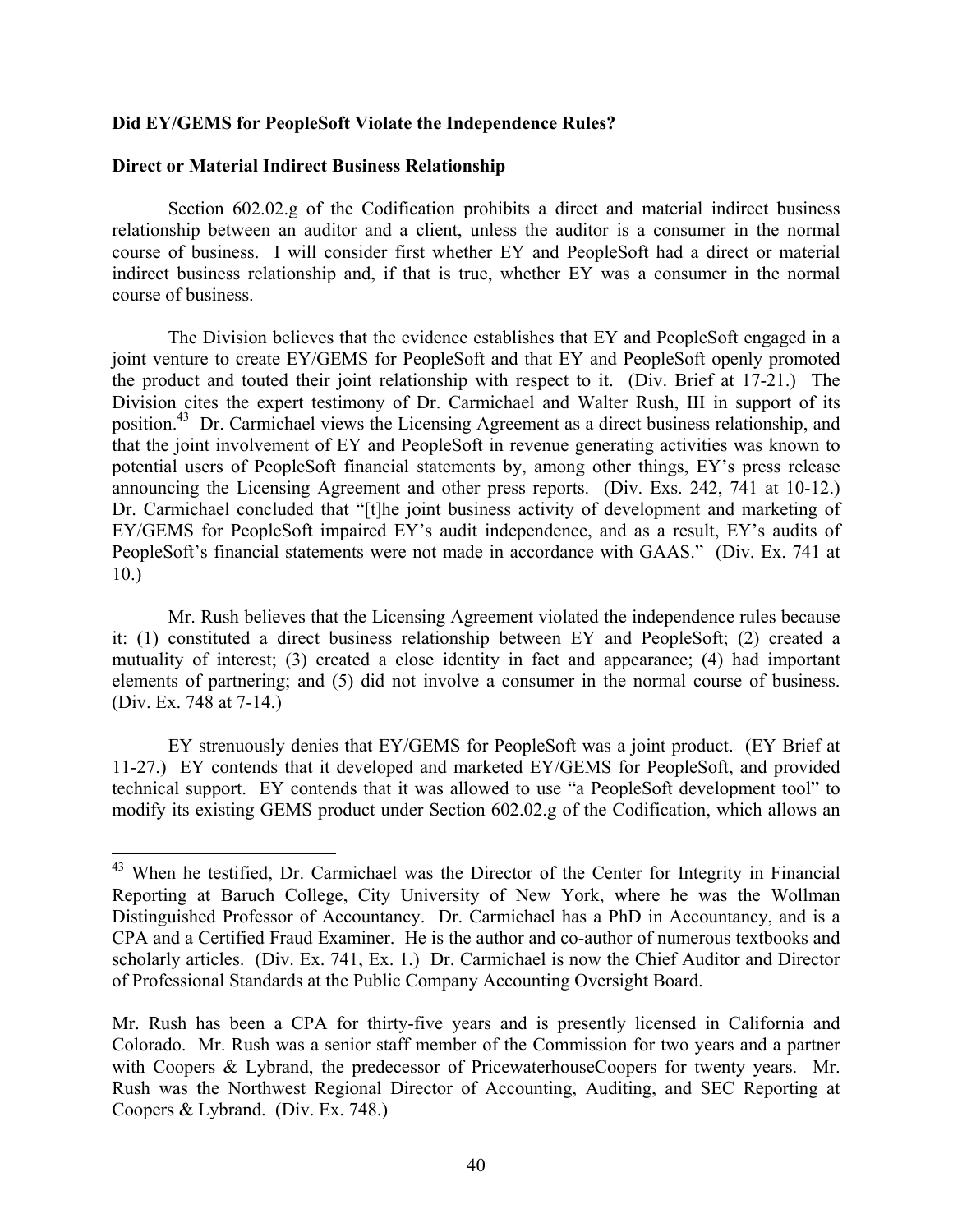**Did EY/GEMS for PeopleSoft Violate the Independence Rules?**

**Direct or Material Indirect Business Relationship**

Section 602.02.g of the Codification prohibits a direct and material indirect business relationship between an auditor and a client, unless the auditor is a consumer in the normal course of business. I will consider first whether EY and PeopleSoft had a direct or material indirect business relationship and, if that is true, whether EY was a consumer in the normal course of business.

The Division believes that the evidence establishes that EY and PeopleSoft engaged in a joint venture to create EY/GEMS for PeopleSoft and that EY and PeopleSoft openly promoted the product and touted their joint relationship with respect to it. (Div. Brief at 17-21.) The Division cites the expert testimony of Dr. Carmichael and Walter Rush, III in support of its position.[43] Dr. Carmichael views the Licensing Agreement as a direct business relationship, and that the joint involvement of EY and PeopleSoft in revenue generating activities was known to potential users of PeopleSoft financial statements by, among other things, EY's press release announcing the Licensing Agreement and other press reports. (Div. Exs. 242, 741 at 10-12.) Dr. Carmichael concluded that "[t]he joint business activity of development and marketing of EY/GEMS for PeopleSoft impaired EY's audit independence, and as a result, EY's audits of PeopleSoft's financial statements were not made in accordance with GAAS." (Div. Ex. 741 at 10.)

Mr. Rush believes that the Licensing Agreement violated the independence rules because it: (1) constituted a direct business relationship between EY and PeopleSoft; (2) created a mutuality of interest; (3) created a close identity in fact and appearance; (4) had important elements of partnering; and (5) did not involve a consumer in the normal course of business. (Div. Ex. 748 at 7-14.)

EY strenuously denies that EY/GEMS for PeopleSoft was a joint product. (EY Brief at 11-27.) EY contends that it developed and marketed EY/GEMS for PeopleSoft, and provided technical support. EY contends that it was allowed to use "a PeopleSoft development tool" to modify its existing GEMS product under Section 602.02.g of the Codification, which allows an

---

[43] When he testified, Dr. Carmichael was the Director of the Center for Integrity in Financial Reporting at Baruch College, City University of New York, where he was the Wollman Distinguished Professor of Accountancy. Dr. Carmichael has a PhD in Accountancy, and is a CPA and a Certified Fraud Examiner. He is the author and co-author of numerous textbooks and scholarly articles. (Div. Ex. 741, Ex. 1.) Dr. Carmichael is now the Chief Auditor and Director of Professional Standards at the Public Company Accounting Oversight Board.

Mr. Rush has been a CPA for thirty-five years and is presently licensed in California and Colorado. Mr. Rush was a senior staff member of the Commission for two years and a partner with Coopers & Lybrand, the predecessor of PricewaterhouseCoopers for twenty years. Mr. Rush was the Northwest Regional Director of Accounting, Auditing, and SEC Reporting at Coopers & Lybrand. (Div. Ex. 748.)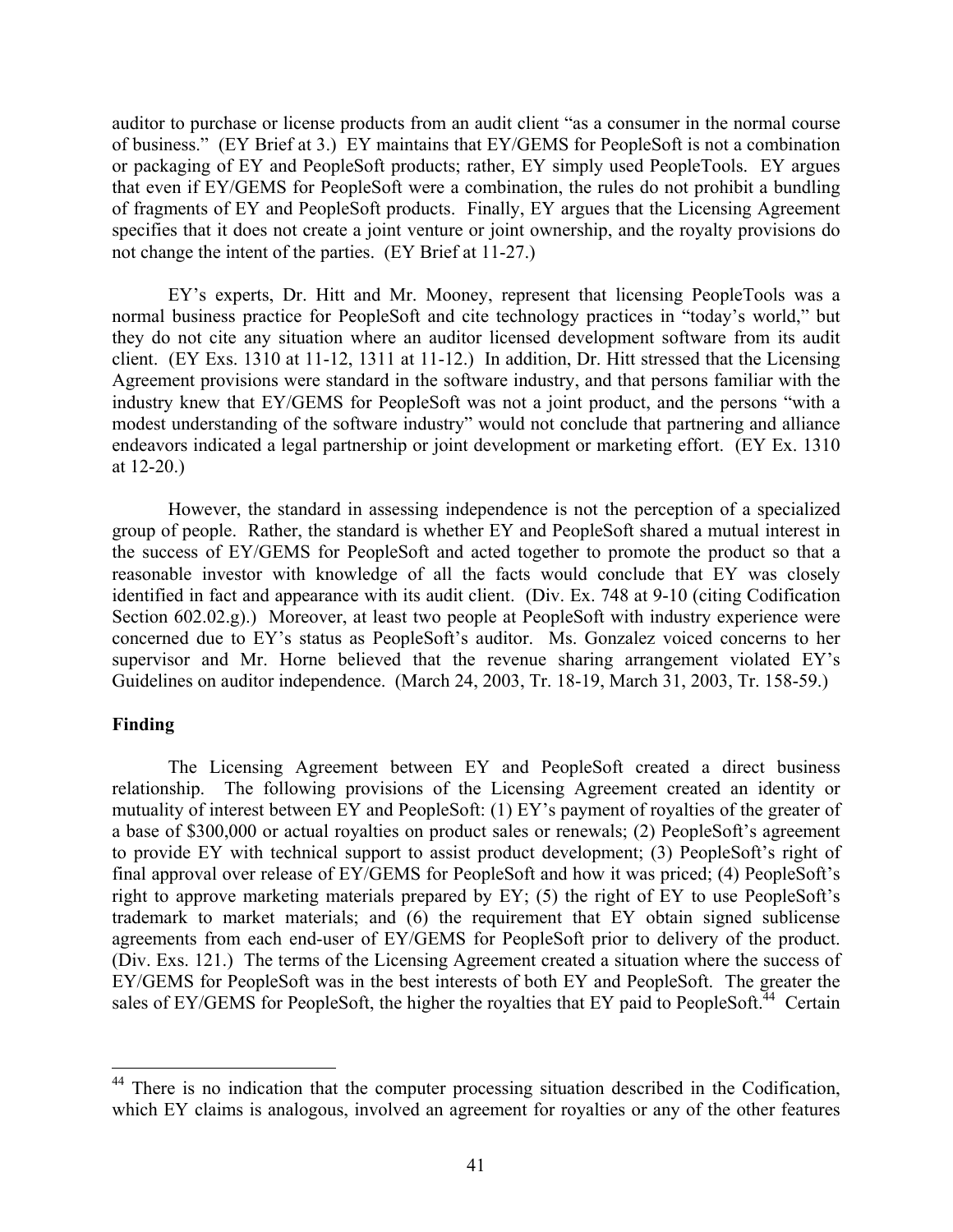auditor to purchase or license products from an audit client "as a consumer in the normal course of business." (EY Brief at 3.) EY maintains that EY/GEMS for PeopleSoft is not a combination or packaging of EY and PeopleSoft products; rather, EY simply used PeopleTools. EY argues that even if EY/GEMS for PeopleSoft were a combination, the rules do not prohibit a bundling of fragments of EY and PeopleSoft products. Finally, EY argues that the Licensing Agreement specifies that it does not create a joint venture or joint ownership, and the royalty provisions do not change the intent of the parties. (EY Brief at 11-27.)

EY's experts, Dr. Hitt and Mr. Mooney, represent that licensing PeopleTools was a normal business practice for PeopleSoft and cite technology practices in "today's world," but they do not cite any situation where an auditor licensed development software from its audit client. (EY Exs. 1310 at 11-12, 1311 at 11-12.) In addition, Dr. Hitt stressed that the Licensing Agreement provisions were standard in the software industry, and that persons familiar with the industry knew that EY/GEMS for PeopleSoft was not a joint product, and the persons "with a modest understanding of the software industry" would not conclude that partnering and alliance endeavors indicated a legal partnership or joint development or marketing effort. (EY Ex. 1310 at 12-20.)

However, the standard in assessing independence is not the perception of a specialized group of people. Rather, the standard is whether EY and PeopleSoft shared a mutual interest in the success of EY/GEMS for PeopleSoft and acted together to promote the product so that a reasonable investor with knowledge of all the facts would conclude that EY was closely identified in fact and appearance with its audit client. (Div. Ex. 748 at 9-10 (citing Codification Section 602.02.g).) Moreover, at least two people at PeopleSoft with industry experience were concerned due to EY's status as PeopleSoft's auditor. Ms. Gonzalez voiced concerns to her supervisor and Mr. Horne believed that the revenue sharing arrangement violated EY's Guidelines on auditor independence. (March 24, 2003, Tr. 18-19, March 31, 2003, Tr. 158-59.)

**Finding**

The Licensing Agreement between EY and PeopleSoft created a direct business relationship. The following provisions of the Licensing Agreement created an identity or mutuality of interest between EY and PeopleSoft: (1) EY's payment of royalties of the greater of a base of \$300,000 or actual royalties on product sales or renewals; (2) PeopleSoft's agreement to provide EY with technical support to assist product development; (3) PeopleSoft's right of final approval over release of EY/GEMS for PeopleSoft and how it was priced; (4) PeopleSoft's right to approve marketing materials prepared by EY; (5) the right of EY to use PeopleSoft's trademark to market materials; and (6) the requirement that EY obtain signed sublicense agreements from each end-user of EY/GEMS for PeopleSoft prior to delivery of the product. (Div. Exs. 121.) The terms of the Licensing Agreement created a situation where the success of EY/GEMS for PeopleSoft was in the best interests of both EY and PeopleSoft. The greater the sales of EY/GEMS for PeopleSoft, the higher the royalties that EY paid to PeopleSoft.[44] Certain

[44] There is no indication that the computer processing situation described in the Codification, which EY claims is analogous, involved an agreement for royalties or any of the other features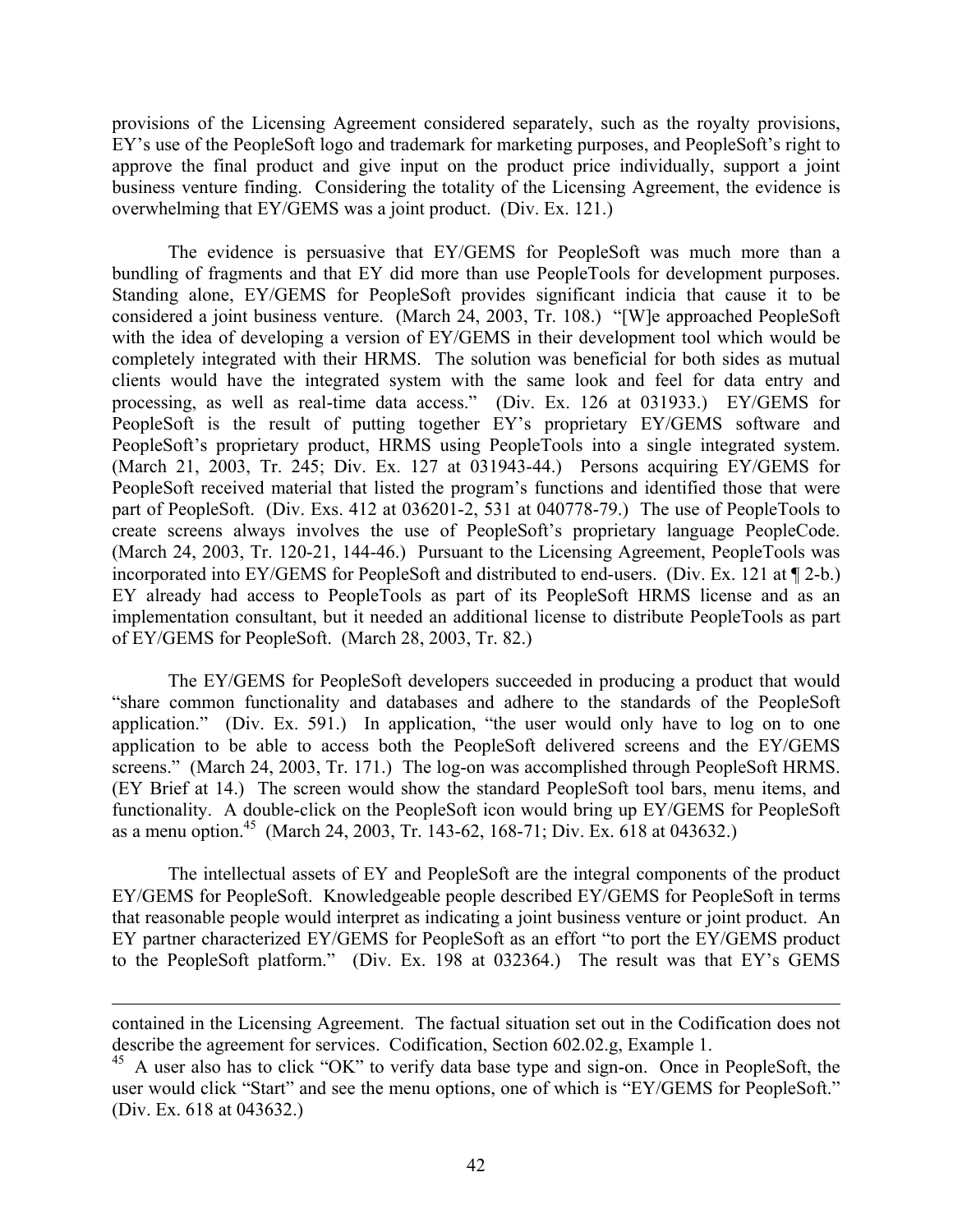provisions of the Licensing Agreement considered separately, such as the royalty provisions, EY's use of the PeopleSoft logo and trademark for marketing purposes, and PeopleSoft's right to approve the final product and give input on the product price individually, support a joint business venture finding. Considering the totality of the Licensing Agreement, the evidence is overwhelming that EY/GEMS was a joint product. (Div. Ex. 121.)

The evidence is persuasive that EY/GEMS for PeopleSoft was much more than a bundling of fragments and that EY did more than use PeopleTools for development purposes. Standing alone, EY/GEMS for PeopleSoft provides significant indicia that cause it to be considered a joint business venture. (March 24, 2003, Tr. 108.) "[W]e approached PeopleSoft with the idea of developing a version of EY/GEMS in their development tool which would be completely integrated with their HRMS. The solution was beneficial for both sides as mutual clients would have the integrated system with the same look and feel for data entry and processing, as well as real-time data access." (Div. Ex. 126 at 031933.) EY/GEMS for PeopleSoft is the result of putting together EY's proprietary EY/GEMS software and PeopleSoft's proprietary product, HRMS using PeopleTools into a single integrated system. (March 21, 2003, Tr. 245; Div. Ex. 127 at 031943-44.) Persons acquiring EY/GEMS for PeopleSoft received material that listed the program's functions and identified those that were part of PeopleSoft. (Div. Exs. 412 at 036201-2, 531 at 040778-79.) The use of PeopleTools to create screens always involves the use of PeopleSoft's proprietary language PeopleCode. (March 24, 2003, Tr. 120-21, 144-46.) Pursuant to the Licensing Agreement, PeopleTools was incorporated into EY/GEMS for PeopleSoft and distributed to end-users. (Div. Ex. 121 at ¶ 2-b.) EY already had access to PeopleTools as part of its PeopleSoft HRMS license and as an implementation consultant, but it needed an additional license to distribute PeopleTools as part of EY/GEMS for PeopleSoft. (March 28, 2003, Tr. 82.)

The EY/GEMS for PeopleSoft developers succeeded in producing a product that would "share common functionality and databases and adhere to the standards of the PeopleSoft application." (Div. Ex. 591.) In application, "the user would only have to log on to one application to be able to access both the PeopleSoft delivered screens and the EY/GEMS screens." (March 24, 2003, Tr. 171.) The log-on was accomplished through PeopleSoft HRMS. (EY Brief at 14.) The screen would show the standard PeopleSoft tool bars, menu items, and functionality. A double-click on the PeopleSoft icon would bring up EY/GEMS for PeopleSoft as a menu option.[45] (March 24, 2003, Tr. 143-62, 168-71; Div. Ex. 618 at 043632.)

The intellectual assets of EY and PeopleSoft are the integral components of the product EY/GEMS for PeopleSoft. Knowledgeable people described EY/GEMS for PeopleSoft in terms that reasonable people would interpret as indicating a joint business venture or joint product. An EY partner characterized EY/GEMS for PeopleSoft as an effort "to port the EY/GEMS product to the PeopleSoft platform." (Div. Ex. 198 at 032364.) The result was that EY's GEMS

---

contained in the Licensing Agreement. The factual situation set out in the Codification does not describe the agreement for services. Codification, Section 602.02.g, Example 1.

[45] A user also has to click "OK" to verify data base type and sign-on. Once in PeopleSoft, the user would click "Start" and see the menu options, one of which is "EY/GEMS for PeopleSoft." (Div. Ex. 618 at 043632.)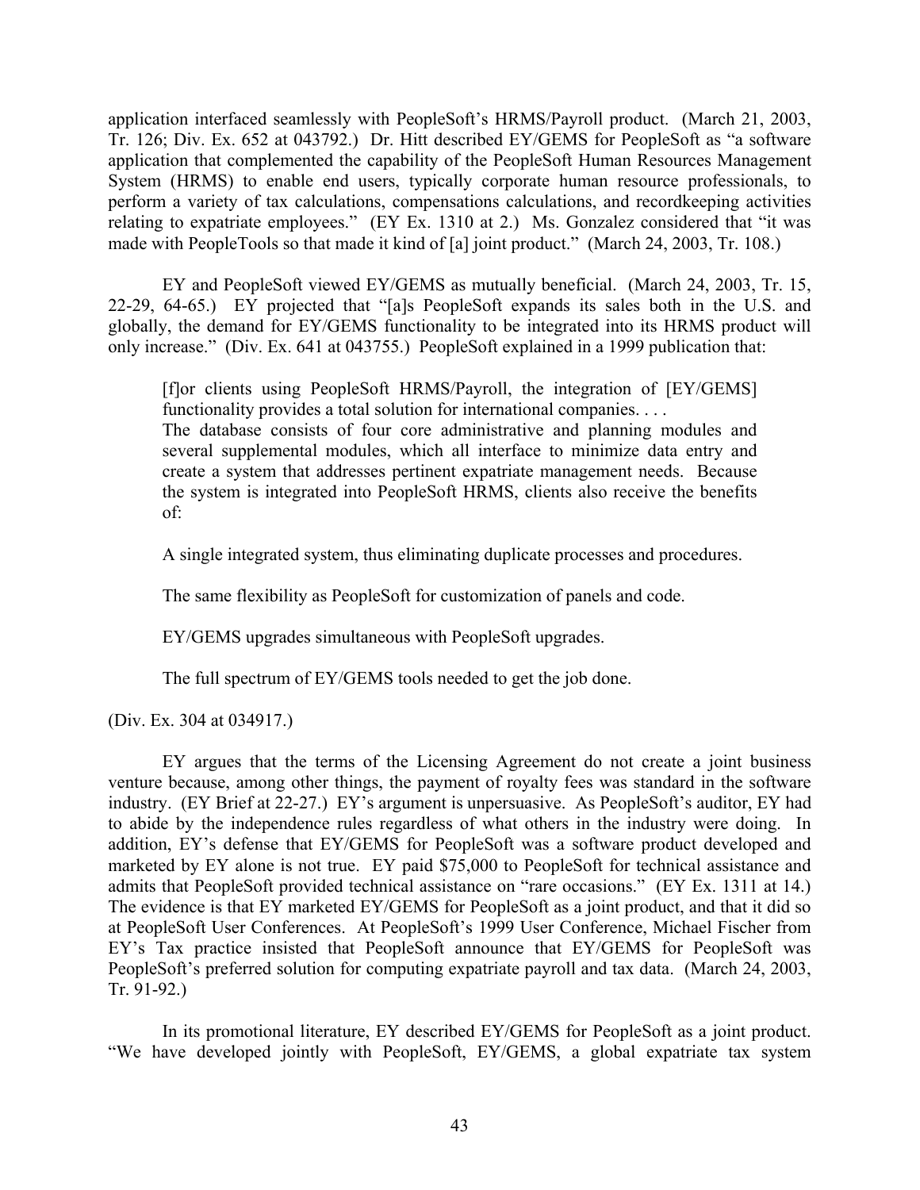application interfaced seamlessly with PeopleSoft's HRMS/Payroll product. (March 21, 2003, Tr. 126; Div. Ex. 652 at 043792.) Dr. Hitt described EY/GEMS for PeopleSoft as "a software application that complemented the capability of the PeopleSoft Human Resources Management System (HRMS) to enable end users, typically corporate human resource professionals, to perform a variety of tax calculations, compensations calculations, and recordkeeping activities relating to expatriate employees." (EY Ex. 1310 at 2.) Ms. Gonzalez considered that "it was made with PeopleTools so that made it kind of [a] joint product." (March 24, 2003, Tr. 108.)

EY and PeopleSoft viewed EY/GEMS as mutually beneficial. (March 24, 2003, Tr. 15, 22-29, 64-65.) EY projected that "[a]s PeopleSoft expands its sales both in the U.S. and globally, the demand for EY/GEMS functionality to be integrated into its HRMS product will only increase." (Div. Ex. 641 at 043755.) PeopleSoft explained in a 1999 publication that:

> [f]or clients using PeopleSoft HRMS/Payroll, the integration of [EY/GEMS] functionality provides a total solution for international companies. . . .
> The database consists of four core administrative and planning modules and several supplemental modules, which all interface to minimize data entry and create a system that addresses pertinent expatriate management needs. Because the system is integrated into PeopleSoft HRMS, clients also receive the benefits of:
>
> A single integrated system, thus eliminating duplicate processes and procedures.
>
> The same flexibility as PeopleSoft for customization of panels and code.
>
> EY/GEMS upgrades simultaneous with PeopleSoft upgrades.
>
> The full spectrum of EY/GEMS tools needed to get the job done.

(Div. Ex. 304 at 034917.)

EY argues that the terms of the Licensing Agreement do not create a joint business venture because, among other things, the payment of royalty fees was standard in the software industry. (EY Brief at 22-27.) EY's argument is unpersuasive. As PeopleSoft's auditor, EY had to abide by the independence rules regardless of what others in the industry were doing. In addition, EY's defense that EY/GEMS for PeopleSoft was a software product developed and marketed by EY alone is not true. EY paid $75,000 to PeopleSoft for technical assistance and admits that PeopleSoft provided technical assistance on "rare occasions." (EY Ex. 1311 at 14.) The evidence is that EY marketed EY/GEMS for PeopleSoft as a joint product, and that it did so at PeopleSoft User Conferences. At PeopleSoft's 1999 User Conference, Michael Fischer from EY's Tax practice insisted that PeopleSoft announce that EY/GEMS for PeopleSoft was PeopleSoft's preferred solution for computing expatriate payroll and tax data. (March 24, 2003, Tr. 91-92.)

In its promotional literature, EY described EY/GEMS for PeopleSoft as a joint product. "We have developed jointly with PeopleSoft, EY/GEMS, a global expatriate tax system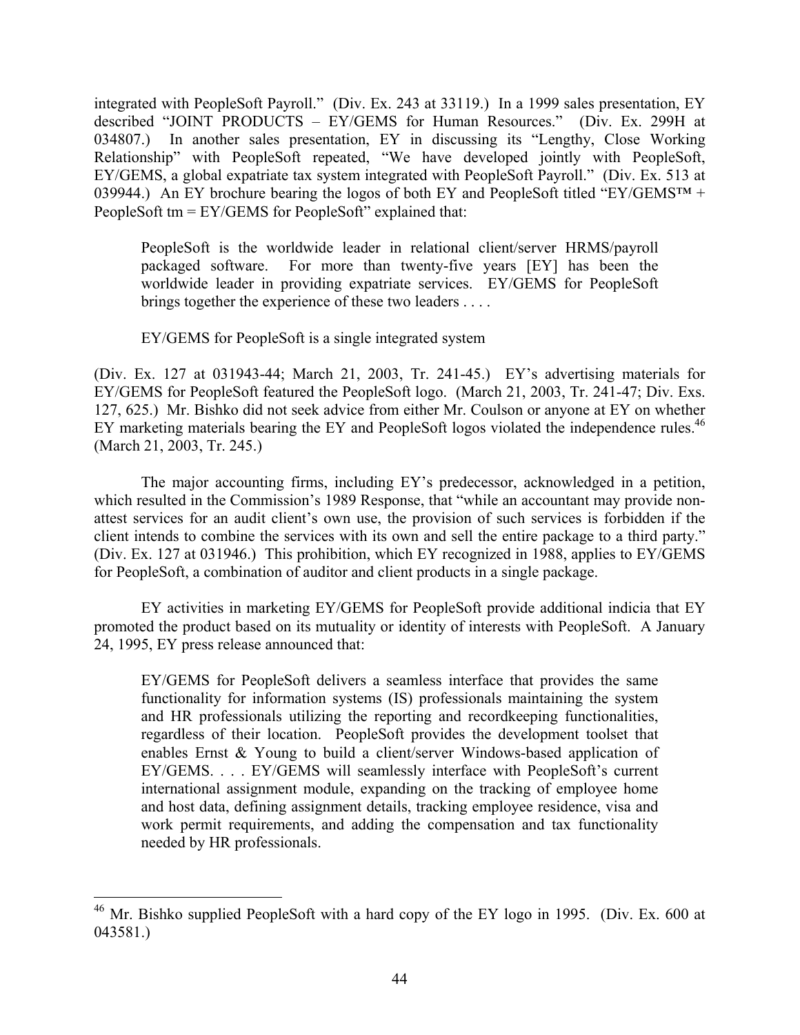integrated with PeopleSoft Payroll." (Div. Ex. 243 at 33119.) In a 1999 sales presentation, EY described "JOINT PRODUCTS – EY/GEMS for Human Resources." (Div. Ex. 299H at 034807.) In another sales presentation, EY in discussing its "Lengthy, Close Working Relationship" with PeopleSoft repeated, "We have developed jointly with PeopleSoft, EY/GEMS, a global expatriate tax system integrated with PeopleSoft Payroll." (Div. Ex. 513 at 039944.) An EY brochure bearing the logos of both EY and PeopleSoft titled "EY/GEMS™ + PeopleSoft tm = EY/GEMS for PeopleSoft" explained that:

> PeopleSoft is the worldwide leader in relational client/server HRMS/payroll packaged software. For more than twenty-five years [EY] has been the worldwide leader in providing expatriate services. EY/GEMS for PeopleSoft brings together the experience of these two leaders . . . .
>
> EY/GEMS for PeopleSoft is a single integrated system

(Div. Ex. 127 at 031943-44; March 21, 2003, Tr. 241-45.) EY's advertising materials for EY/GEMS for PeopleSoft featured the PeopleSoft logo. (March 21, 2003, Tr. 241-47; Div. Exs. 127, 625.) Mr. Bishko did not seek advice from either Mr. Coulson or anyone at EY on whether EY marketing materials bearing the EY and PeopleSoft logos violated the independence rules.[46] (March 21, 2003, Tr. 245.)

The major accounting firms, including EY's predecessor, acknowledged in a petition, which resulted in the Commission's 1989 Response, that "while an accountant may provide non-attest services for an audit client's own use, the provision of such services is forbidden if the client intends to combine the services with its own and sell the entire package to a third party." (Div. Ex. 127 at 031946.) This prohibition, which EY recognized in 1988, applies to EY/GEMS for PeopleSoft, a combination of auditor and client products in a single package.

EY activities in marketing EY/GEMS for PeopleSoft provide additional indicia that EY promoted the product based on its mutuality or identity of interests with PeopleSoft. A January 24, 1995, EY press release announced that:

> EY/GEMS for PeopleSoft delivers a seamless interface that provides the same functionality for information systems (IS) professionals maintaining the system and HR professionals utilizing the reporting and recordkeeping functionalities, regardless of their location. PeopleSoft provides the development toolset that enables Ernst & Young to build a client/server Windows-based application of EY/GEMS. . . . EY/GEMS will seamlessly interface with PeopleSoft's current international assignment module, expanding on the tracking of employee home and host data, defining assignment details, tracking employee residence, visa and work permit requirements, and adding the compensation and tax functionality needed by HR professionals.

---

[46] Mr. Bishko supplied PeopleSoft with a hard copy of the EY logo in 1995. (Div. Ex. 600 at 043581.)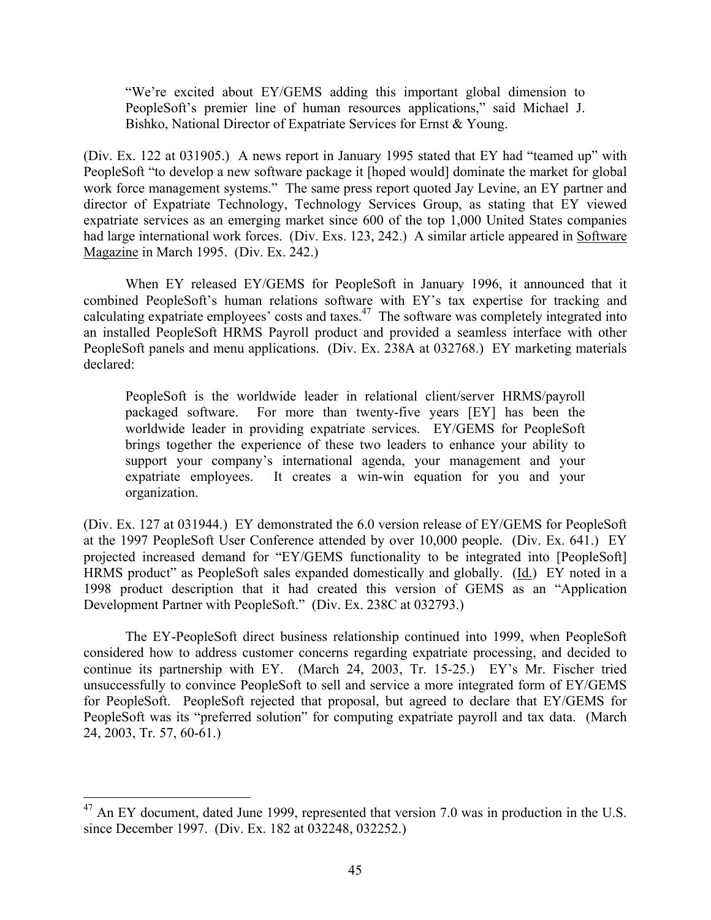> "We're excited about EY/GEMS adding this important global dimension to PeopleSoft's premier line of human resources applications," said Michael J. Bishko, National Director of Expatriate Services for Ernst & Young.

(Div. Ex. 122 at 031905.) A news report in January 1995 stated that EY had "teamed up" with PeopleSoft "to develop a new software package it [hoped would] dominate the market for global work force management systems." The same press report quoted Jay Levine, an EY partner and director of Expatriate Technology, Technology Services Group, as stating that EY viewed expatriate services as an emerging market since 600 of the top 1,000 United States companies had large international work forces. (Div. Exs. 123, 242.) A similar article appeared in Software Magazine in March 1995. (Div. Ex. 242.)

When EY released EY/GEMS for PeopleSoft in January 1996, it announced that it combined PeopleSoft's human relations software with EY's tax expertise for tracking and calculating expatriate employees' costs and taxes.[47] The software was completely integrated into an installed PeopleSoft HRMS Payroll product and provided a seamless interface with other PeopleSoft panels and menu applications. (Div. Ex. 238A at 032768.) EY marketing materials declared:

> PeopleSoft is the worldwide leader in relational client/server HRMS/payroll packaged software. For more than twenty-five years [EY] has been the worldwide leader in providing expatriate services. EY/GEMS for PeopleSoft brings together the experience of these two leaders to enhance your ability to support your company's international agenda, your management and your expatriate employees. It creates a win-win equation for you and your organization.

(Div. Ex. 127 at 031944.) EY demonstrated the 6.0 version release of EY/GEMS for PeopleSoft at the 1997 PeopleSoft User Conference attended by over 10,000 people. (Div. Ex. 641.) EY projected increased demand for "EY/GEMS functionality to be integrated into [PeopleSoft] HRMS product" as PeopleSoft sales expanded domestically and globally. (Id.) EY noted in a 1998 product description that it had created this version of GEMS as an "Application Development Partner with PeopleSoft." (Div. Ex. 238C at 032793.)

The EY-PeopleSoft direct business relationship continued into 1999, when PeopleSoft considered how to address customer concerns regarding expatriate processing, and decided to continue its partnership with EY. (March 24, 2003, Tr. 15-25.) EY's Mr. Fischer tried unsuccessfully to convince PeopleSoft to sell and service a more integrated form of EY/GEMS for PeopleSoft. PeopleSoft rejected that proposal, but agreed to declare that EY/GEMS for PeopleSoft was its "preferred solution" for computing expatriate payroll and tax data. (March 24, 2003, Tr. 57, 60-61.)

---

[47] An EY document, dated June 1999, represented that version 7.0 was in production in the U.S. since December 1997. (Div. Ex. 182 at 032248, 032252.)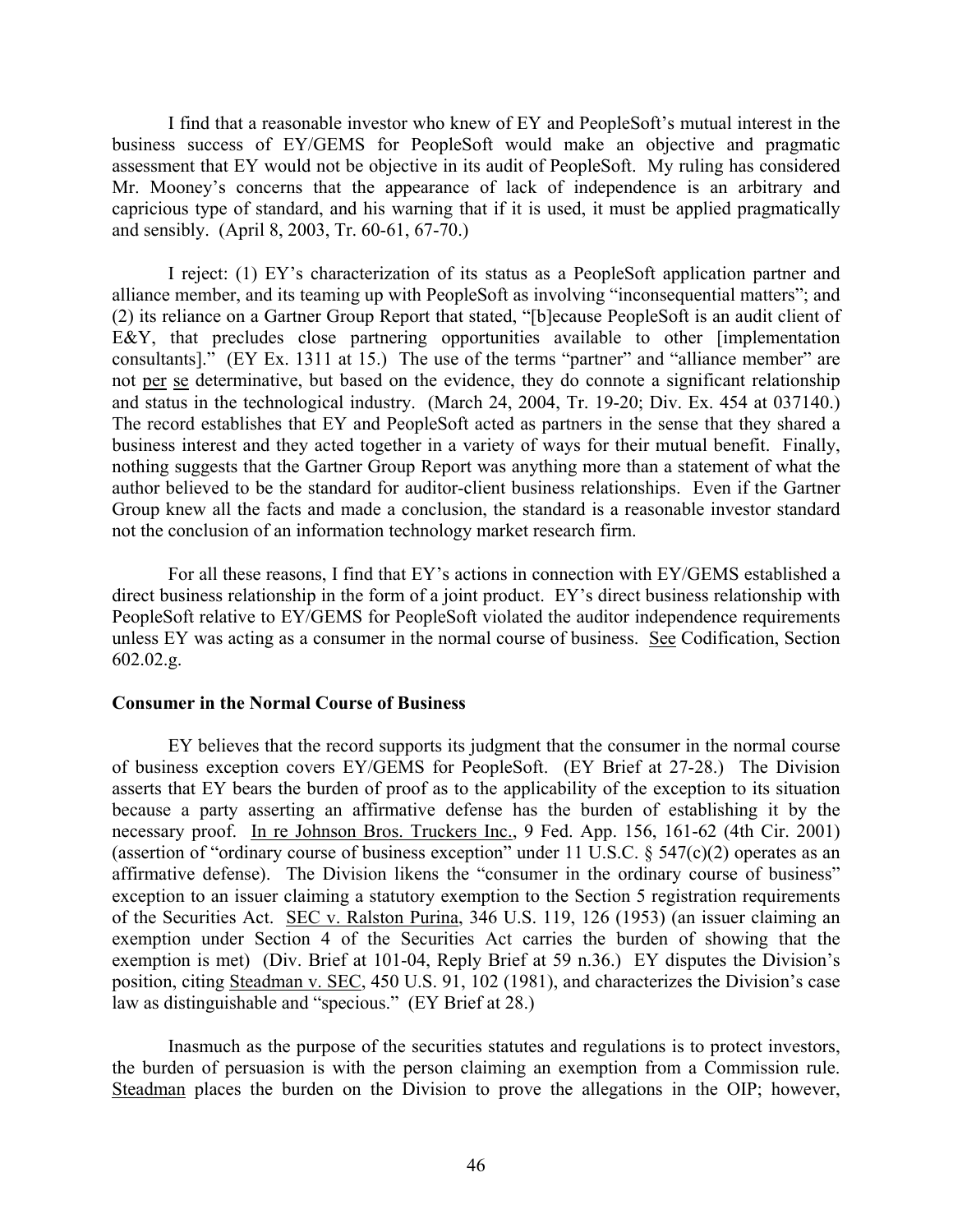I find that a reasonable investor who knew of EY and PeopleSoft's mutual interest in the business success of EY/GEMS for PeopleSoft would make an objective and pragmatic assessment that EY would not be objective in its audit of PeopleSoft. My ruling has considered Mr. Mooney's concerns that the appearance of lack of independence is an arbitrary and capricious type of standard, and his warning that if it is used, it must be applied pragmatically and sensibly. (April 8, 2003, Tr. 60-61, 67-70.)

I reject: (1) EY's characterization of its status as a PeopleSoft application partner and alliance member, and its teaming up with PeopleSoft as involving "inconsequential matters"; and (2) its reliance on a Gartner Group Report that stated, "[b]ecause PeopleSoft is an audit client of E&Y, that precludes close partnering opportunities available to other [implementation consultants]." (EY Ex. 1311 at 15.) The use of the terms "partner" and "alliance member" are not <u>per se</u> determinative, but based on the evidence, they do connote a significant relationship and status in the technological industry. (March 24, 2004, Tr. 19-20; Div. Ex. 454 at 037140.) The record establishes that EY and PeopleSoft acted as partners in the sense that they shared a business interest and they acted together in a variety of ways for their mutual benefit. Finally, nothing suggests that the Gartner Group Report was anything more than a statement of what the author believed to be the standard for auditor-client business relationships. Even if the Gartner Group knew all the facts and made a conclusion, the standard is a reasonable investor standard not the conclusion of an information technology market research firm.

For all these reasons, I find that EY's actions in connection with EY/GEMS established a direct business relationship in the form of a joint product. EY's direct business relationship with PeopleSoft relative to EY/GEMS for PeopleSoft violated the auditor independence requirements unless EY was acting as a consumer in the normal course of business. <u>See</u> Codification, Section 602.02.g.

**Consumer in the Normal Course of Business**

EY believes that the record supports its judgment that the consumer in the normal course of business exception covers EY/GEMS for PeopleSoft. (EY Brief at 27-28.) The Division asserts that EY bears the burden of proof as to the applicability of the exception to its situation because a party asserting an affirmative defense has the burden of establishing it by the necessary proof. <u>In re Johnson Bros. Truckers Inc.</u>, 9 Fed. App. 156, 161-62 (4th Cir. 2001) (assertion of "ordinary course of business exception" under 11 U.S.C. § 547(c)(2) operates as an affirmative defense). The Division likens the "consumer in the ordinary course of business" exception to an issuer claiming a statutory exemption to the Section 5 registration requirements of the Securities Act. <u>SEC v. Ralston Purina</u>, 346 U.S. 119, 126 (1953) (an issuer claiming an exemption under Section 4 of the Securities Act carries the burden of showing that the exemption is met) (Div. Brief at 101-04, Reply Brief at 59 n.36.) EY disputes the Division's position, citing <u>Steadman v. SEC</u>, 450 U.S. 91, 102 (1981), and characterizes the Division's case law as distinguishable and "specious." (EY Brief at 28.)

Inasmuch as the purpose of the securities statutes and regulations is to protect investors, the burden of persuasion is with the person claiming an exemption from a Commission rule. <u>Steadman</u> places the burden on the Division to prove the allegations in the OIP; however,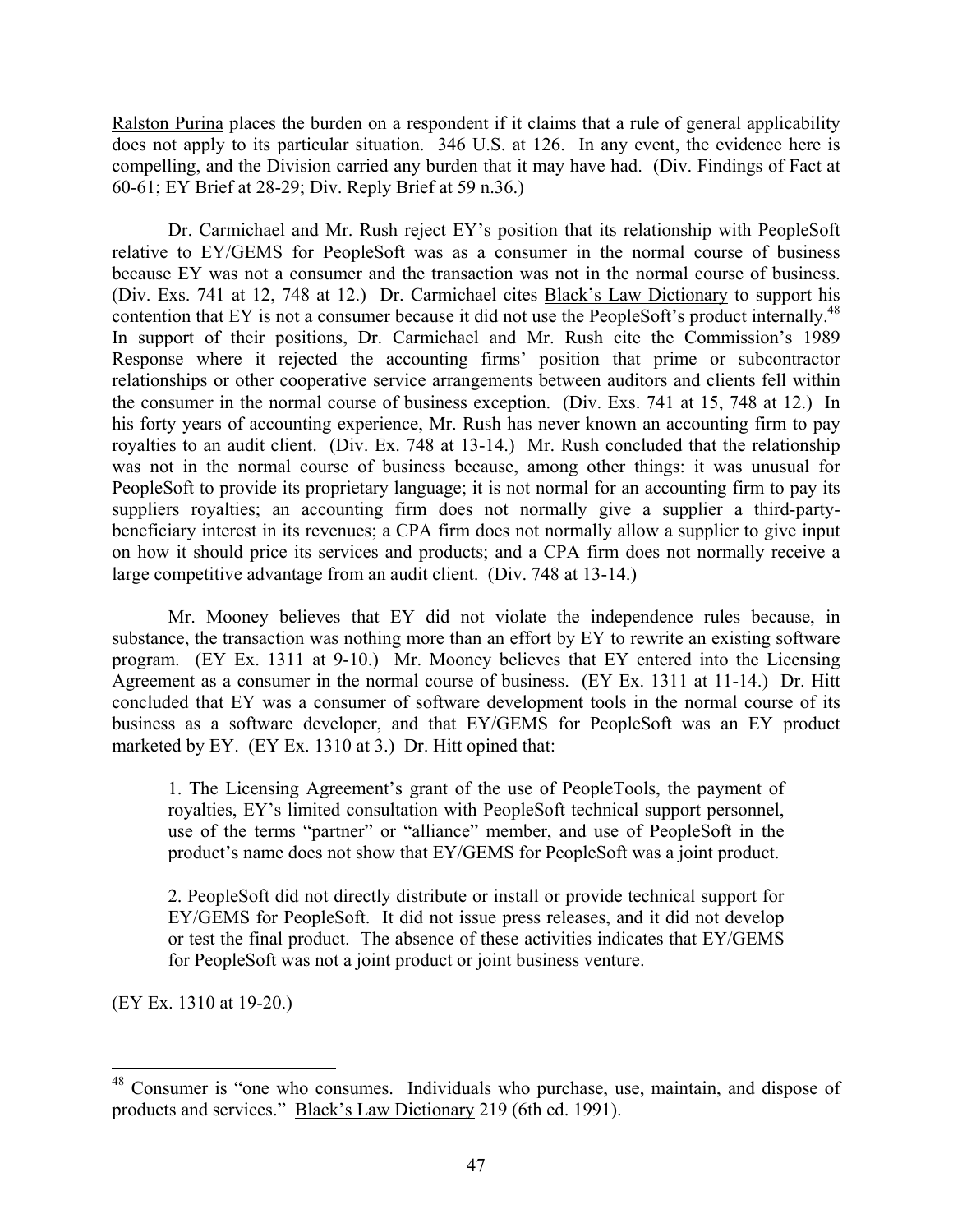Ralston Purina places the burden on a respondent if it claims that a rule of general applicability does not apply to its particular situation. 346 U.S. at 126. In any event, the evidence here is compelling, and the Division carried any burden that it may have had. (Div. Findings of Fact at 60-61; EY Brief at 28-29; Div. Reply Brief at 59 n.36.)

Dr. Carmichael and Mr. Rush reject EY's position that its relationship with PeopleSoft relative to EY/GEMS for PeopleSoft was as a consumer in the normal course of business because EY was not a consumer and the transaction was not in the normal course of business. (Div. Exs. 741 at 12, 748 at 12.) Dr. Carmichael cites Black's Law Dictionary to support his contention that EY is not a consumer because it did not use the PeopleSoft's product internally.[48] In support of their positions, Dr. Carmichael and Mr. Rush cite the Commission's 1989 Response where it rejected the accounting firms' position that prime or subcontractor relationships or other cooperative service arrangements between auditors and clients fell within the consumer in the normal course of business exception. (Div. Exs. 741 at 15, 748 at 12.) In his forty years of accounting experience, Mr. Rush has never known an accounting firm to pay royalties to an audit client. (Div. Ex. 748 at 13-14.) Mr. Rush concluded that the relationship was not in the normal course of business because, among other things: it was unusual for PeopleSoft to provide its proprietary language; it is not normal for an accounting firm to pay its suppliers royalties; an accounting firm does not normally give a supplier a third-party-beneficiary interest in its revenues; a CPA firm does not normally allow a supplier to give input on how it should price its services and products; and a CPA firm does not normally receive a large competitive advantage from an audit client. (Div. 748 at 13-14.)

Mr. Mooney believes that EY did not violate the independence rules because, in substance, the transaction was nothing more than an effort by EY to rewrite an existing software program. (EY Ex. 1311 at 9-10.) Mr. Mooney believes that EY entered into the Licensing Agreement as a consumer in the normal course of business. (EY Ex. 1311 at 11-14.) Dr. Hitt concluded that EY was a consumer of software development tools in the normal course of its business as a software developer, and that EY/GEMS for PeopleSoft was an EY product marketed by EY. (EY Ex. 1310 at 3.) Dr. Hitt opined that:

> 1. The Licensing Agreement's grant of the use of PeopleTools, the payment of royalties, EY's limited consultation with PeopleSoft technical support personnel, use of the terms "partner" or "alliance" member, and use of PeopleSoft in the product's name does not show that EY/GEMS for PeopleSoft was a joint product.
>
> 2. PeopleSoft did not directly distribute or install or provide technical support for EY/GEMS for PeopleSoft. It did not issue press releases, and it did not develop or test the final product. The absence of these activities indicates that EY/GEMS for PeopleSoft was not a joint product or joint business venture.

(EY Ex. 1310 at 19-20.)

---

[48] Consumer is "one who consumes. Individuals who purchase, use, maintain, and dispose of products and services." Black's Law Dictionary 219 (6th ed. 1991).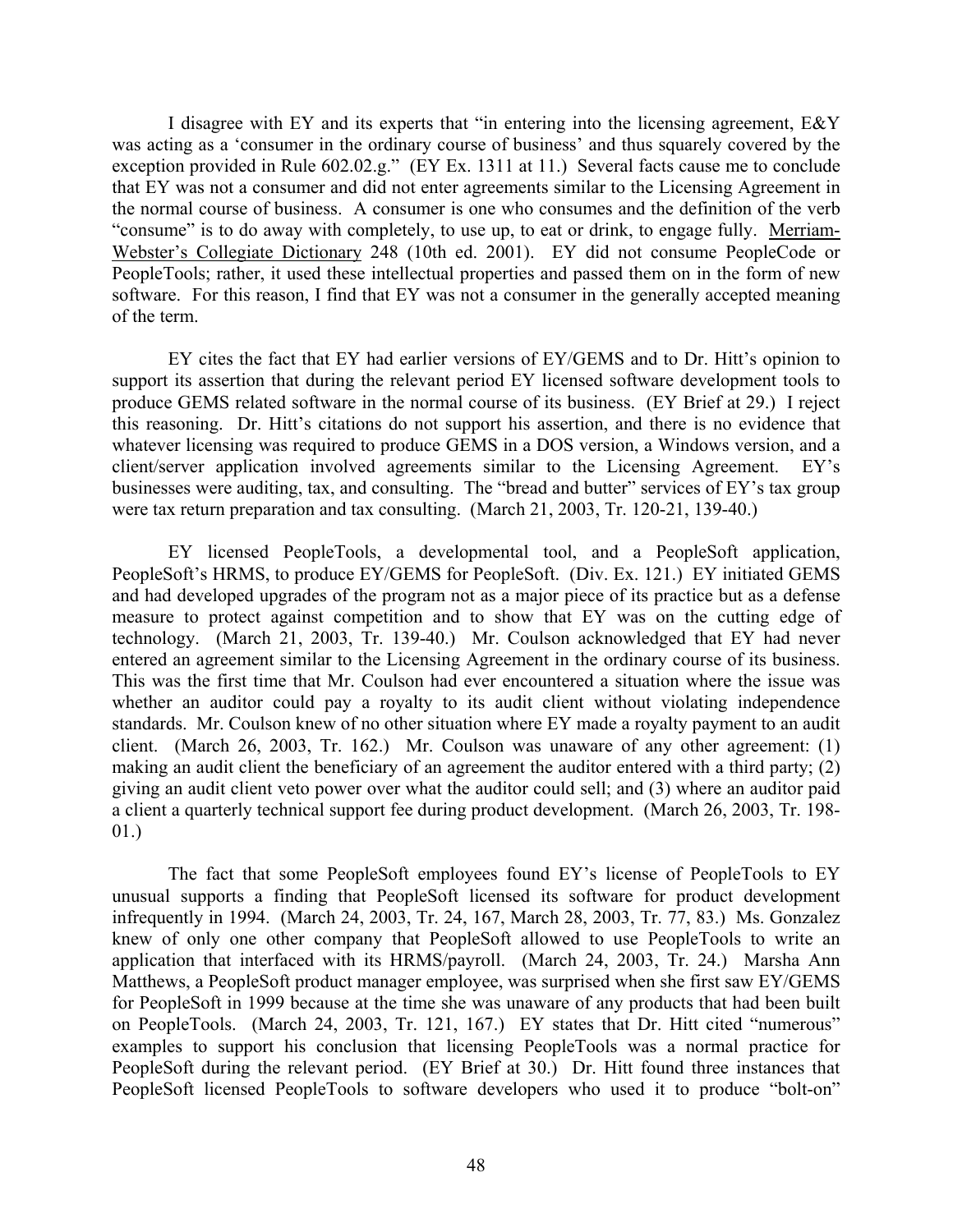I disagree with EY and its experts that "in entering into the licensing agreement, E&Y was acting as a 'consumer in the ordinary course of business' and thus squarely covered by the exception provided in Rule 602.02.g." (EY Ex. 1311 at 11.) Several facts cause me to conclude that EY was not a consumer and did not enter agreements similar to the Licensing Agreement in the normal course of business. A consumer is one who consumes and the definition of the verb "consume" is to do away with completely, to use up, to eat or drink, to engage fully. Merriam-Webster's Collegiate Dictionary 248 (10th ed. 2001). EY did not consume PeopleCode or PeopleTools; rather, it used these intellectual properties and passed them on in the form of new software. For this reason, I find that EY was not a consumer in the generally accepted meaning of the term.

EY cites the fact that EY had earlier versions of EY/GEMS and to Dr. Hitt's opinion to support its assertion that during the relevant period EY licensed software development tools to produce GEMS related software in the normal course of its business. (EY Brief at 29.) I reject this reasoning. Dr. Hitt's citations do not support his assertion, and there is no evidence that whatever licensing was required to produce GEMS in a DOS version, a Windows version, and a client/server application involved agreements similar to the Licensing Agreement. EY's businesses were auditing, tax, and consulting. The "bread and butter" services of EY's tax group were tax return preparation and tax consulting. (March 21, 2003, Tr. 120-21, 139-40.)

EY licensed PeopleTools, a developmental tool, and a PeopleSoft application, PeopleSoft's HRMS, to produce EY/GEMS for PeopleSoft. (Div. Ex. 121.) EY initiated GEMS and had developed upgrades of the program not as a major piece of its practice but as a defense measure to protect against competition and to show that EY was on the cutting edge of technology. (March 21, 2003, Tr. 139-40.) Mr. Coulson acknowledged that EY had never entered an agreement similar to the Licensing Agreement in the ordinary course of its business. This was the first time that Mr. Coulson had ever encountered a situation where the issue was whether an auditor could pay a royalty to its audit client without violating independence standards. Mr. Coulson knew of no other situation where EY made a royalty payment to an audit client. (March 26, 2003, Tr. 162.) Mr. Coulson was unaware of any other agreement: (1) making an audit client the beneficiary of an agreement the auditor entered with a third party; (2) giving an audit client veto power over what the auditor could sell; and (3) where an auditor paid a client a quarterly technical support fee during product development. (March 26, 2003, Tr. 198-01.)

The fact that some PeopleSoft employees found EY's license of PeopleTools to EY unusual supports a finding that PeopleSoft licensed its software for product development infrequently in 1994. (March 24, 2003, Tr. 24, 167, March 28, 2003, Tr. 77, 83.) Ms. Gonzalez knew of only one other company that PeopleSoft allowed to use PeopleTools to write an application that interfaced with its HRMS/payroll. (March 24, 2003, Tr. 24.) Marsha Ann Matthews, a PeopleSoft product manager employee, was surprised when she first saw EY/GEMS for PeopleSoft in 1999 because at the time she was unaware of any products that had been built on PeopleTools. (March 24, 2003, Tr. 121, 167.) EY states that Dr. Hitt cited "numerous" examples to support his conclusion that licensing PeopleTools was a normal practice for PeopleSoft during the relevant period. (EY Brief at 30.) Dr. Hitt found three instances that PeopleSoft licensed PeopleTools to software developers who used it to produce "bolt-on"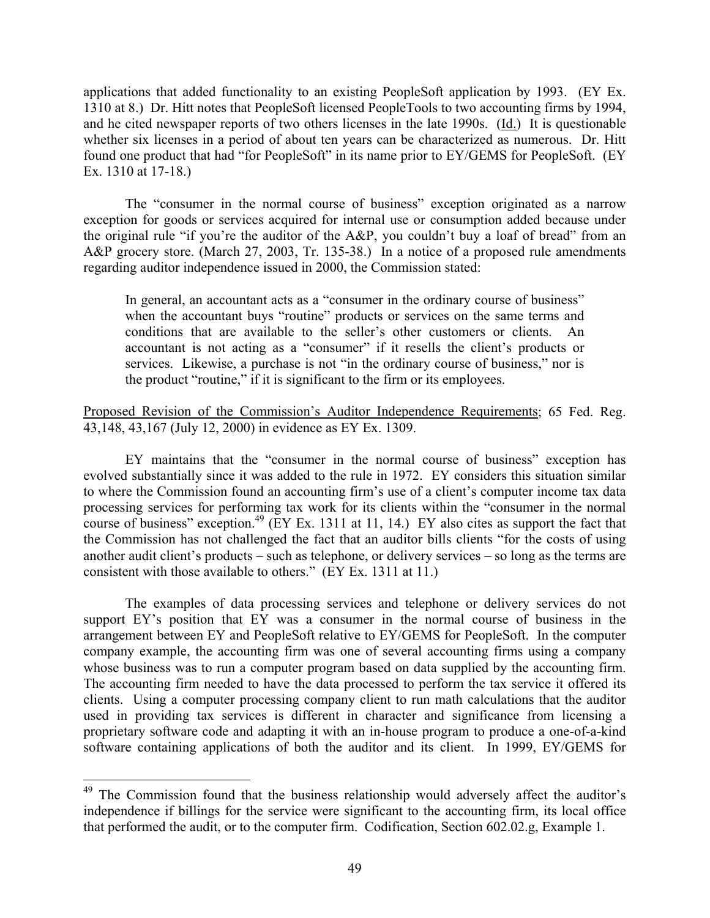applications that added functionality to an existing PeopleSoft application by 1993. (EY Ex. 1310 at 8.) Dr. Hitt notes that PeopleSoft licensed PeopleTools to two accounting firms by 1994, and he cited newspaper reports of two others licenses in the late 1990s. (Id.) It is questionable whether six licenses in a period of about ten years can be characterized as numerous. Dr. Hitt found one product that had "for PeopleSoft" in its name prior to EY/GEMS for PeopleSoft. (EY Ex. 1310 at 17-18.)

The "consumer in the normal course of business" exception originated as a narrow exception for goods or services acquired for internal use or consumption added because under the original rule "if you're the auditor of the A&P, you couldn't buy a loaf of bread" from an A&P grocery store. (March 27, 2003, Tr. 135-38.) In a notice of a proposed rule amendments regarding auditor independence issued in 2000, the Commission stated:

> In general, an accountant acts as a "consumer in the ordinary course of business" when the accountant buys "routine" products or services on the same terms and conditions that are available to the seller's other customers or clients. An accountant is not acting as a "consumer" if it resells the client's products or services. Likewise, a purchase is not "in the ordinary course of business," nor is the product "routine," if it is significant to the firm or its employees.

Proposed Revision of the Commission's Auditor Independence Requirements; 65 Fed. Reg. 43,148, 43,167 (July 12, 2000) in evidence as EY Ex. 1309.

EY maintains that the "consumer in the normal course of business" exception has evolved substantially since it was added to the rule in 1972. EY considers this situation similar to where the Commission found an accounting firm's use of a client's computer income tax data processing services for performing tax work for its clients within the "consumer in the normal course of business" exception.[49] (EY Ex. 1311 at 11, 14.) EY also cites as support the fact that the Commission has not challenged the fact that an auditor bills clients "for the costs of using another audit client's products – such as telephone, or delivery services – so long as the terms are consistent with those available to others." (EY Ex. 1311 at 11.)

The examples of data processing services and telephone or delivery services do not support EY's position that EY was a consumer in the normal course of business in the arrangement between EY and PeopleSoft relative to EY/GEMS for PeopleSoft. In the computer company example, the accounting firm was one of several accounting firms using a company whose business was to run a computer program based on data supplied by the accounting firm. The accounting firm needed to have the data processed to perform the tax service it offered its clients. Using a computer processing company client to run math calculations that the auditor used in providing tax services is different in character and significance from licensing a proprietary software code and adapting it with an in-house program to produce a one-of-a-kind software containing applications of both the auditor and its client. In 1999, EY/GEMS for

---

[49] The Commission found that the business relationship would adversely affect the auditor's independence if billings for the service were significant to the accounting firm, its local office that performed the audit, or to the computer firm. Codification, Section 602.02.g, Example 1.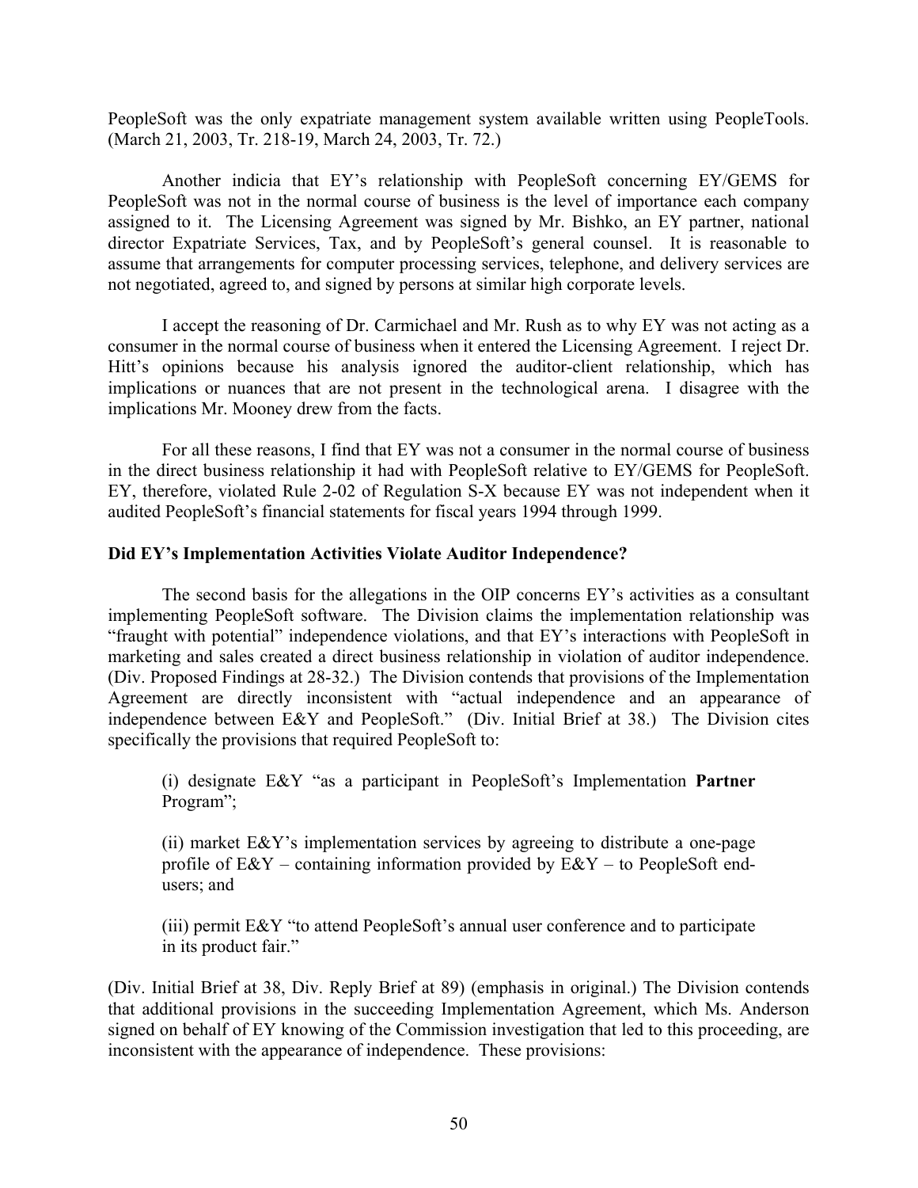PeopleSoft was the only expatriate management system available written using PeopleTools. (March 21, 2003, Tr. 218-19, March 24, 2003, Tr. 72.)

Another indicia that EY's relationship with PeopleSoft concerning EY/GEMS for PeopleSoft was not in the normal course of business is the level of importance each company assigned to it. The Licensing Agreement was signed by Mr. Bishko, an EY partner, national director Expatriate Services, Tax, and by PeopleSoft's general counsel. It is reasonable to assume that arrangements for computer processing services, telephone, and delivery services are not negotiated, agreed to, and signed by persons at similar high corporate levels.

I accept the reasoning of Dr. Carmichael and Mr. Rush as to why EY was not acting as a consumer in the normal course of business when it entered the Licensing Agreement. I reject Dr. Hitt's opinions because his analysis ignored the auditor-client relationship, which has implications or nuances that are not present in the technological arena. I disagree with the implications Mr. Mooney drew from the facts.

For all these reasons, I find that EY was not a consumer in the normal course of business in the direct business relationship it had with PeopleSoft relative to EY/GEMS for PeopleSoft. EY, therefore, violated Rule 2-02 of Regulation S-X because EY was not independent when it audited PeopleSoft's financial statements for fiscal years 1994 through 1999.

**Did EY's Implementation Activities Violate Auditor Independence?**

The second basis for the allegations in the OIP concerns EY's activities as a consultant implementing PeopleSoft software. The Division claims the implementation relationship was "fraught with potential" independence violations, and that EY's interactions with PeopleSoft in marketing and sales created a direct business relationship in violation of auditor independence. (Div. Proposed Findings at 28-32.) The Division contends that provisions of the Implementation Agreement are directly inconsistent with "actual independence and an appearance of independence between E&Y and PeopleSoft." (Div. Initial Brief at 38.) The Division cites specifically the provisions that required PeopleSoft to:

> (i) designate E&Y "as a participant in PeopleSoft's Implementation **Partner** Program";
>
> (ii) market E&Y's implementation services by agreeing to distribute a one-page profile of E&Y – containing information provided by E&Y – to PeopleSoft end-users; and
>
> (iii) permit E&Y "to attend PeopleSoft's annual user conference and to participate in its product fair."

(Div. Initial Brief at 38, Div. Reply Brief at 89) (emphasis in original.) The Division contends that additional provisions in the succeeding Implementation Agreement, which Ms. Anderson signed on behalf of EY knowing of the Commission investigation that led to this proceeding, are inconsistent with the appearance of independence. These provisions: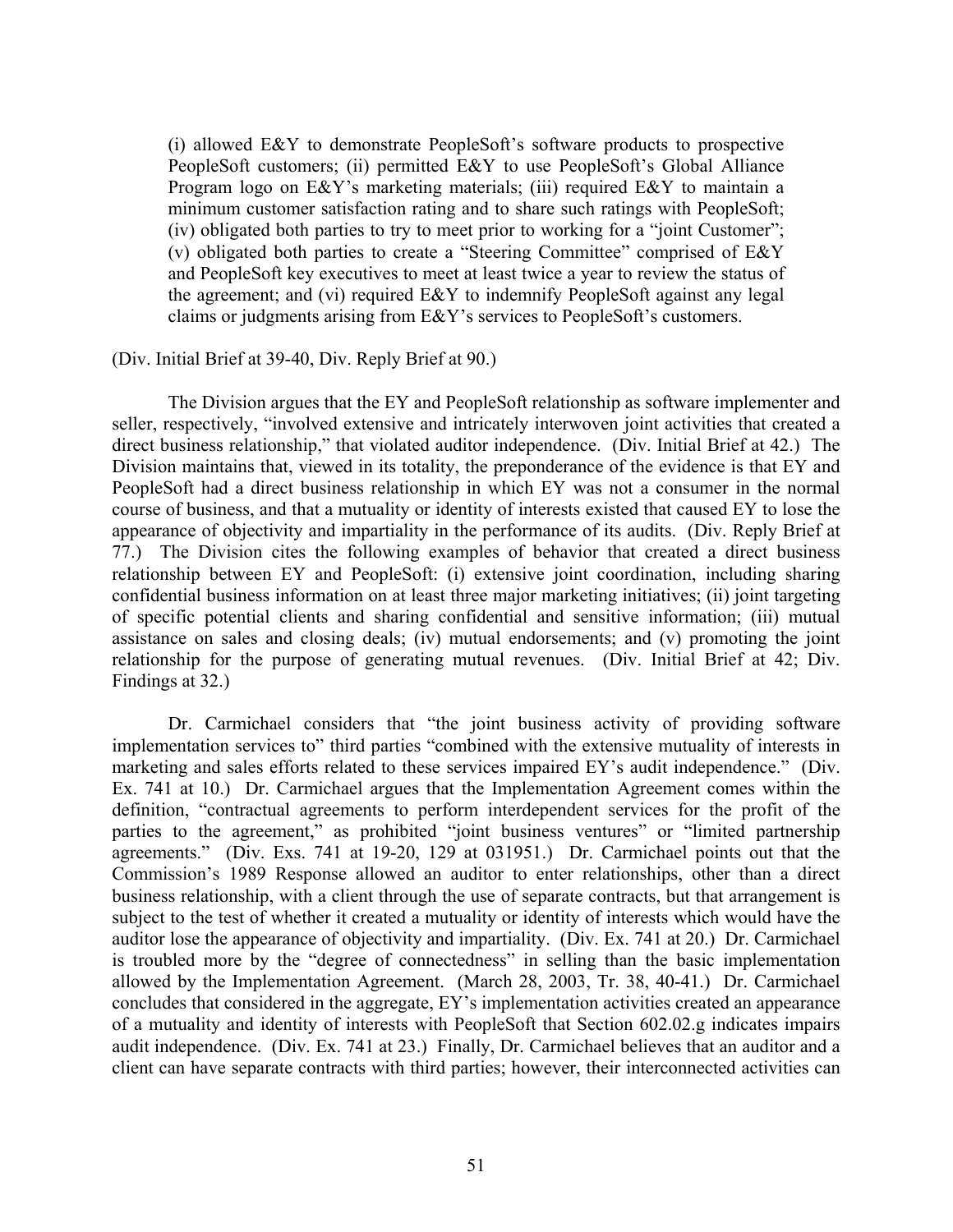> (i) allowed E&Y to demonstrate PeopleSoft's software products to prospective PeopleSoft customers; (ii) permitted E&Y to use PeopleSoft's Global Alliance Program logo on E&Y's marketing materials; (iii) required E&Y to maintain a minimum customer satisfaction rating and to share such ratings with PeopleSoft; (iv) obligated both parties to try to meet prior to working for a "joint Customer"; (v) obligated both parties to create a "Steering Committee" comprised of E&Y and PeopleSoft key executives to meet at least twice a year to review the status of the agreement; and (vi) required E&Y to indemnify PeopleSoft against any legal claims or judgments arising from E&Y's services to PeopleSoft's customers.

(Div. Initial Brief at 39-40, Div. Reply Brief at 90.)

The Division argues that the EY and PeopleSoft relationship as software implementer and seller, respectively, "involved extensive and intricately interwoven joint activities that created a direct business relationship," that violated auditor independence. (Div. Initial Brief at 42.) The Division maintains that, viewed in its totality, the preponderance of the evidence is that EY and PeopleSoft had a direct business relationship in which EY was not a consumer in the normal course of business, and that a mutuality or identity of interests existed that caused EY to lose the appearance of objectivity and impartiality in the performance of its audits. (Div. Reply Brief at 77.) The Division cites the following examples of behavior that created a direct business relationship between EY and PeopleSoft: (i) extensive joint coordination, including sharing confidential business information on at least three major marketing initiatives; (ii) joint targeting of specific potential clients and sharing confidential and sensitive information; (iii) mutual assistance on sales and closing deals; (iv) mutual endorsements; and (v) promoting the joint relationship for the purpose of generating mutual revenues. (Div. Initial Brief at 42; Div. Findings at 32.)

Dr. Carmichael considers that "the joint business activity of providing software implementation services to" third parties "combined with the extensive mutuality of interests in marketing and sales efforts related to these services impaired EY's audit independence." (Div. Ex. 741 at 10.) Dr. Carmichael argues that the Implementation Agreement comes within the definition, "contractual agreements to perform interdependent services for the profit of the parties to the agreement," as prohibited "joint business ventures" or "limited partnership agreements." (Div. Exs. 741 at 19-20, 129 at 031951.) Dr. Carmichael points out that the Commission's 1989 Response allowed an auditor to enter relationships, other than a direct business relationship, with a client through the use of separate contracts, but that arrangement is subject to the test of whether it created a mutuality or identity of interests which would have the auditor lose the appearance of objectivity and impartiality. (Div. Ex. 741 at 20.) Dr. Carmichael is troubled more by the "degree of connectedness" in selling than the basic implementation allowed by the Implementation Agreement. (March 28, 2003, Tr. 38, 40-41.) Dr. Carmichael concludes that considered in the aggregate, EY's implementation activities created an appearance of a mutuality and identity of interests with PeopleSoft that Section 602.02.g indicates impairs audit independence. (Div. Ex. 741 at 23.) Finally, Dr. Carmichael believes that an auditor and a client can have separate contracts with third parties; however, their interconnected activities can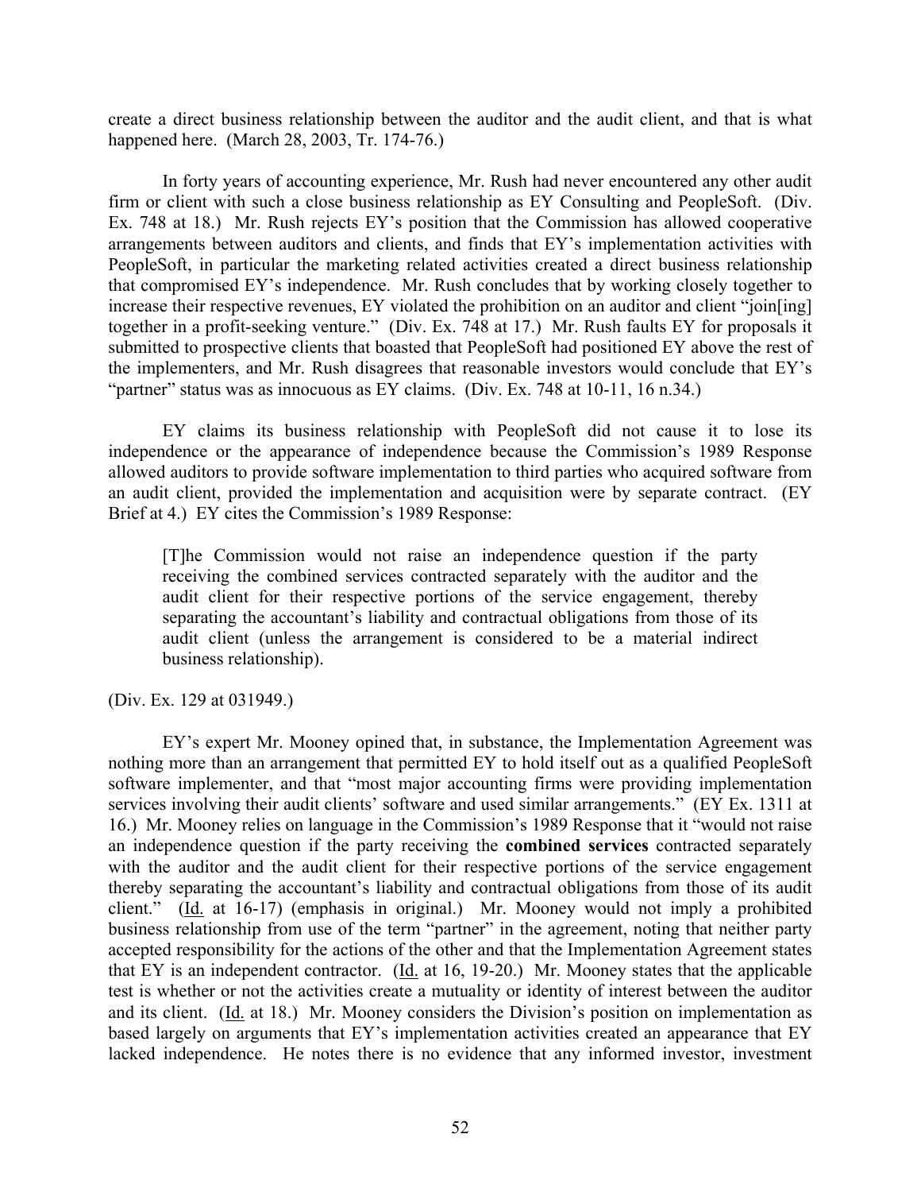create a direct business relationship between the auditor and the audit client, and that is what happened here. (March 28, 2003, Tr. 174-76.)

In forty years of accounting experience, Mr. Rush had never encountered any other audit firm or client with such a close business relationship as EY Consulting and PeopleSoft. (Div. Ex. 748 at 18.) Mr. Rush rejects EY's position that the Commission has allowed cooperative arrangements between auditors and clients, and finds that EY's implementation activities with PeopleSoft, in particular the marketing related activities created a direct business relationship that compromised EY's independence. Mr. Rush concludes that by working closely together to increase their respective revenues, EY violated the prohibition on an auditor and client "join[ing] together in a profit-seeking venture." (Div. Ex. 748 at 17.) Mr. Rush faults EY for proposals it submitted to prospective clients that boasted that PeopleSoft had positioned EY above the rest of the implementers, and Mr. Rush disagrees that reasonable investors would conclude that EY's "partner" status was as innocuous as EY claims. (Div. Ex. 748 at 10-11, 16 n.34.)

EY claims its business relationship with PeopleSoft did not cause it to lose its independence or the appearance of independence because the Commission's 1989 Response allowed auditors to provide software implementation to third parties who acquired software from an audit client, provided the implementation and acquisition were by separate contract. (EY Brief at 4.) EY cites the Commission's 1989 Response:

> [T]he Commission would not raise an independence question if the party receiving the combined services contracted separately with the auditor and the audit client for their respective portions of the service engagement, thereby separating the accountant's liability and contractual obligations from those of its audit client (unless the arrangement is considered to be a material indirect business relationship).

(Div. Ex. 129 at 031949.)

EY's expert Mr. Mooney opined that, in substance, the Implementation Agreement was nothing more than an arrangement that permitted EY to hold itself out as a qualified PeopleSoft software implementer, and that "most major accounting firms were providing implementation services involving their audit clients' software and used similar arrangements." (EY Ex. 1311 at 16.) Mr. Mooney relies on language in the Commission's 1989 Response that it "would not raise an independence question if the party receiving the **combined services** contracted separately with the auditor and the audit client for their respective portions of the service engagement thereby separating the accountant's liability and contractual obligations from those of its audit client." (Id. at 16-17) (emphasis in original.) Mr. Mooney would not imply a prohibited business relationship from use of the term "partner" in the agreement, noting that neither party accepted responsibility for the actions of the other and that the Implementation Agreement states that EY is an independent contractor. (Id. at 16, 19-20.) Mr. Mooney states that the applicable test is whether or not the activities create a mutuality or identity of interest between the auditor and its client. (Id. at 18.) Mr. Mooney considers the Division's position on implementation as based largely on arguments that EY's implementation activities created an appearance that EY lacked independence. He notes there is no evidence that any informed investor, investment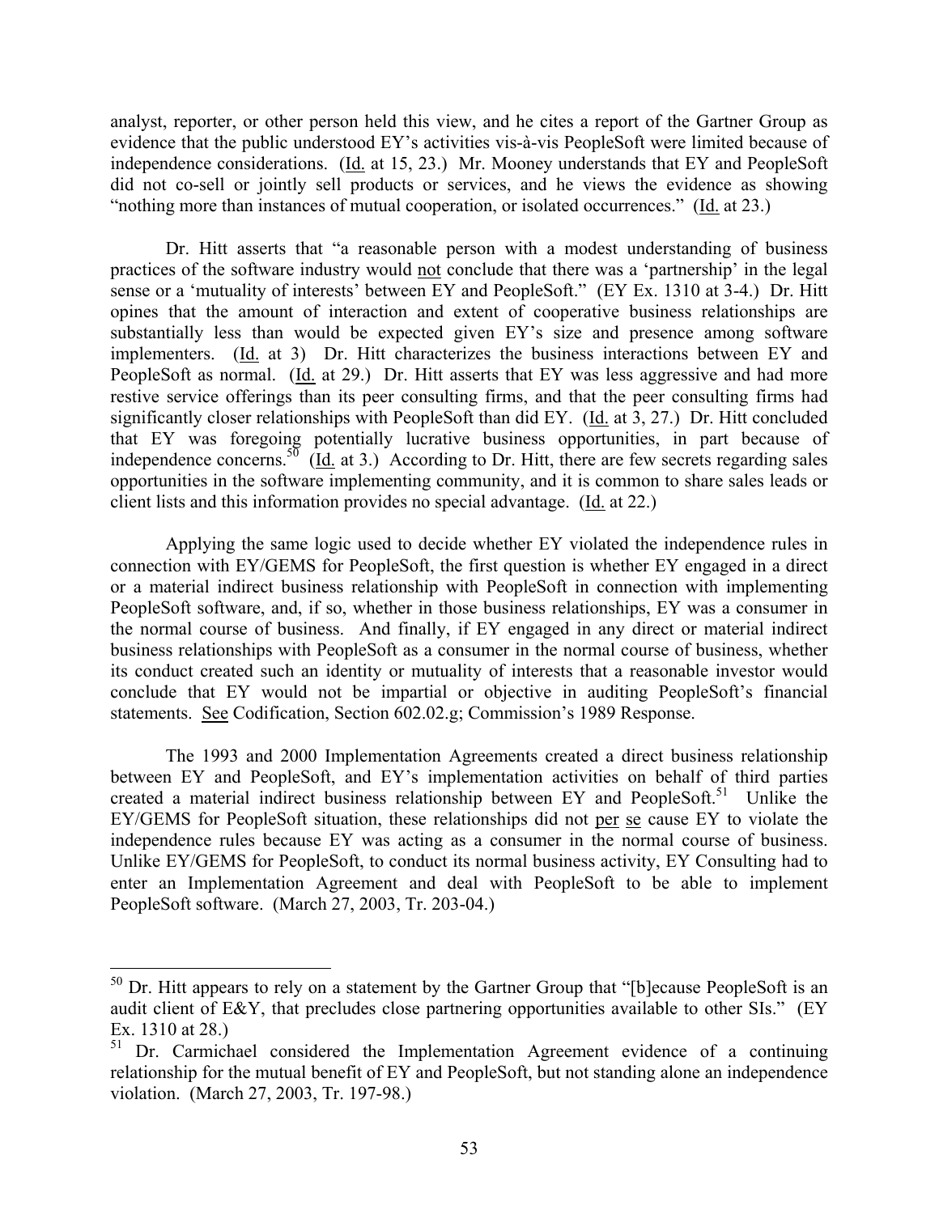analyst, reporter, or other person held this view, and he cites a report of the Gartner Group as evidence that the public understood EY's activities vis-à-vis PeopleSoft were limited because of independence considerations. (Id. at 15, 23.) Mr. Mooney understands that EY and PeopleSoft did not co-sell or jointly sell products or services, and he views the evidence as showing "nothing more than instances of mutual cooperation, or isolated occurrences." (Id. at 23.)

Dr. Hitt asserts that "a reasonable person with a modest understanding of business practices of the software industry would not conclude that there was a 'partnership' in the legal sense or a 'mutuality of interests' between EY and PeopleSoft." (EY Ex. 1310 at 3-4.) Dr. Hitt opines that the amount of interaction and extent of cooperative business relationships are substantially less than would be expected given EY's size and presence among software implementers. (Id. at 3) Dr. Hitt characterizes the business interactions between EY and PeopleSoft as normal. (Id. at 29.) Dr. Hitt asserts that EY was less aggressive and had more restive service offerings than its peer consulting firms, and that the peer consulting firms had significantly closer relationships with PeopleSoft than did EY. (Id. at 3, 27.) Dr. Hitt concluded that EY was foregoing potentially lucrative business opportunities, in part because of independence concerns.[50] (Id. at 3.) According to Dr. Hitt, there are few secrets regarding sales opportunities in the software implementing community, and it is common to share sales leads or client lists and this information provides no special advantage. (Id. at 22.)

Applying the same logic used to decide whether EY violated the independence rules in connection with EY/GEMS for PeopleSoft, the first question is whether EY engaged in a direct or a material indirect business relationship with PeopleSoft in connection with implementing PeopleSoft software, and, if so, whether in those business relationships, EY was a consumer in the normal course of business. And finally, if EY engaged in any direct or material indirect business relationships with PeopleSoft as a consumer in the normal course of business, whether its conduct created such an identity or mutuality of interests that a reasonable investor would conclude that EY would not be impartial or objective in auditing PeopleSoft's financial statements. See Codification, Section 602.02.g; Commission's 1989 Response.

The 1993 and 2000 Implementation Agreements created a direct business relationship between EY and PeopleSoft, and EY's implementation activities on behalf of third parties created a material indirect business relationship between EY and PeopleSoft.[51] Unlike the EY/GEMS for PeopleSoft situation, these relationships did not per se cause EY to violate the independence rules because EY was acting as a consumer in the normal course of business. Unlike EY/GEMS for PeopleSoft, to conduct its normal business activity, EY Consulting had to enter an Implementation Agreement and deal with PeopleSoft to be able to implement PeopleSoft software. (March 27, 2003, Tr. 203-04.)

---

[50] Dr. Hitt appears to rely on a statement by the Gartner Group that "[b]ecause PeopleSoft is an audit client of E&Y, that precludes close partnering opportunities available to other SIs." (EY Ex. 1310 at 28.)

[51] Dr. Carmichael considered the Implementation Agreement evidence of a continuing relationship for the mutual benefit of EY and PeopleSoft, but not standing alone an independence violation. (March 27, 2003, Tr. 197-98.)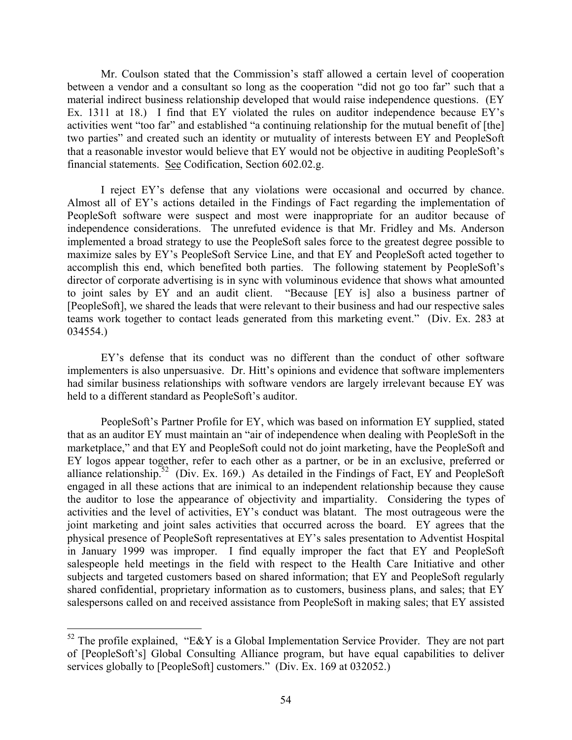Mr. Coulson stated that the Commission's staff allowed a certain level of cooperation between a vendor and a consultant so long as the cooperation "did not go too far" such that a material indirect business relationship developed that would raise independence questions. (EY Ex. 1311 at 18.) I find that EY violated the rules on auditor independence because EY's activities went "too far" and established "a continuing relationship for the mutual benefit of [the] two parties" and created such an identity or mutuality of interests between EY and PeopleSoft that a reasonable investor would believe that EY would not be objective in auditing PeopleSoft's financial statements. See Codification, Section 602.02.g.

I reject EY's defense that any violations were occasional and occurred by chance. Almost all of EY's actions detailed in the Findings of Fact regarding the implementation of PeopleSoft software were suspect and most were inappropriate for an auditor because of independence considerations. The unrefuted evidence is that Mr. Fridley and Ms. Anderson implemented a broad strategy to use the PeopleSoft sales force to the greatest degree possible to maximize sales by EY's PeopleSoft Service Line, and that EY and PeopleSoft acted together to accomplish this end, which benefited both parties. The following statement by PeopleSoft's director of corporate advertising is in sync with voluminous evidence that shows what amounted to joint sales by EY and an audit client. "Because [EY is] also a business partner of [PeopleSoft], we shared the leads that were relevant to their business and had our respective sales teams work together to contact leads generated from this marketing event." (Div. Ex. 283 at 034554.)

EY's defense that its conduct was no different than the conduct of other software implementers is also unpersuasive. Dr. Hitt's opinions and evidence that software implementers had similar business relationships with software vendors are largely irrelevant because EY was held to a different standard as PeopleSoft's auditor.

PeopleSoft's Partner Profile for EY, which was based on information EY supplied, stated that as an auditor EY must maintain an "air of independence when dealing with PeopleSoft in the marketplace," and that EY and PeopleSoft could not do joint marketing, have the PeopleSoft and EY logos appear together, refer to each other as a partner, or be in an exclusive, preferred or alliance relationship.[52] (Div. Ex. 169.) As detailed in the Findings of Fact, EY and PeopleSoft engaged in all these actions that are inimical to an independent relationship because they cause the auditor to lose the appearance of objectivity and impartiality. Considering the types of activities and the level of activities, EY's conduct was blatant. The most outrageous were the joint marketing and joint sales activities that occurred across the board. EY agrees that the physical presence of PeopleSoft representatives at EY's sales presentation to Adventist Hospital in January 1999 was improper. I find equally improper the fact that EY and PeopleSoft salespeople held meetings in the field with respect to the Health Care Initiative and other subjects and targeted customers based on shared information; that EY and PeopleSoft regularly shared confidential, proprietary information as to customers, business plans, and sales; that EY salespersons called on and received assistance from PeopleSoft in making sales; that EY assisted

---

[52] The profile explained, "E&Y is a Global Implementation Service Provider. They are not part of [PeopleSoft's] Global Consulting Alliance program, but have equal capabilities to deliver services globally to [PeopleSoft] customers." (Div. Ex. 169 at 032052.)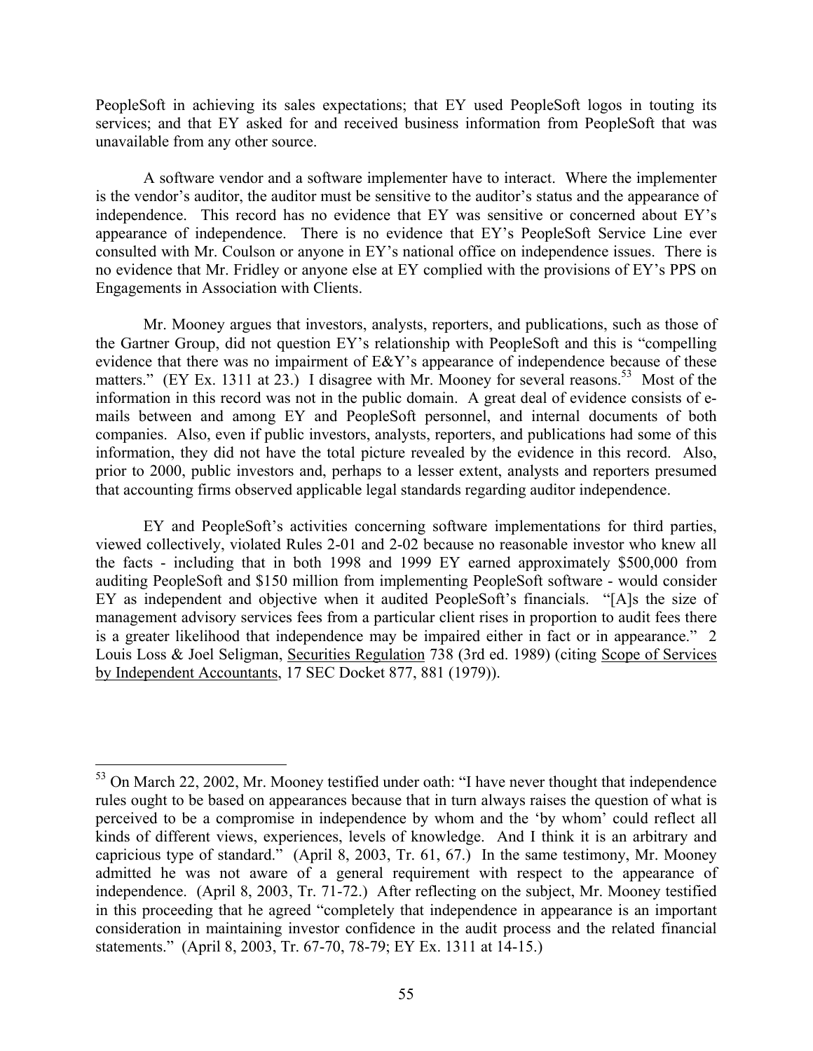PeopleSoft in achieving its sales expectations; that EY used PeopleSoft logos in touting its services; and that EY asked for and received business information from PeopleSoft that was unavailable from any other source.

A software vendor and a software implementer have to interact. Where the implementer is the vendor's auditor, the auditor must be sensitive to the auditor's status and the appearance of independence. This record has no evidence that EY was sensitive or concerned about EY's appearance of independence. There is no evidence that EY's PeopleSoft Service Line ever consulted with Mr. Coulson or anyone in EY's national office on independence issues. There is no evidence that Mr. Fridley or anyone else at EY complied with the provisions of EY's PPS on Engagements in Association with Clients.

Mr. Mooney argues that investors, analysts, reporters, and publications, such as those of the Gartner Group, did not question EY's relationship with PeopleSoft and this is "compelling evidence that there was no impairment of E&Y's appearance of independence because of these matters." (EY Ex. 1311 at 23.) I disagree with Mr. Mooney for several reasons.[53] Most of the information in this record was not in the public domain. A great deal of evidence consists of e-mails between and among EY and PeopleSoft personnel, and internal documents of both companies. Also, even if public investors, analysts, reporters, and publications had some of this information, they did not have the total picture revealed by the evidence in this record. Also, prior to 2000, public investors and, perhaps to a lesser extent, analysts and reporters presumed that accounting firms observed applicable legal standards regarding auditor independence.

EY and PeopleSoft's activities concerning software implementations for third parties, viewed collectively, violated Rules 2-01 and 2-02 because no reasonable investor who knew all the facts - including that in both 1998 and 1999 EY earned approximately $500,000 from auditing PeopleSoft and $150 million from implementing PeopleSoft software - would consider EY as independent and objective when it audited PeopleSoft's financials. "[A]s the size of management advisory services fees from a particular client rises in proportion to audit fees there is a greater likelihood that independence may be impaired either in fact or in appearance." 2 Louis Loss & Joel Seligman, Securities Regulation 738 (3rd ed. 1989) (citing Scope of Services by Independent Accountants, 17 SEC Docket 877, 881 (1979)).

---

[53] On March 22, 2002, Mr. Mooney testified under oath: "I have never thought that independence rules ought to be based on appearances because that in turn always raises the question of what is perceived to be a compromise in independence by whom and the 'by whom' could reflect all kinds of different views, experiences, levels of knowledge. And I think it is an arbitrary and capricious type of standard." (April 8, 2003, Tr. 61, 67.) In the same testimony, Mr. Mooney admitted he was not aware of a general requirement with respect to the appearance of independence. (April 8, 2003, Tr. 71-72.) After reflecting on the subject, Mr. Mooney testified in this proceeding that he agreed "completely that independence in appearance is an important consideration in maintaining investor confidence in the audit process and the related financial statements." (April 8, 2003, Tr. 67-70, 78-79; EY Ex. 1311 at 14-15.)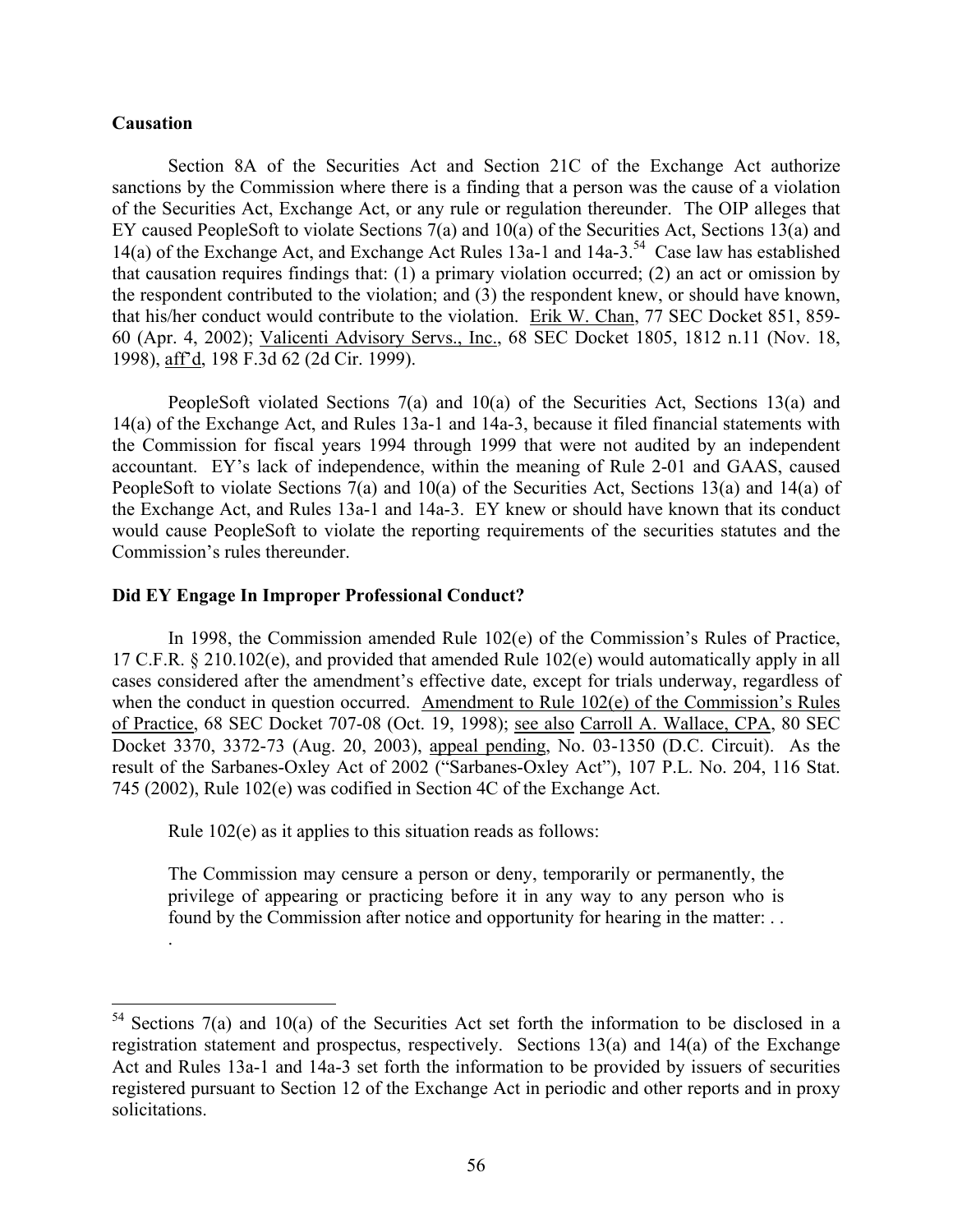**Causation**

Section 8A of the Securities Act and Section 21C of the Exchange Act authorize sanctions by the Commission where there is a finding that a person was the cause of a violation of the Securities Act, Exchange Act, or any rule or regulation thereunder. The OIP alleges that EY caused PeopleSoft to violate Sections 7(a) and 10(a) of the Securities Act, Sections 13(a) and 14(a) of the Exchange Act, and Exchange Act Rules 13a-1 and 14a-3.[54] Case law has established that causation requires findings that: (1) a primary violation occurred; (2) an act or omission by the respondent contributed to the violation; and (3) the respondent knew, or should have known, that his/her conduct would contribute to the violation. Erik W. Chan, 77 SEC Docket 851, 859-60 (Apr. 4, 2002); Valicenti Advisory Servs., Inc., 68 SEC Docket 1805, 1812 n.11 (Nov. 18, 1998), aff'd, 198 F.3d 62 (2d Cir. 1999).

PeopleSoft violated Sections 7(a) and 10(a) of the Securities Act, Sections 13(a) and 14(a) of the Exchange Act, and Rules 13a-1 and 14a-3, because it filed financial statements with the Commission for fiscal years 1994 through 1999 that were not audited by an independent accountant. EY's lack of independence, within the meaning of Rule 2-01 and GAAS, caused PeopleSoft to violate Sections 7(a) and 10(a) of the Securities Act, Sections 13(a) and 14(a) of the Exchange Act, and Rules 13a-1 and 14a-3. EY knew or should have known that its conduct would cause PeopleSoft to violate the reporting requirements of the securities statutes and the Commission's rules thereunder.

**Did EY Engage In Improper Professional Conduct?**

In 1998, the Commission amended Rule 102(e) of the Commission's Rules of Practice, 17 C.F.R. § 210.102(e), and provided that amended Rule 102(e) would automatically apply in all cases considered after the amendment's effective date, except for trials underway, regardless of when the conduct in question occurred. Amendment to Rule 102(e) of the Commission's Rules of Practice, 68 SEC Docket 707-08 (Oct. 19, 1998); see also Carroll A. Wallace, CPA, 80 SEC Docket 3370, 3372-73 (Aug. 20, 2003), appeal pending, No. 03-1350 (D.C. Circuit). As the result of the Sarbanes-Oxley Act of 2002 ("Sarbanes-Oxley Act"), 107 P.L. No. 204, 116 Stat. 745 (2002), Rule 102(e) was codified in Section 4C of the Exchange Act.

Rule 102(e) as it applies to this situation reads as follows:

> The Commission may censure a person or deny, temporarily or permanently, the privilege of appearing or practicing before it in any way to any person who is found by the Commission after notice and opportunity for hearing in the matter: . . .

[54] Sections 7(a) and 10(a) of the Securities Act set forth the information to be disclosed in a registration statement and prospectus, respectively. Sections 13(a) and 14(a) of the Exchange Act and Rules 13a-1 and 14a-3 set forth the information to be provided by issuers of securities registered pursuant to Section 12 of the Exchange Act in periodic and other reports and in proxy solicitations.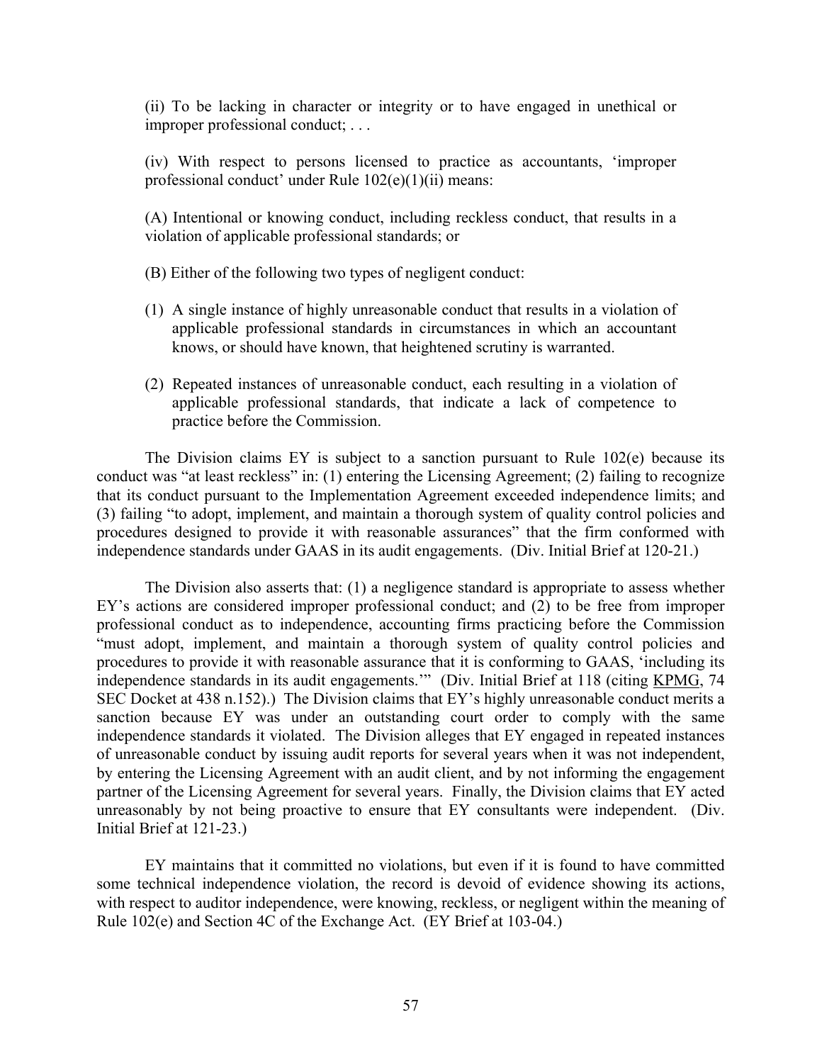(ii) To be lacking in character or integrity or to have engaged in unethical or improper professional conduct; . . .

(iv) With respect to persons licensed to practice as accountants, 'improper professional conduct' under Rule 102(e)(1)(ii) means:

(A) Intentional or knowing conduct, including reckless conduct, that results in a violation of applicable professional standards; or

(B) Either of the following two types of negligent conduct:

(1) A single instance of highly unreasonable conduct that results in a violation of applicable professional standards in circumstances in which an accountant knows, or should have known, that heightened scrutiny is warranted.

(2) Repeated instances of unreasonable conduct, each resulting in a violation of applicable professional standards, that indicate a lack of competence to practice before the Commission.

The Division claims EY is subject to a sanction pursuant to Rule 102(e) because its conduct was "at least reckless" in: (1) entering the Licensing Agreement; (2) failing to recognize that its conduct pursuant to the Implementation Agreement exceeded independence limits; and (3) failing "to adopt, implement, and maintain a thorough system of quality control policies and procedures designed to provide it with reasonable assurances" that the firm conformed with independence standards under GAAS in its audit engagements. (Div. Initial Brief at 120-21.)

The Division also asserts that: (1) a negligence standard is appropriate to assess whether EY's actions are considered improper professional conduct; and (2) to be free from improper professional conduct as to independence, accounting firms practicing before the Commission "must adopt, implement, and maintain a thorough system of quality control policies and procedures to provide it with reasonable assurance that it is conforming to GAAS, 'including its independence standards in its audit engagements.'" (Div. Initial Brief at 118 (citing KPMG, 74 SEC Docket at 438 n.152).) The Division claims that EY's highly unreasonable conduct merits a sanction because EY was under an outstanding court order to comply with the same independence standards it violated. The Division alleges that EY engaged in repeated instances of unreasonable conduct by issuing audit reports for several years when it was not independent, by entering the Licensing Agreement with an audit client, and by not informing the engagement partner of the Licensing Agreement for several years. Finally, the Division claims that EY acted unreasonably by not being proactive to ensure that EY consultants were independent. (Div. Initial Brief at 121-23.)

EY maintains that it committed no violations, but even if it is found to have committed some technical independence violation, the record is devoid of evidence showing its actions, with respect to auditor independence, were knowing, reckless, or negligent within the meaning of Rule 102(e) and Section 4C of the Exchange Act. (EY Brief at 103-04.)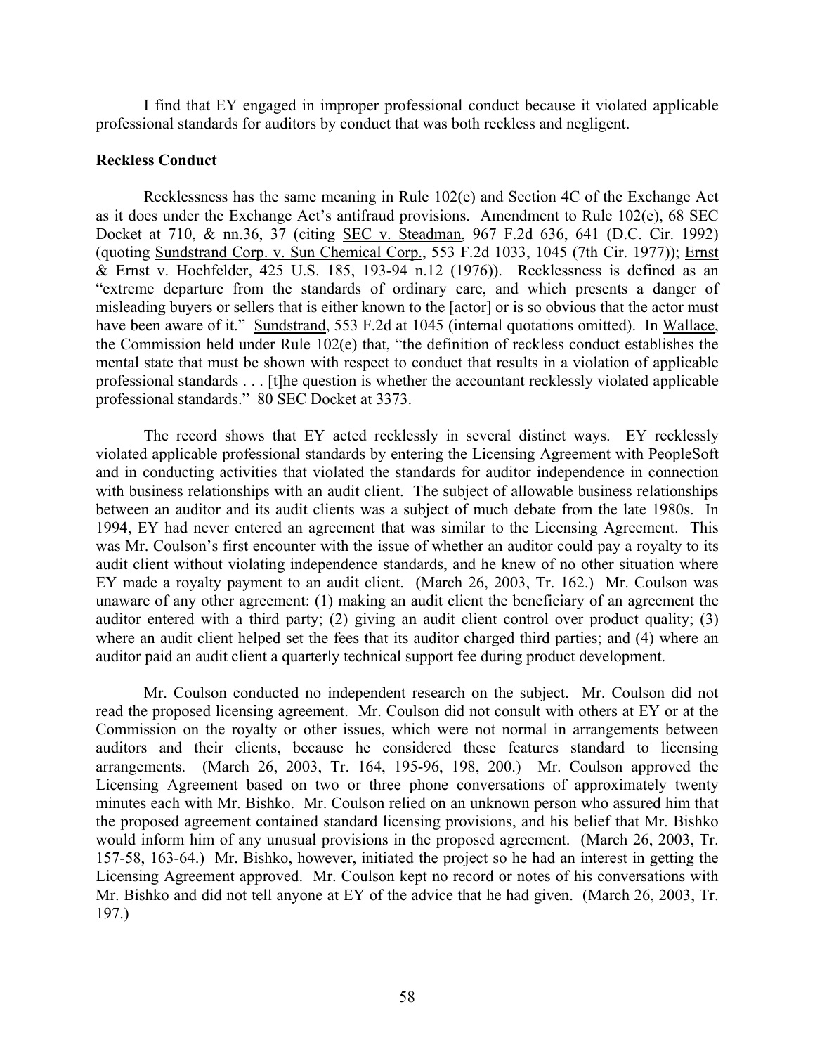I find that EY engaged in improper professional conduct because it violated applicable professional standards for auditors by conduct that was both reckless and negligent.

**Reckless Conduct**

Recklessness has the same meaning in Rule 102(e) and Section 4C of the Exchange Act as it does under the Exchange Act's antifraud provisions. Amendment to Rule 102(e), 68 SEC Docket at 710, & nn.36, 37 (citing SEC v. Steadman, 967 F.2d 636, 641 (D.C. Cir. 1992) (quoting Sundstrand Corp. v. Sun Chemical Corp., 553 F.2d 1033, 1045 (7th Cir. 1977)); Ernst & Ernst v. Hochfelder, 425 U.S. 185, 193-94 n.12 (1976)). Recklessness is defined as an "extreme departure from the standards of ordinary care, and which presents a danger of misleading buyers or sellers that is either known to the [actor] or is so obvious that the actor must have been aware of it." Sundstrand, 553 F.2d at 1045 (internal quotations omitted). In Wallace, the Commission held under Rule 102(e) that, "the definition of reckless conduct establishes the mental state that must be shown with respect to conduct that results in a violation of applicable professional standards . . . [t]he question is whether the accountant recklessly violated applicable professional standards." 80 SEC Docket at 3373.

The record shows that EY acted recklessly in several distinct ways. EY recklessly violated applicable professional standards by entering the Licensing Agreement with PeopleSoft and in conducting activities that violated the standards for auditor independence in connection with business relationships with an audit client. The subject of allowable business relationships between an auditor and its audit clients was a subject of much debate from the late 1980s. In 1994, EY had never entered an agreement that was similar to the Licensing Agreement. This was Mr. Coulson's first encounter with the issue of whether an auditor could pay a royalty to its audit client without violating independence standards, and he knew of no other situation where EY made a royalty payment to an audit client. (March 26, 2003, Tr. 162.) Mr. Coulson was unaware of any other agreement: (1) making an audit client the beneficiary of an agreement the auditor entered with a third party; (2) giving an audit client control over product quality; (3) where an audit client helped set the fees that its auditor charged third parties; and (4) where an auditor paid an audit client a quarterly technical support fee during product development.

Mr. Coulson conducted no independent research on the subject. Mr. Coulson did not read the proposed licensing agreement. Mr. Coulson did not consult with others at EY or at the Commission on the royalty or other issues, which were not normal in arrangements between auditors and their clients, because he considered these features standard to licensing arrangements. (March 26, 2003, Tr. 164, 195-96, 198, 200.) Mr. Coulson approved the Licensing Agreement based on two or three phone conversations of approximately twenty minutes each with Mr. Bishko. Mr. Coulson relied on an unknown person who assured him that the proposed agreement contained standard licensing provisions, and his belief that Mr. Bishko would inform him of any unusual provisions in the proposed agreement. (March 26, 2003, Tr. 157-58, 163-64.) Mr. Bishko, however, initiated the project so he had an interest in getting the Licensing Agreement approved. Mr. Coulson kept no record or notes of his conversations with Mr. Bishko and did not tell anyone at EY of the advice that he had given. (March 26, 2003, Tr. 197.)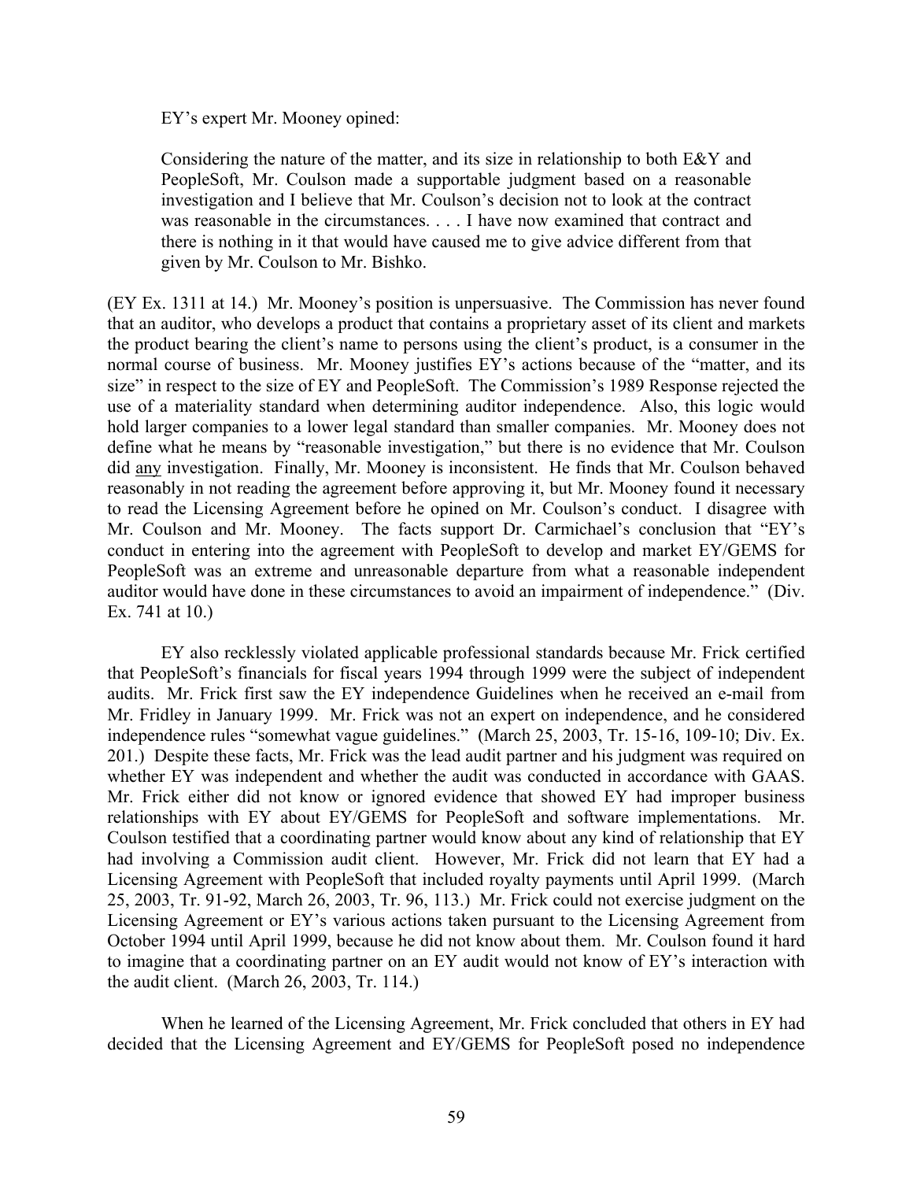EY's expert Mr. Mooney opined:

> Considering the nature of the matter, and its size in relationship to both E&Y and PeopleSoft, Mr. Coulson made a supportable judgment based on a reasonable investigation and I believe that Mr. Coulson's decision not to look at the contract was reasonable in the circumstances. . . . I have now examined that contract and there is nothing in it that would have caused me to give advice different from that given by Mr. Coulson to Mr. Bishko.

(EY Ex. 1311 at 14.) Mr. Mooney's position is unpersuasive. The Commission has never found that an auditor, who develops a product that contains a proprietary asset of its client and markets the product bearing the client's name to persons using the client's product, is a consumer in the normal course of business. Mr. Mooney justifies EY's actions because of the "matter, and its size" in respect to the size of EY and PeopleSoft. The Commission's 1989 Response rejected the use of a materiality standard when determining auditor independence. Also, this logic would hold larger companies to a lower legal standard than smaller companies. Mr. Mooney does not define what he means by "reasonable investigation," but there is no evidence that Mr. Coulson did <u>any</u> investigation. Finally, Mr. Mooney is inconsistent. He finds that Mr. Coulson behaved reasonably in not reading the agreement before approving it, but Mr. Mooney found it necessary to read the Licensing Agreement before he opined on Mr. Coulson's conduct. I disagree with Mr. Coulson and Mr. Mooney. The facts support Dr. Carmichael's conclusion that "EY's conduct in entering into the agreement with PeopleSoft to develop and market EY/GEMS for PeopleSoft was an extreme and unreasonable departure from what a reasonable independent auditor would have done in these circumstances to avoid an impairment of independence." (Div. Ex. 741 at 10.)

EY also recklessly violated applicable professional standards because Mr. Frick certified that PeopleSoft's financials for fiscal years 1994 through 1999 were the subject of independent audits. Mr. Frick first saw the EY independence Guidelines when he received an e-mail from Mr. Fridley in January 1999. Mr. Frick was not an expert on independence, and he considered independence rules "somewhat vague guidelines." (March 25, 2003, Tr. 15-16, 109-10; Div. Ex. 201.) Despite these facts, Mr. Frick was the lead audit partner and his judgment was required on whether EY was independent and whether the audit was conducted in accordance with GAAS. Mr. Frick either did not know or ignored evidence that showed EY had improper business relationships with EY about EY/GEMS for PeopleSoft and software implementations. Mr. Coulson testified that a coordinating partner would know about any kind of relationship that EY had involving a Commission audit client. However, Mr. Frick did not learn that EY had a Licensing Agreement with PeopleSoft that included royalty payments until April 1999. (March 25, 2003, Tr. 91-92, March 26, 2003, Tr. 96, 113.) Mr. Frick could not exercise judgment on the Licensing Agreement or EY's various actions taken pursuant to the Licensing Agreement from October 1994 until April 1999, because he did not know about them. Mr. Coulson found it hard to imagine that a coordinating partner on an EY audit would not know of EY's interaction with the audit client. (March 26, 2003, Tr. 114.)

When he learned of the Licensing Agreement, Mr. Frick concluded that others in EY had decided that the Licensing Agreement and EY/GEMS for PeopleSoft posed no independence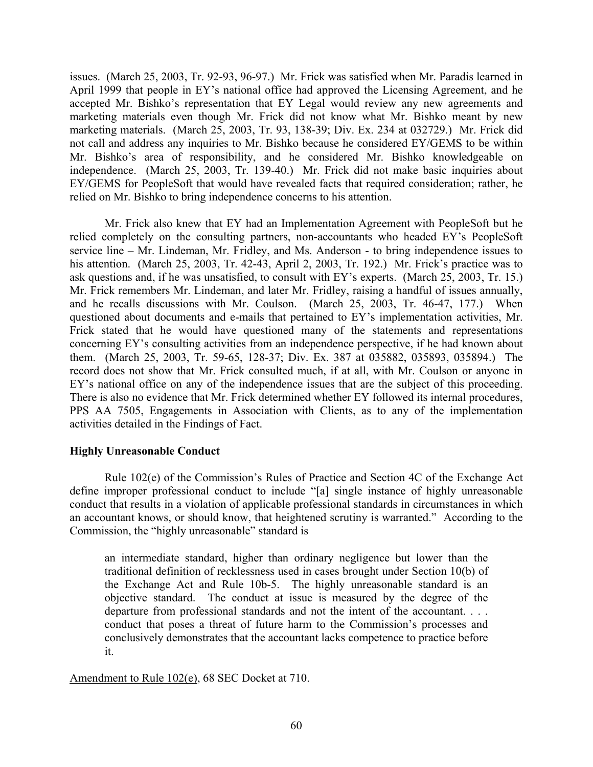issues. (March 25, 2003, Tr. 92-93, 96-97.) Mr. Frick was satisfied when Mr. Paradis learned in April 1999 that people in EY's national office had approved the Licensing Agreement, and he accepted Mr. Bishko's representation that EY Legal would review any new agreements and marketing materials even though Mr. Frick did not know what Mr. Bishko meant by new marketing materials. (March 25, 2003, Tr. 93, 138-39; Div. Ex. 234 at 032729.) Mr. Frick did not call and address any inquiries to Mr. Bishko because he considered EY/GEMS to be within Mr. Bishko's area of responsibility, and he considered Mr. Bishko knowledgeable on independence. (March 25, 2003, Tr. 139-40.) Mr. Frick did not make basic inquiries about EY/GEMS for PeopleSoft that would have revealed facts that required consideration; rather, he relied on Mr. Bishko to bring independence concerns to his attention.

Mr. Frick also knew that EY had an Implementation Agreement with PeopleSoft but he relied completely on the consulting partners, non-accountants who headed EY's PeopleSoft service line – Mr. Lindeman, Mr. Fridley, and Ms. Anderson - to bring independence issues to his attention. (March 25, 2003, Tr. 42-43, April 2, 2003, Tr. 192.) Mr. Frick's practice was to ask questions and, if he was unsatisfied, to consult with EY's experts. (March 25, 2003, Tr. 15.) Mr. Frick remembers Mr. Lindeman, and later Mr. Fridley, raising a handful of issues annually, and he recalls discussions with Mr. Coulson. (March 25, 2003, Tr. 46-47, 177.) When questioned about documents and e-mails that pertained to EY's implementation activities, Mr. Frick stated that he would have questioned many of the statements and representations concerning EY's consulting activities from an independence perspective, if he had known about them. (March 25, 2003, Tr. 59-65, 128-37; Div. Ex. 387 at 035882, 035893, 035894.) The record does not show that Mr. Frick consulted much, if at all, with Mr. Coulson or anyone in EY's national office on any of the independence issues that are the subject of this proceeding. There is also no evidence that Mr. Frick determined whether EY followed its internal procedures, PPS AA 7505, Engagements in Association with Clients, as to any of the implementation activities detailed in the Findings of Fact.

**Highly Unreasonable Conduct**

Rule 102(e) of the Commission's Rules of Practice and Section 4C of the Exchange Act define improper professional conduct to include "[a] single instance of highly unreasonable conduct that results in a violation of applicable professional standards in circumstances in which an accountant knows, or should know, that heightened scrutiny is warranted." According to the Commission, the "highly unreasonable" standard is

> an intermediate standard, higher than ordinary negligence but lower than the traditional definition of recklessness used in cases brought under Section 10(b) of the Exchange Act and Rule 10b-5. The highly unreasonable standard is an objective standard. The conduct at issue is measured by the degree of the departure from professional standards and not the intent of the accountant. . . . conduct that poses a threat of future harm to the Commission's processes and conclusively demonstrates that the accountant lacks competence to practice before it.

Amendment to Rule 102(e), 68 SEC Docket at 710.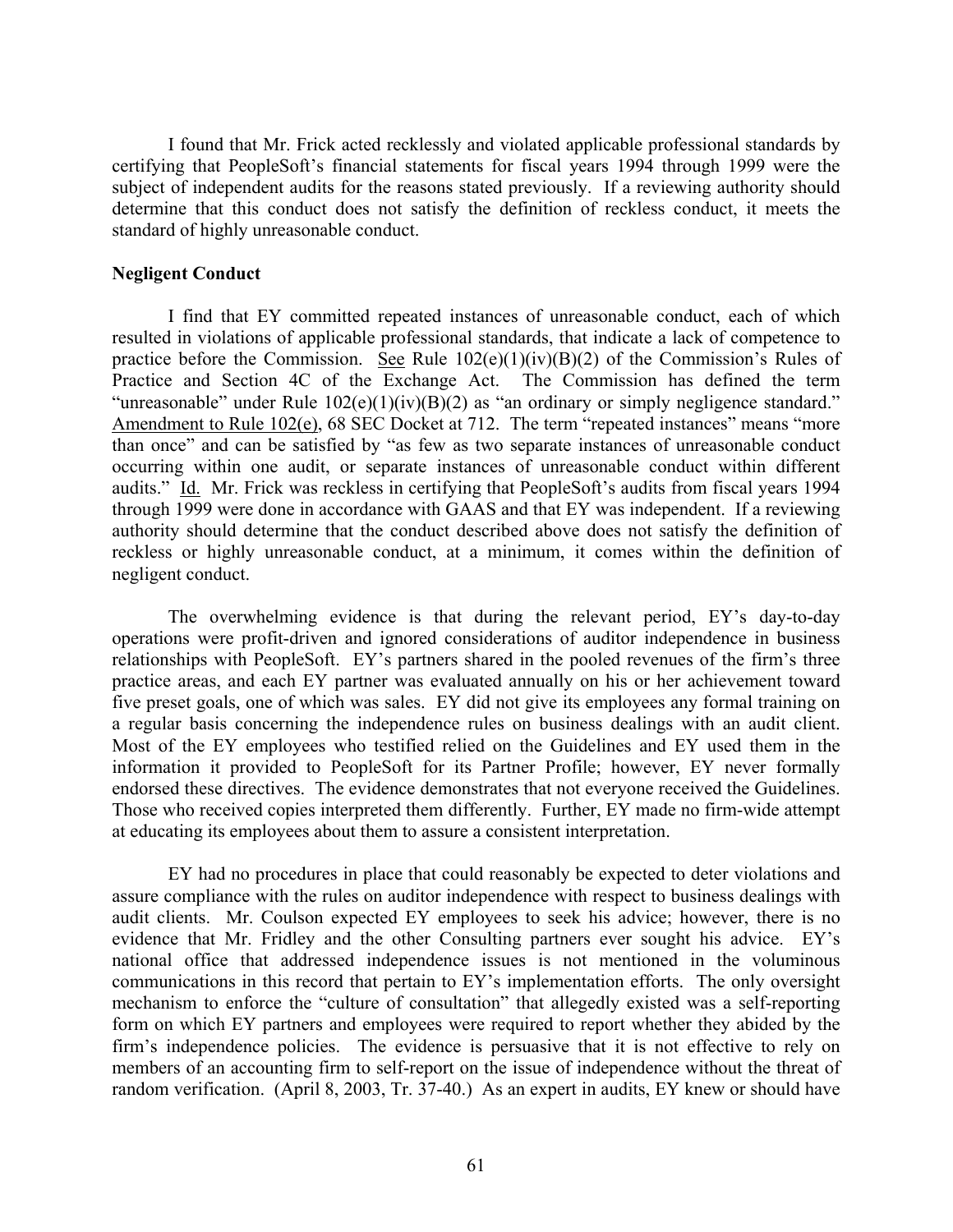I found that Mr. Frick acted recklessly and violated applicable professional standards by certifying that PeopleSoft's financial statements for fiscal years 1994 through 1999 were the subject of independent audits for the reasons stated previously. If a reviewing authority should determine that this conduct does not satisfy the definition of reckless conduct, it meets the standard of highly unreasonable conduct.

**Negligent Conduct**

I find that EY committed repeated instances of unreasonable conduct, each of which resulted in violations of applicable professional standards, that indicate a lack of competence to practice before the Commission. See Rule 102(e)(1)(iv)(B)(2) of the Commission's Rules of Practice and Section 4C of the Exchange Act. The Commission has defined the term "unreasonable" under Rule 102(e)(1)(iv)(B)(2) as "an ordinary or simply negligence standard." Amendment to Rule 102(e), 68 SEC Docket at 712. The term "repeated instances" means "more than once" and can be satisfied by "as few as two separate instances of unreasonable conduct occurring within one audit, or separate instances of unreasonable conduct within different audits." Id. Mr. Frick was reckless in certifying that PeopleSoft's audits from fiscal years 1994 through 1999 were done in accordance with GAAS and that EY was independent. If a reviewing authority should determine that the conduct described above does not satisfy the definition of reckless or highly unreasonable conduct, at a minimum, it comes within the definition of negligent conduct.

The overwhelming evidence is that during the relevant period, EY's day-to-day operations were profit-driven and ignored considerations of auditor independence in business relationships with PeopleSoft. EY's partners shared in the pooled revenues of the firm's three practice areas, and each EY partner was evaluated annually on his or her achievement toward five preset goals, one of which was sales. EY did not give its employees any formal training on a regular basis concerning the independence rules on business dealings with an audit client. Most of the EY employees who testified relied on the Guidelines and EY used them in the information it provided to PeopleSoft for its Partner Profile; however, EY never formally endorsed these directives. The evidence demonstrates that not everyone received the Guidelines. Those who received copies interpreted them differently. Further, EY made no firm-wide attempt at educating its employees about them to assure a consistent interpretation.

EY had no procedures in place that could reasonably be expected to deter violations and assure compliance with the rules on auditor independence with respect to business dealings with audit clients. Mr. Coulson expected EY employees to seek his advice; however, there is no evidence that Mr. Fridley and the other Consulting partners ever sought his advice. EY's national office that addressed independence issues is not mentioned in the voluminous communications in this record that pertain to EY's implementation efforts. The only oversight mechanism to enforce the "culture of consultation" that allegedly existed was a self-reporting form on which EY partners and employees were required to report whether they abided by the firm's independence policies. The evidence is persuasive that it is not effective to rely on members of an accounting firm to self-report on the issue of independence without the threat of random verification. (April 8, 2003, Tr. 37-40.) As an expert in audits, EY knew or should have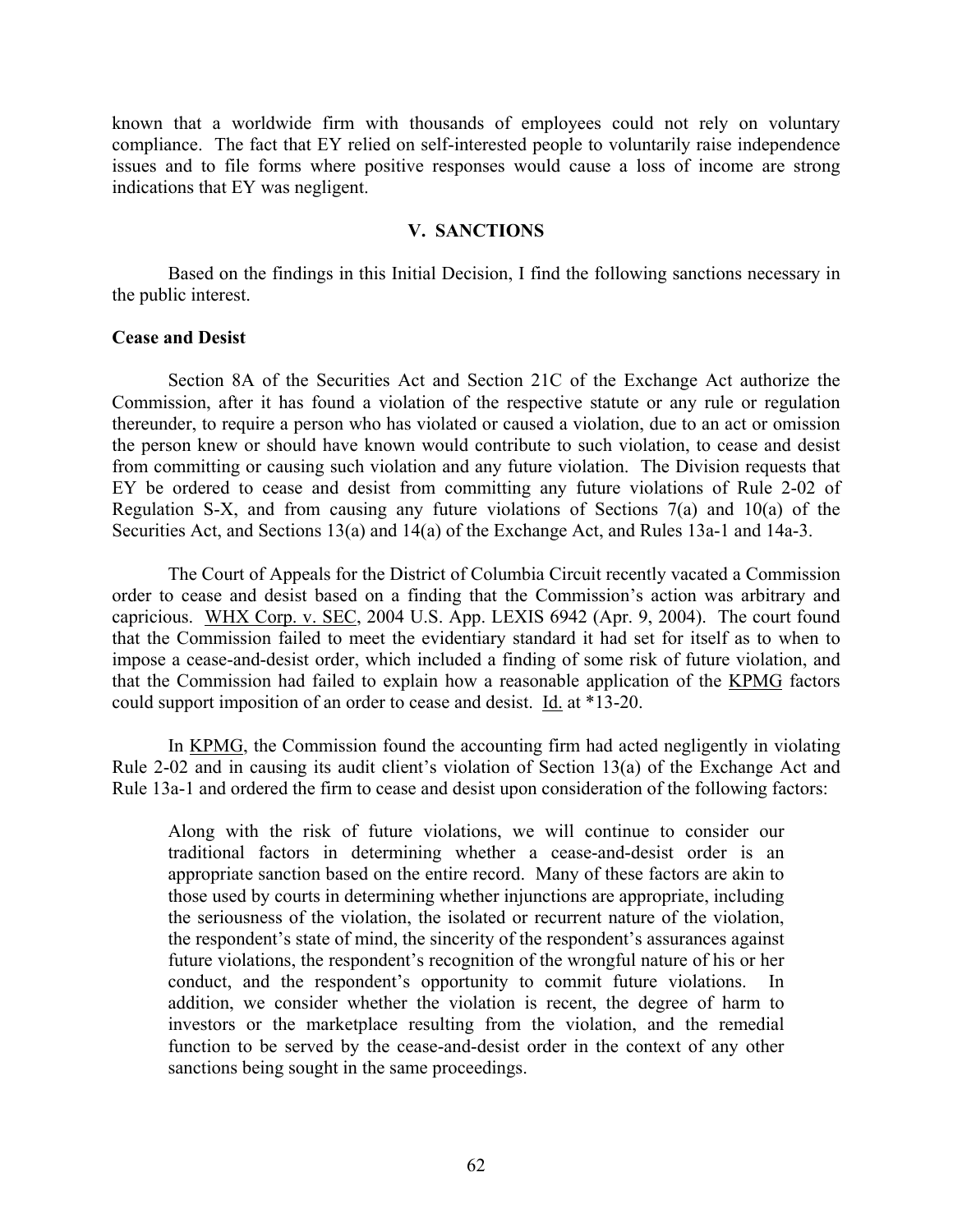known that a worldwide firm with thousands of employees could not rely on voluntary compliance. The fact that EY relied on self-interested people to voluntarily raise independence issues and to file forms where positive responses would cause a loss of income are strong indications that EY was negligent.

## V. SANCTIONS

Based on the findings in this Initial Decision, I find the following sanctions necessary in the public interest.

**Cease and Desist**

Section 8A of the Securities Act and Section 21C of the Exchange Act authorize the Commission, after it has found a violation of the respective statute or any rule or regulation thereunder, to require a person who has violated or caused a violation, due to an act or omission the person knew or should have known would contribute to such violation, to cease and desist from committing or causing such violation and any future violation. The Division requests that EY be ordered to cease and desist from committing any future violations of Rule 2-02 of Regulation S-X, and from causing any future violations of Sections 7(a) and 10(a) of the Securities Act, and Sections 13(a) and 14(a) of the Exchange Act, and Rules 13a-1 and 14a-3.

The Court of Appeals for the District of Columbia Circuit recently vacated a Commission order to cease and desist based on a finding that the Commission's action was arbitrary and capricious. WHX Corp. v. SEC, 2004 U.S. App. LEXIS 6942 (Apr. 9, 2004). The court found that the Commission failed to meet the evidentiary standard it had set for itself as to when to impose a cease-and-desist order, which included a finding of some risk of future violation, and that the Commission had failed to explain how a reasonable application of the KPMG factors could support imposition of an order to cease and desist. Id. at *13-20.

In KPMG, the Commission found the accounting firm had acted negligently in violating Rule 2-02 and in causing its audit client's violation of Section 13(a) of the Exchange Act and Rule 13a-1 and ordered the firm to cease and desist upon consideration of the following factors:

> Along with the risk of future violations, we will continue to consider our traditional factors in determining whether a cease-and-desist order is an appropriate sanction based on the entire record. Many of these factors are akin to those used by courts in determining whether injunctions are appropriate, including the seriousness of the violation, the isolated or recurrent nature of the violation, the respondent's state of mind, the sincerity of the respondent's assurances against future violations, the respondent's recognition of the wrongful nature of his or her conduct, and the respondent's opportunity to commit future violations. In addition, we consider whether the violation is recent, the degree of harm to investors or the marketplace resulting from the violation, and the remedial function to be served by the cease-and-desist order in the context of any other sanctions being sought in the same proceedings.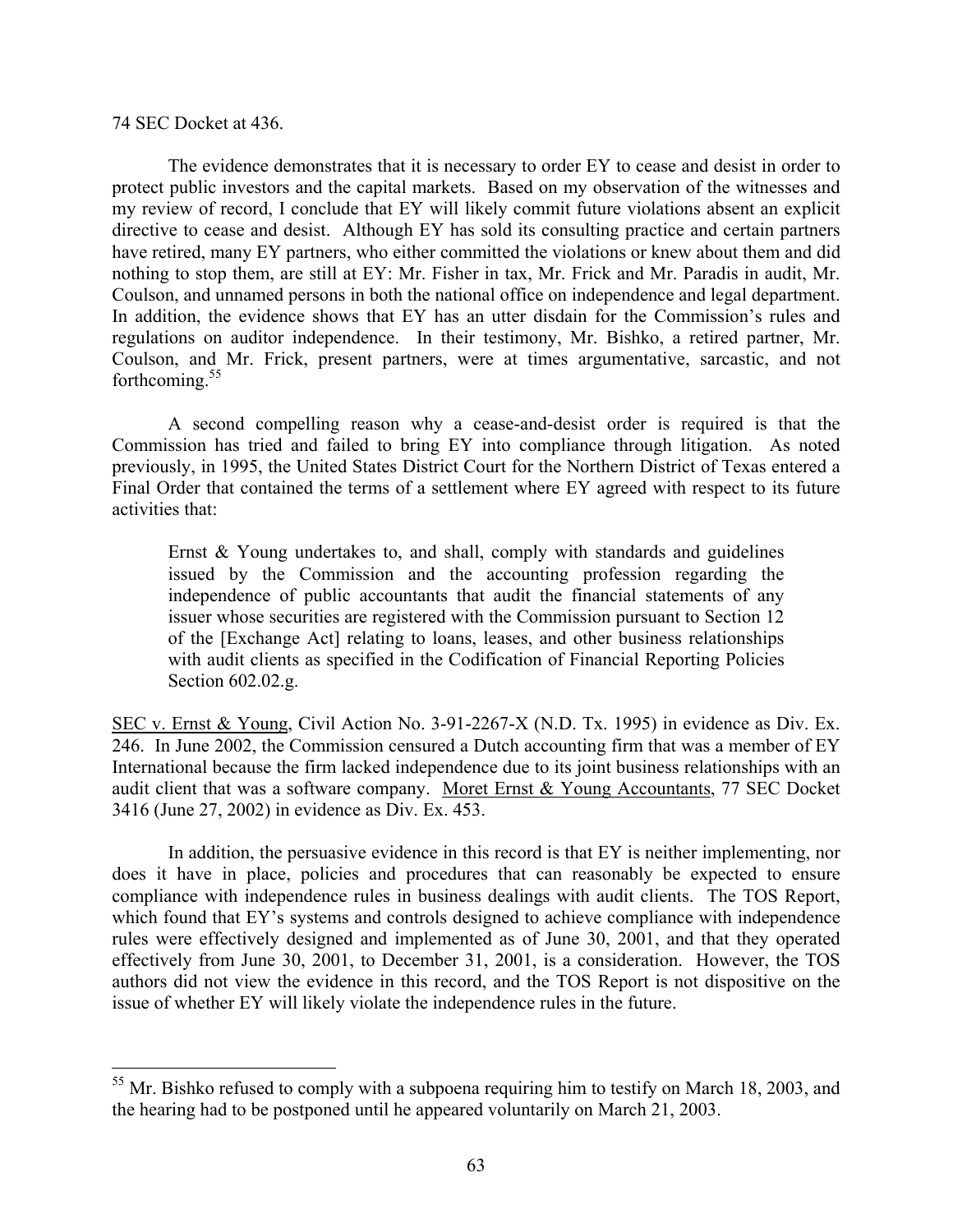74 SEC Docket at 436.

The evidence demonstrates that it is necessary to order EY to cease and desist in order to protect public investors and the capital markets. Based on my observation of the witnesses and my review of record, I conclude that EY will likely commit future violations absent an explicit directive to cease and desist. Although EY has sold its consulting practice and certain partners have retired, many EY partners, who either committed the violations or knew about them and did nothing to stop them, are still at EY: Mr. Fisher in tax, Mr. Frick and Mr. Paradis in audit, Mr. Coulson, and unnamed persons in both the national office on independence and legal department. In addition, the evidence shows that EY has an utter disdain for the Commission's rules and regulations on auditor independence. In their testimony, Mr. Bishko, a retired partner, Mr. Coulson, and Mr. Frick, present partners, were at times argumentative, sarcastic, and not forthcoming.[55]

A second compelling reason why a cease-and-desist order is required is that the Commission has tried and failed to bring EY into compliance through litigation. As noted previously, in 1995, the United States District Court for the Northern District of Texas entered a Final Order that contained the terms of a settlement where EY agreed with respect to its future activities that:

> Ernst & Young undertakes to, and shall, comply with standards and guidelines issued by the Commission and the accounting profession regarding the independence of public accountants that audit the financial statements of any issuer whose securities are registered with the Commission pursuant to Section 12 of the [Exchange Act] relating to loans, leases, and other business relationships with audit clients as specified in the Codification of Financial Reporting Policies Section 602.02.g.

SEC v. Ernst & Young, Civil Action No. 3-91-2267-X (N.D. Tx. 1995) in evidence as Div. Ex. 246. In June 2002, the Commission censured a Dutch accounting firm that was a member of EY International because the firm lacked independence due to its joint business relationships with an audit client that was a software company. Moret Ernst & Young Accountants, 77 SEC Docket 3416 (June 27, 2002) in evidence as Div. Ex. 453.

In addition, the persuasive evidence in this record is that EY is neither implementing, nor does it have in place, policies and procedures that can reasonably be expected to ensure compliance with independence rules in business dealings with audit clients. The TOS Report, which found that EY's systems and controls designed to achieve compliance with independence rules were effectively designed and implemented as of June 30, 2001, and that they operated effectively from June 30, 2001, to December 31, 2001, is a consideration. However, the TOS authors did not view the evidence in this record, and the TOS Report is not dispositive on the issue of whether EY will likely violate the independence rules in the future.

---

[55] Mr. Bishko refused to comply with a subpoena requiring him to testify on March 18, 2003, and the hearing had to be postponed until he appeared voluntarily on March 21, 2003.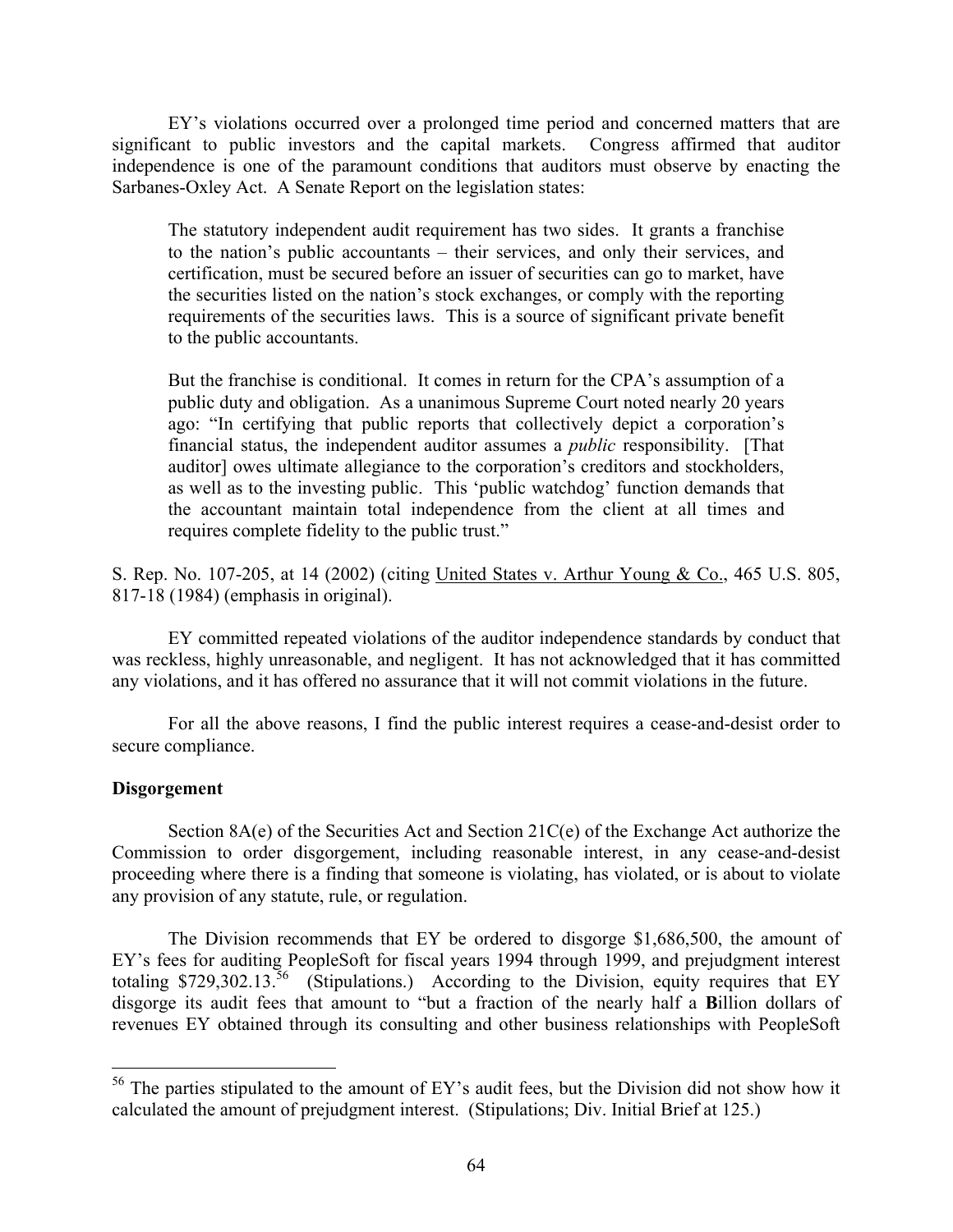EY's violations occurred over a prolonged time period and concerned matters that are significant to public investors and the capital markets. Congress affirmed that auditor independence is one of the paramount conditions that auditors must observe by enacting the Sarbanes-Oxley Act. A Senate Report on the legislation states:

> The statutory independent audit requirement has two sides. It grants a franchise to the nation's public accountants – their services, and only their services, and certification, must be secured before an issuer of securities can go to market, have the securities listed on the nation's stock exchanges, or comply with the reporting requirements of the securities laws. This is a source of significant private benefit to the public accountants.
>
> But the franchise is conditional. It comes in return for the CPA's assumption of a public duty and obligation. As a unanimous Supreme Court noted nearly 20 years ago: "In certifying that public reports that collectively depict a corporation's financial status, the independent auditor assumes a *public* responsibility. [That auditor] owes ultimate allegiance to the corporation's creditors and stockholders, as well as to the investing public. This 'public watchdog' function demands that the accountant maintain total independence from the client at all times and requires complete fidelity to the public trust."

S. Rep. No. 107-205, at 14 (2002) (citing United States v. Arthur Young & Co., 465 U.S. 805, 817-18 (1984) (emphasis in original).

EY committed repeated violations of the auditor independence standards by conduct that was reckless, highly unreasonable, and negligent. It has not acknowledged that it has committed any violations, and it has offered no assurance that it will not commit violations in the future.

For all the above reasons, I find the public interest requires a cease-and-desist order to secure compliance.

**Disgorgement**

Section 8A(e) of the Securities Act and Section 21C(e) of the Exchange Act authorize the Commission to order disgorgement, including reasonable interest, in any cease-and-desist proceeding where there is a finding that someone is violating, has violated, or is about to violate any provision of any statute, rule, or regulation.

The Division recommends that EY be ordered to disgorge $1,686,500, the amount of EY's fees for auditing PeopleSoft for fiscal years 1994 through 1999, and prejudgment interest totaling $729,302.13.[56] (Stipulations.) According to the Division, equity requires that EY disgorge its audit fees that amount to "but a fraction of the nearly half a **B**illion dollars of revenues EY obtained through its consulting and other business relationships with PeopleSoft

---

[56] The parties stipulated to the amount of EY's audit fees, but the Division did not show how it calculated the amount of prejudgment interest. (Stipulations; Div. Initial Brief at 125.)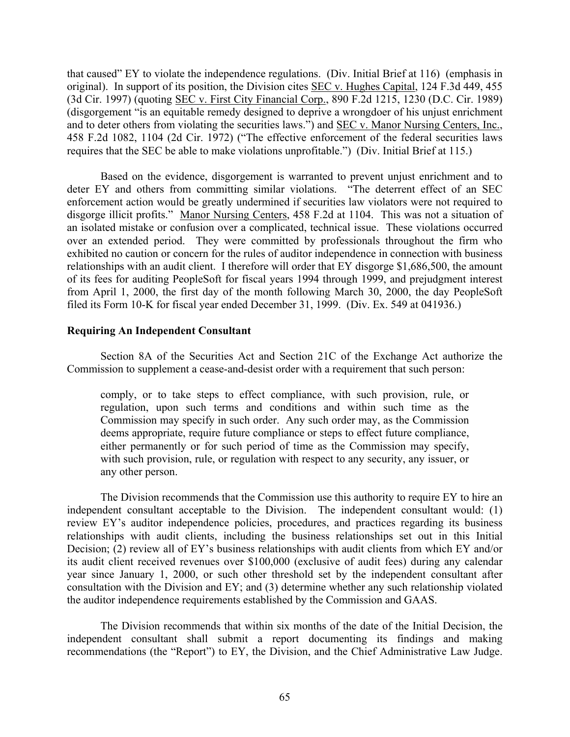that caused" EY to violate the independence regulations. (Div. Initial Brief at 116) (emphasis in original). In support of its position, the Division cites SEC v. Hughes Capital, 124 F.3d 449, 455 (3d Cir. 1997) (quoting SEC v. First City Financial Corp., 890 F.2d 1215, 1230 (D.C. Cir. 1989) (disgorgement "is an equitable remedy designed to deprive a wrongdoer of his unjust enrichment and to deter others from violating the securities laws.") and SEC v. Manor Nursing Centers, Inc., 458 F.2d 1082, 1104 (2d Cir. 1972) ("The effective enforcement of the federal securities laws requires that the SEC be able to make violations unprofitable.") (Div. Initial Brief at 115.)

Based on the evidence, disgorgement is warranted to prevent unjust enrichment and to deter EY and others from committing similar violations. "The deterrent effect of an SEC enforcement action would be greatly undermined if securities law violators were not required to disgorge illicit profits." Manor Nursing Centers, 458 F.2d at 1104. This was not a situation of an isolated mistake or confusion over a complicated, technical issue. These violations occurred over an extended period. They were committed by professionals throughout the firm who exhibited no caution or concern for the rules of auditor independence in connection with business relationships with an audit client. I therefore will order that EY disgorge $1,686,500, the amount of its fees for auditing PeopleSoft for fiscal years 1994 through 1999, and prejudgment interest from April 1, 2000, the first day of the month following March 30, 2000, the day PeopleSoft filed its Form 10-K for fiscal year ended December 31, 1999. (Div. Ex. 549 at 041936.)

**Requiring An Independent Consultant**

Section 8A of the Securities Act and Section 21C of the Exchange Act authorize the Commission to supplement a cease-and-desist order with a requirement that such person:

> comply, or to take steps to effect compliance, with such provision, rule, or regulation, upon such terms and conditions and within such time as the Commission may specify in such order. Any such order may, as the Commission deems appropriate, require future compliance or steps to effect future compliance, either permanently or for such period of time as the Commission may specify, with such provision, rule, or regulation with respect to any security, any issuer, or any other person.

The Division recommends that the Commission use this authority to require EY to hire an independent consultant acceptable to the Division. The independent consultant would: (1) review EY's auditor independence policies, procedures, and practices regarding its business relationships with audit clients, including the business relationships set out in this Initial Decision; (2) review all of EY's business relationships with audit clients from which EY and/or its audit client received revenues over $100,000 (exclusive of audit fees) during any calendar year since January 1, 2000, or such other threshold set by the independent consultant after consultation with the Division and EY; and (3) determine whether any such relationship violated the auditor independence requirements established by the Commission and GAAS.

The Division recommends that within six months of the date of the Initial Decision, the independent consultant shall submit a report documenting its findings and making recommendations (the "Report") to EY, the Division, and the Chief Administrative Law Judge.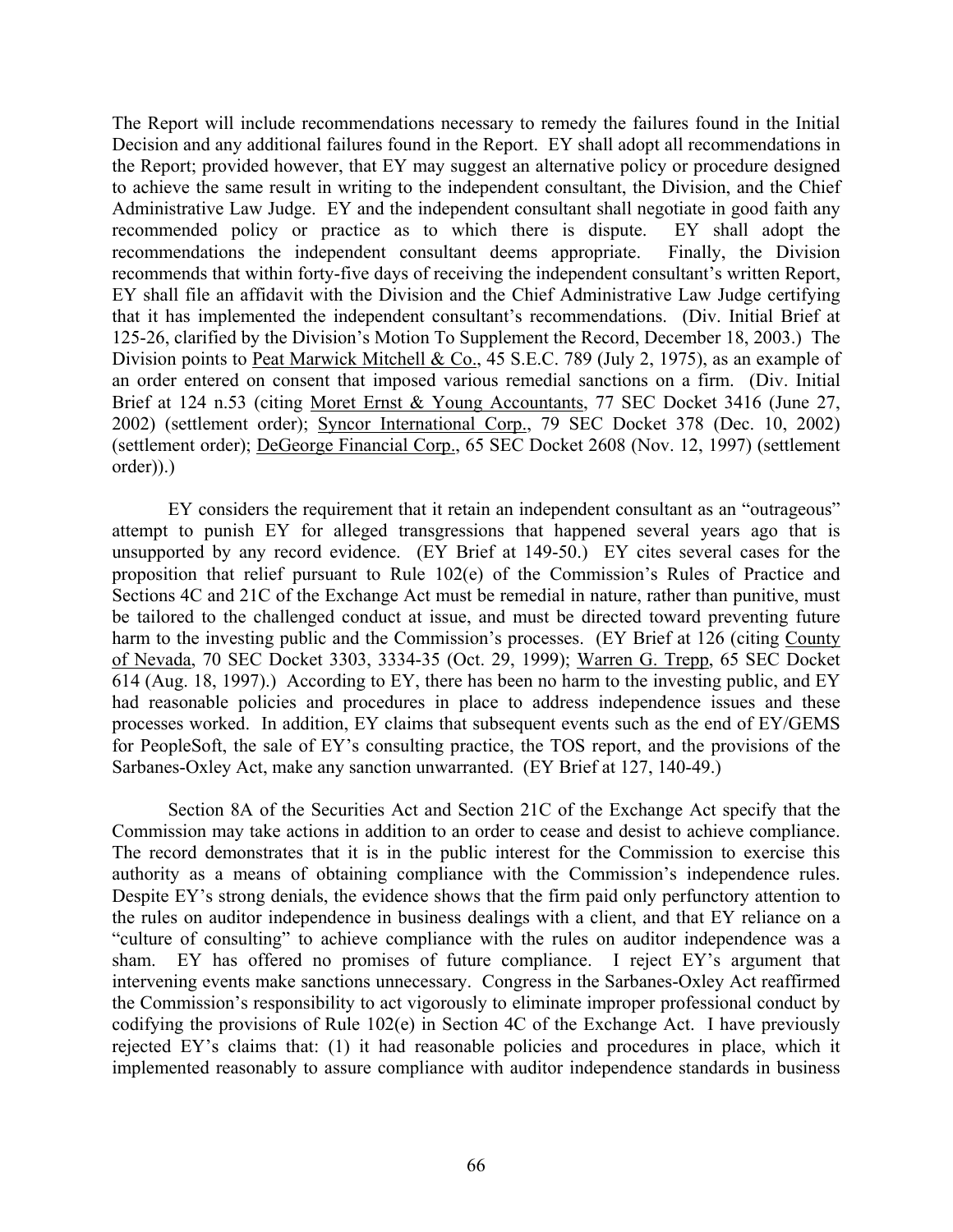The Report will include recommendations necessary to remedy the failures found in the Initial Decision and any additional failures found in the Report. EY shall adopt all recommendations in the Report; provided however, that EY may suggest an alternative policy or procedure designed to achieve the same result in writing to the independent consultant, the Division, and the Chief Administrative Law Judge. EY and the independent consultant shall negotiate in good faith any recommended policy or practice as to which there is dispute. EY shall adopt the recommendations the independent consultant deems appropriate. Finally, the Division recommends that within forty-five days of receiving the independent consultant's written Report, EY shall file an affidavit with the Division and the Chief Administrative Law Judge certifying that it has implemented the independent consultant's recommendations. (Div. Initial Brief at 125-26, clarified by the Division's Motion To Supplement the Record, December 18, 2003.) The Division points to Peat Marwick Mitchell & Co., 45 S.E.C. 789 (July 2, 1975), as an example of an order entered on consent that imposed various remedial sanctions on a firm. (Div. Initial Brief at 124 n.53 (citing Moret Ernst & Young Accountants, 77 SEC Docket 3416 (June 27, 2002) (settlement order); Syncor International Corp., 79 SEC Docket 378 (Dec. 10, 2002) (settlement order); DeGeorge Financial Corp., 65 SEC Docket 2608 (Nov. 12, 1997) (settlement order)).)

EY considers the requirement that it retain an independent consultant as an "outrageous" attempt to punish EY for alleged transgressions that happened several years ago that is unsupported by any record evidence. (EY Brief at 149-50.) EY cites several cases for the proposition that relief pursuant to Rule 102(e) of the Commission's Rules of Practice and Sections 4C and 21C of the Exchange Act must be remedial in nature, rather than punitive, must be tailored to the challenged conduct at issue, and must be directed toward preventing future harm to the investing public and the Commission's processes. (EY Brief at 126 (citing County of Nevada, 70 SEC Docket 3303, 3334-35 (Oct. 29, 1999); Warren G. Trepp, 65 SEC Docket 614 (Aug. 18, 1997).) According to EY, there has been no harm to the investing public, and EY had reasonable policies and procedures in place to address independence issues and these processes worked. In addition, EY claims that subsequent events such as the end of EY/GEMS for PeopleSoft, the sale of EY's consulting practice, the TOS report, and the provisions of the Sarbanes-Oxley Act, make any sanction unwarranted. (EY Brief at 127, 140-49.)

Section 8A of the Securities Act and Section 21C of the Exchange Act specify that the Commission may take actions in addition to an order to cease and desist to achieve compliance. The record demonstrates that it is in the public interest for the Commission to exercise this authority as a means of obtaining compliance with the Commission's independence rules. Despite EY's strong denials, the evidence shows that the firm paid only perfunctory attention to the rules on auditor independence in business dealings with a client, and that EY reliance on a "culture of consulting" to achieve compliance with the rules on auditor independence was a sham. EY has offered no promises of future compliance. I reject EY's argument that intervening events make sanctions unnecessary. Congress in the Sarbanes-Oxley Act reaffirmed the Commission's responsibility to act vigorously to eliminate improper professional conduct by codifying the provisions of Rule 102(e) in Section 4C of the Exchange Act. I have previously rejected EY's claims that: (1) it had reasonable policies and procedures in place, which it implemented reasonably to assure compliance with auditor independence standards in business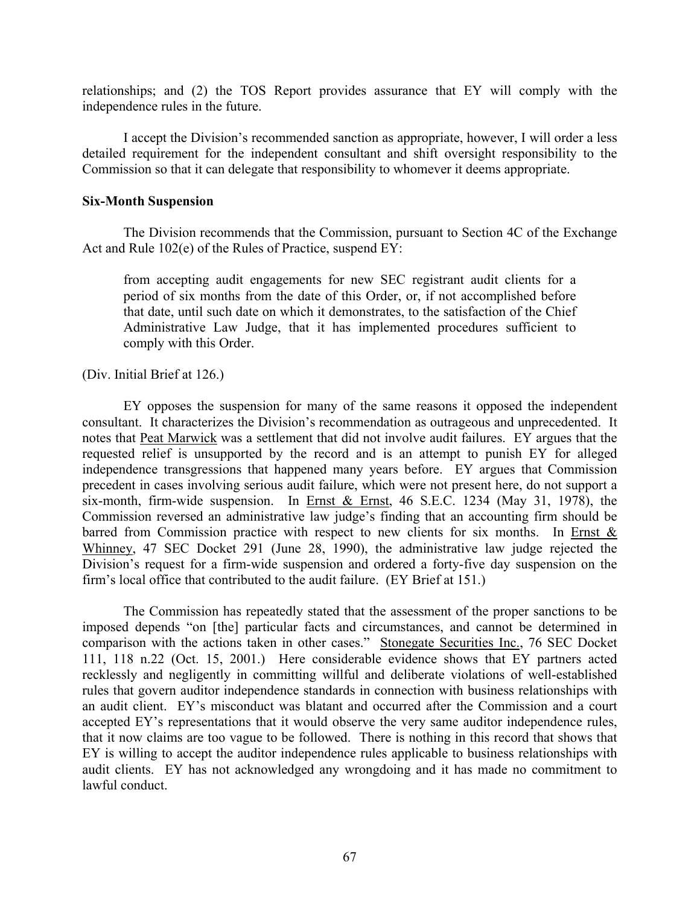relationships; and (2) the TOS Report provides assurance that EY will comply with the independence rules in the future.

I accept the Division's recommended sanction as appropriate, however, I will order a less detailed requirement for the independent consultant and shift oversight responsibility to the Commission so that it can delegate that responsibility to whomever it deems appropriate.

**Six-Month Suspension**

The Division recommends that the Commission, pursuant to Section 4C of the Exchange Act and Rule 102(e) of the Rules of Practice, suspend EY:

> from accepting audit engagements for new SEC registrant audit clients for a period of six months from the date of this Order, or, if not accomplished before that date, until such date on which it demonstrates, to the satisfaction of the Chief Administrative Law Judge, that it has implemented procedures sufficient to comply with this Order.

(Div. Initial Brief at 126.)

EY opposes the suspension for many of the same reasons it opposed the independent consultant. It characterizes the Division's recommendation as outrageous and unprecedented. It notes that Peat Marwick was a settlement that did not involve audit failures. EY argues that the requested relief is unsupported by the record and is an attempt to punish EY for alleged independence transgressions that happened many years before. EY argues that Commission precedent in cases involving serious audit failure, which were not present here, do not support a six-month, firm-wide suspension. In Ernst & Ernst, 46 S.E.C. 1234 (May 31, 1978), the Commission reversed an administrative law judge's finding that an accounting firm should be barred from Commission practice with respect to new clients for six months. In Ernst & Whinney, 47 SEC Docket 291 (June 28, 1990), the administrative law judge rejected the Division's request for a firm-wide suspension and ordered a forty-five day suspension on the firm's local office that contributed to the audit failure. (EY Brief at 151.)

The Commission has repeatedly stated that the assessment of the proper sanctions to be imposed depends "on [the] particular facts and circumstances, and cannot be determined in comparison with the actions taken in other cases." Stonegate Securities Inc., 76 SEC Docket 111, 118 n.22 (Oct. 15, 2001.) Here considerable evidence shows that EY partners acted recklessly and negligently in committing willful and deliberate violations of well-established rules that govern auditor independence standards in connection with business relationships with an audit client. EY's misconduct was blatant and occurred after the Commission and a court accepted EY's representations that it would observe the very same auditor independence rules, that it now claims are too vague to be followed. There is nothing in this record that shows that EY is willing to accept the auditor independence rules applicable to business relationships with audit clients. EY has not acknowledged any wrongdoing and it has made no commitment to lawful conduct.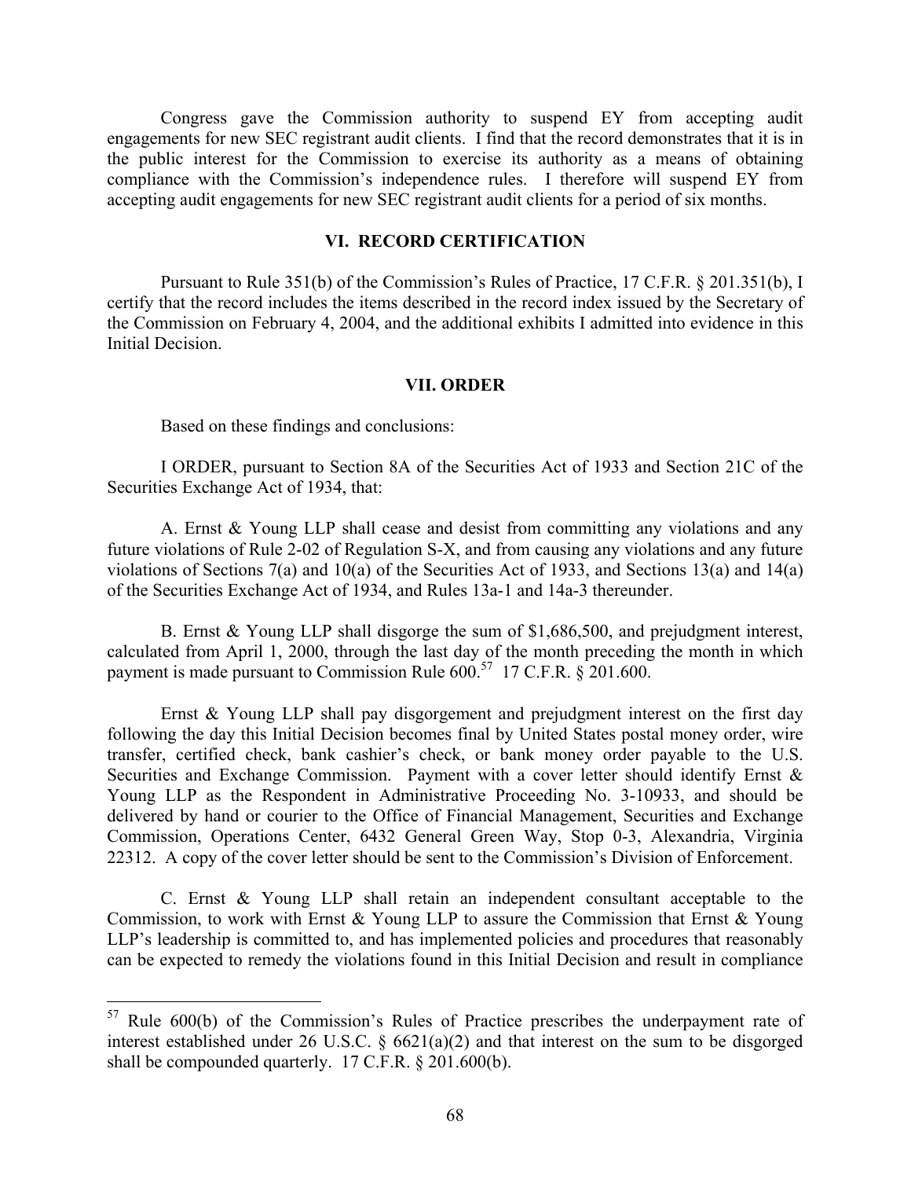Congress gave the Commission authority to suspend EY from accepting audit engagements for new SEC registrant audit clients. I find that the record demonstrates that it is in the public interest for the Commission to exercise its authority as a means of obtaining compliance with the Commission's independence rules. I therefore will suspend EY from accepting audit engagements for new SEC registrant audit clients for a period of six months.

## VI. RECORD CERTIFICATION

Pursuant to Rule 351(b) of the Commission's Rules of Practice, 17 C.F.R. § 201.351(b), I certify that the record includes the items described in the record index issued by the Secretary of the Commission on February 4, 2004, and the additional exhibits I admitted into evidence in this Initial Decision.

## VII. ORDER

Based on these findings and conclusions:

I ORDER, pursuant to Section 8A of the Securities Act of 1933 and Section 21C of the Securities Exchange Act of 1934, that:

A. Ernst & Young LLP shall cease and desist from committing any violations and any future violations of Rule 2-02 of Regulation S-X, and from causing any violations and any future violations of Sections 7(a) and 10(a) of the Securities Act of 1933, and Sections 13(a) and 14(a) of the Securities Exchange Act of 1934, and Rules 13a-1 and 14a-3 thereunder.

B. Ernst & Young LLP shall disgorge the sum of $1,686,500, and prejudgment interest, calculated from April 1, 2000, through the last day of the month preceding the month in which payment is made pursuant to Commission Rule 600.[57] 17 C.F.R. § 201.600.

Ernst & Young LLP shall pay disgorgement and prejudgment interest on the first day following the day this Initial Decision becomes final by United States postal money order, wire transfer, certified check, bank cashier's check, or bank money order payable to the U.S. Securities and Exchange Commission. Payment with a cover letter should identify Ernst & Young LLP as the Respondent in Administrative Proceeding No. 3-10933, and should be delivered by hand or courier to the Office of Financial Management, Securities and Exchange Commission, Operations Center, 6432 General Green Way, Stop 0-3, Alexandria, Virginia 22312. A copy of the cover letter should be sent to the Commission's Division of Enforcement.

C. Ernst & Young LLP shall retain an independent consultant acceptable to the Commission, to work with Ernst & Young LLP to assure the Commission that Ernst & Young LLP's leadership is committed to, and has implemented policies and procedures that reasonably can be expected to remedy the violations found in this Initial Decision and result in compliance

---

[57] Rule 600(b) of the Commission's Rules of Practice prescribes the underpayment rate of interest established under 26 U.S.C. § 6621(a)(2) and that interest on the sum to be disgorged shall be compounded quarterly. 17 C.F.R. § 201.600(b).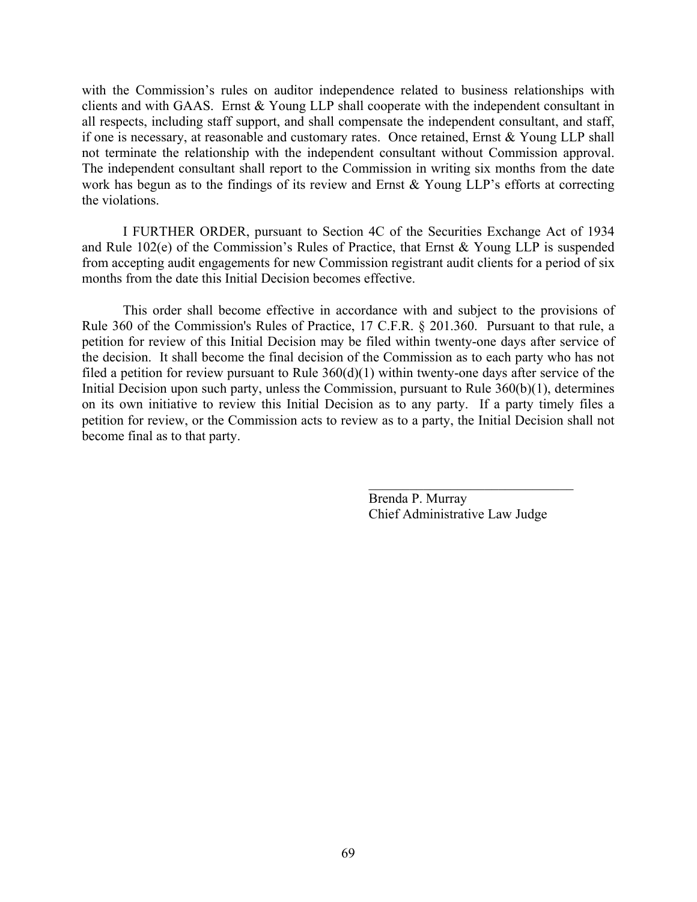with the Commission's rules on auditor independence related to business relationships with clients and with GAAS. Ernst & Young LLP shall cooperate with the independent consultant in all respects, including staff support, and shall compensate the independent consultant, and staff, if one is necessary, at reasonable and customary rates. Once retained, Ernst & Young LLP shall not terminate the relationship with the independent consultant without Commission approval. The independent consultant shall report to the Commission in writing six months from the date work has begun as to the findings of its review and Ernst & Young LLP's efforts at correcting the violations.

I FURTHER ORDER, pursuant to Section 4C of the Securities Exchange Act of 1934 and Rule 102(e) of the Commission's Rules of Practice, that Ernst & Young LLP is suspended from accepting audit engagements for new Commission registrant audit clients for a period of six months from the date this Initial Decision becomes effective.

This order shall become effective in accordance with and subject to the provisions of Rule 360 of the Commission's Rules of Practice, 17 C.F.R. § 201.360. Pursuant to that rule, a petition for review of this Initial Decision may be filed within twenty-one days after service of the decision. It shall become the final decision of the Commission as to each party who has not filed a petition for review pursuant to Rule 360(d)(1) within twenty-one days after service of the Initial Decision upon such party, unless the Commission, pursuant to Rule 360(b)(1), determines on its own initiative to review this Initial Decision as to any party. If a party timely files a petition for review, or the Commission acts to review as to a party, the Initial Decision shall not become final as to that party.

\_\_\_\_\_\_\_\_\_\_\_\_\_\_\_\_\_\_\_\_\_\_\_\_\_\_\_\_\_\_\_

Brenda P. Murray  
Chief Administrative Law Judge